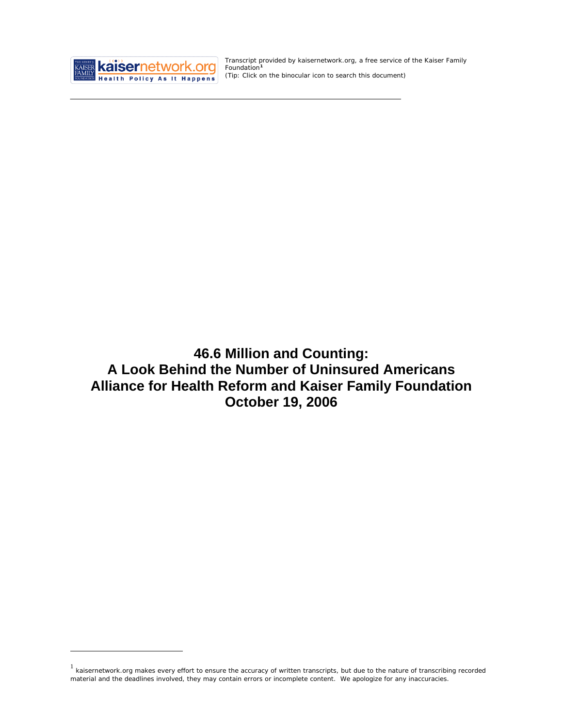Transcript provided by kaisernetwork.org, a free service of the Kaiser Family Foundation[1]
(Tip: Click on the binocular icon to search this document)

# 46.6 Million and Counting: A Look Behind the Number of Uninsured Americans Alliance for Health Reform and Kaiser Family Foundation October 19, 2006

[1] kaisernetwork.org makes every effort to ensure the accuracy of written transcripts, but due to the nature of transcribing recorded material and the deadlines involved, they may contain errors or incomplete content. We apologize for any inaccuracies.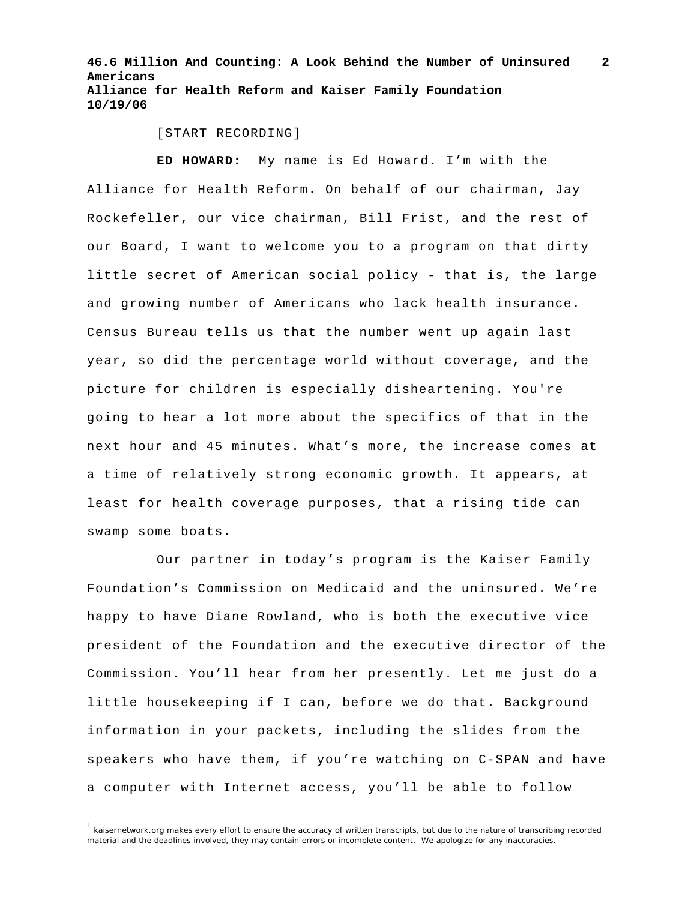[START RECORDING]

**ED HOWARD:** My name is Ed Howard. I'm with the Alliance for Health Reform. On behalf of our chairman, Jay Rockefeller, our vice chairman, Bill Frist, and the rest of our Board, I want to welcome you to a program on that dirty little secret of American social policy - that is, the large and growing number of Americans who lack health insurance. Census Bureau tells us that the number went up again last year, so did the percentage world without coverage, and the picture for children is especially disheartening. You're going to hear a lot more about the specifics of that in the next hour and 45 minutes. What's more, the increase comes at a time of relatively strong economic growth. It appears, at least for health coverage purposes, that a rising tide can swamp some boats.

Our partner in today's program is the Kaiser Family Foundation's Commission on Medicaid and the uninsured. We're happy to have Diane Rowland, who is both the executive vice president of the Foundation and the executive director of the Commission. You'll hear from her presently. Let me just do a little housekeeping if I can, before we do that. Background information in your packets, including the slides from the speakers who have them, if you're watching on C-SPAN and have a computer with Internet access, you'll be able to follow

[1] kaisernetwork.org makes every effort to ensure the accuracy of written transcripts, but due to the nature of transcribing recorded material and the deadlines involved, they may contain errors or incomplete content. We apologize for any inaccuracies.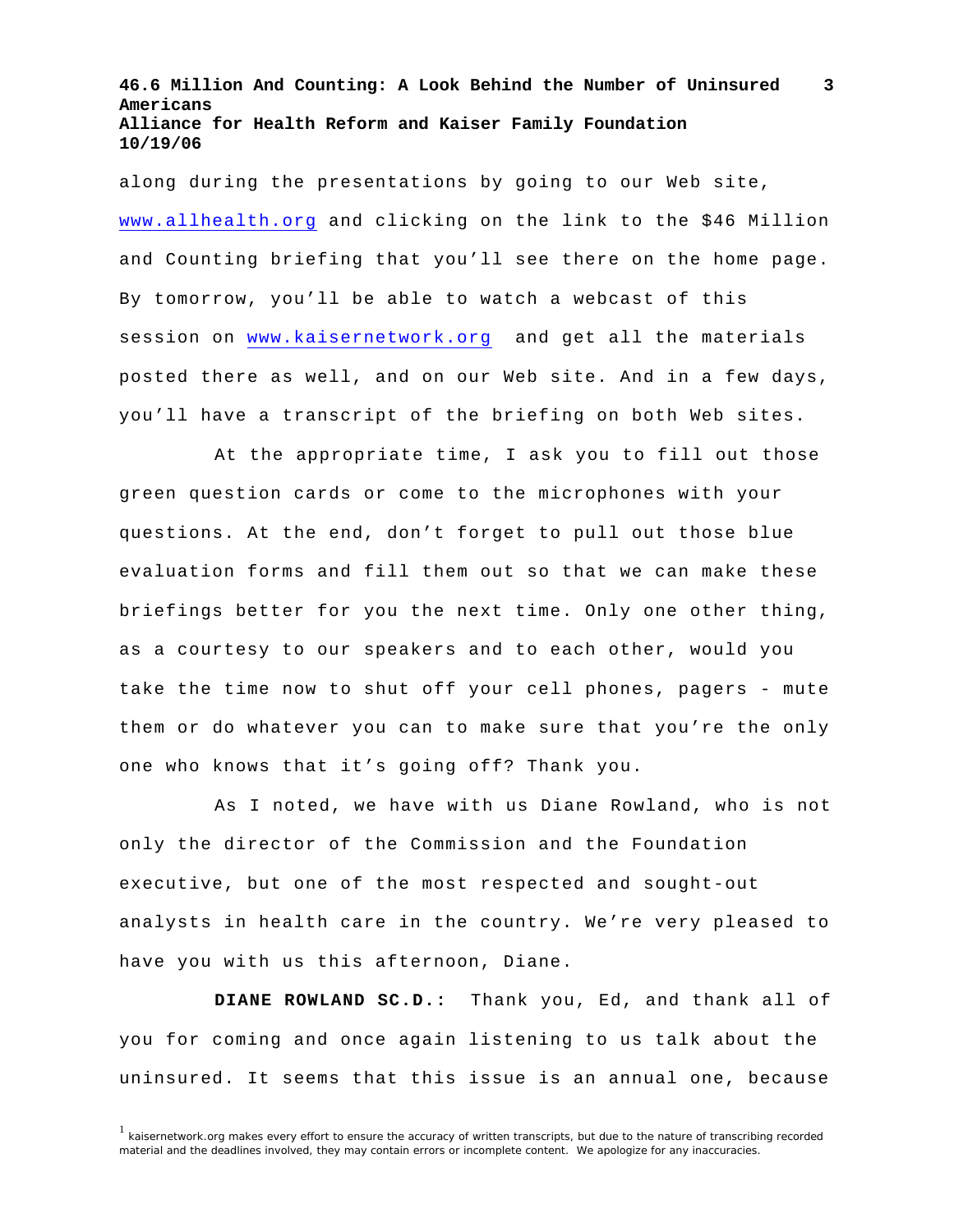along during the presentations by going to our Web site, www.allhealth.org and clicking on the link to the $46 Million and Counting briefing that you'll see there on the home page. By tomorrow, you'll be able to watch a webcast of this session on www.kaisernetwork.org and get all the materials posted there as well, and on our Web site. And in a few days, you'll have a transcript of the briefing on both Web sites.

At the appropriate time, I ask you to fill out those green question cards or come to the microphones with your questions. At the end, don't forget to pull out those blue evaluation forms and fill them out so that we can make these briefings better for you the next time. Only one other thing, as a courtesy to our speakers and to each other, would you take the time now to shut off your cell phones, pagers - mute them or do whatever you can to make sure that you're the only one who knows that it's going off? Thank you.

As I noted, we have with us Diane Rowland, who is not only the director of the Commission and the Foundation executive, but one of the most respected and sought-out analysts in health care in the country. We're very pleased to have you with us this afternoon, Diane.

**DIANE ROWLAND SC.D.:** Thank you, Ed, and thank all of you for coming and once again listening to us talk about the uninsured. It seems that this issue is an annual one, because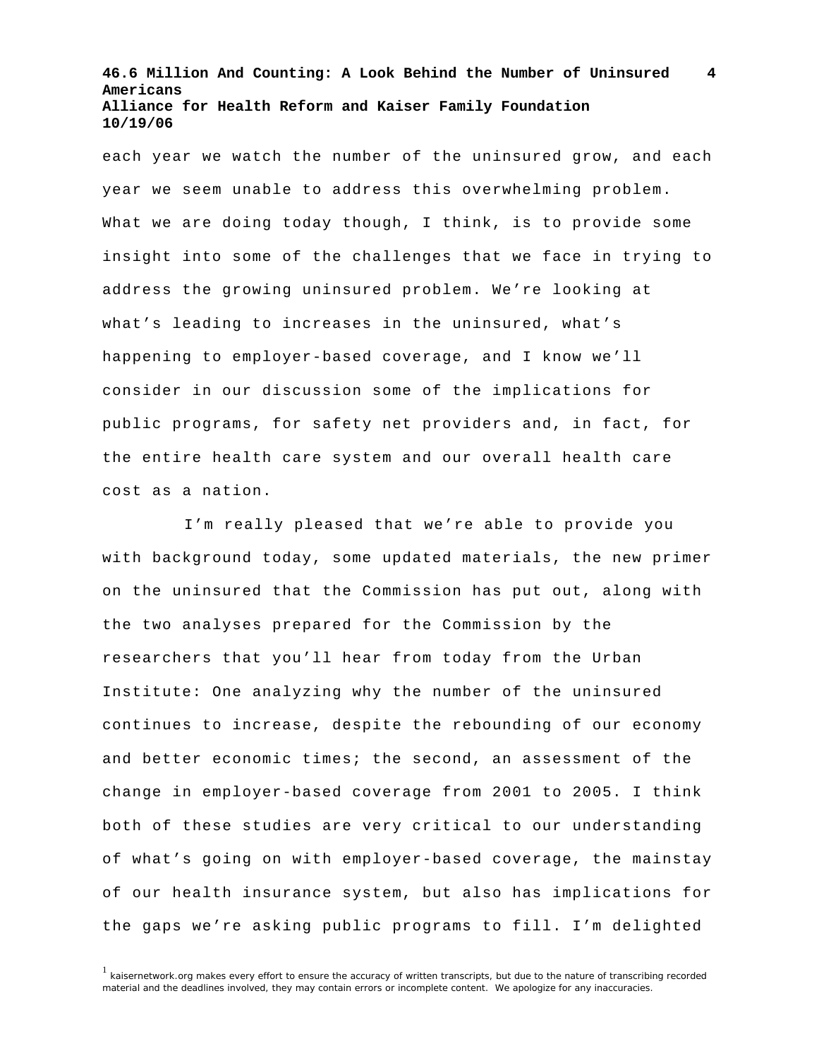each year we watch the number of the uninsured grow, and each year we seem unable to address this overwhelming problem. What we are doing today though, I think, is to provide some insight into some of the challenges that we face in trying to address the growing uninsured problem. We're looking at what's leading to increases in the uninsured, what's happening to employer-based coverage, and I know we'll consider in our discussion some of the implications for public programs, for safety net providers and, in fact, for the entire health care system and our overall health care cost as a nation.

I'm really pleased that we're able to provide you with background today, some updated materials, the new primer on the uninsured that the Commission has put out, along with the two analyses prepared for the Commission by the researchers that you'll hear from today from the Urban Institute: One analyzing why the number of the uninsured continues to increase, despite the rebounding of our economy and better economic times; the second, an assessment of the change in employer-based coverage from 2001 to 2005. I think both of these studies are very critical to our understanding of what's going on with employer-based coverage, the mainstay of our health insurance system, but also has implications for the gaps we're asking public programs to fill. I'm delighted

[1] kaisernetwork.org makes every effort to ensure the accuracy of written transcripts, but due to the nature of transcribing recorded material and the deadlines involved, they may contain errors or incomplete content. We apologize for any inaccuracies.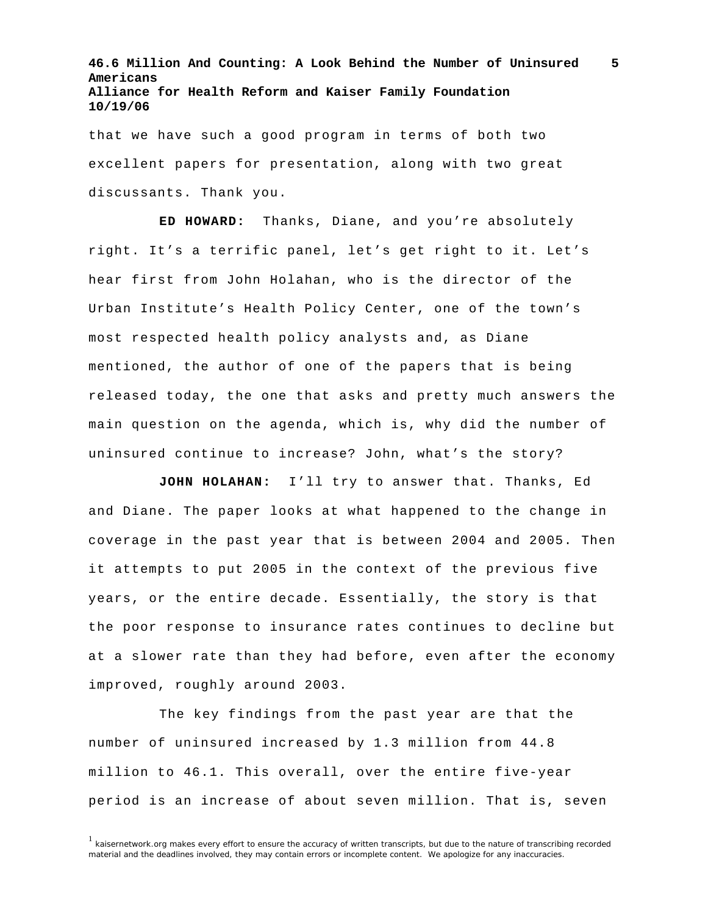that we have such a good program in terms of both two excellent papers for presentation, along with two great discussants. Thank you.

**ED HOWARD:** Thanks, Diane, and you're absolutely right. It's a terrific panel, let's get right to it. Let's hear first from John Holahan, who is the director of the Urban Institute's Health Policy Center, one of the town's most respected health policy analysts and, as Diane mentioned, the author of one of the papers that is being released today, the one that asks and pretty much answers the main question on the agenda, which is, why did the number of uninsured continue to increase? John, what's the story?

**JOHN HOLAHAN:** I'll try to answer that. Thanks, Ed and Diane. The paper looks at what happened to the change in coverage in the past year that is between 2004 and 2005. Then it attempts to put 2005 in the context of the previous five years, or the entire decade. Essentially, the story is that the poor response to insurance rates continues to decline but at a slower rate than they had before, even after the economy improved, roughly around 2003.

The key findings from the past year are that the number of uninsured increased by 1.3 million from 44.8 million to 46.1. This overall, over the entire five-year period is an increase of about seven million. That is, seven

[1] kaisernetwork.org makes every effort to ensure the accuracy of written transcripts, but due to the nature of transcribing recorded material and the deadlines involved, they may contain errors or incomplete content. We apologize for any inaccuracies.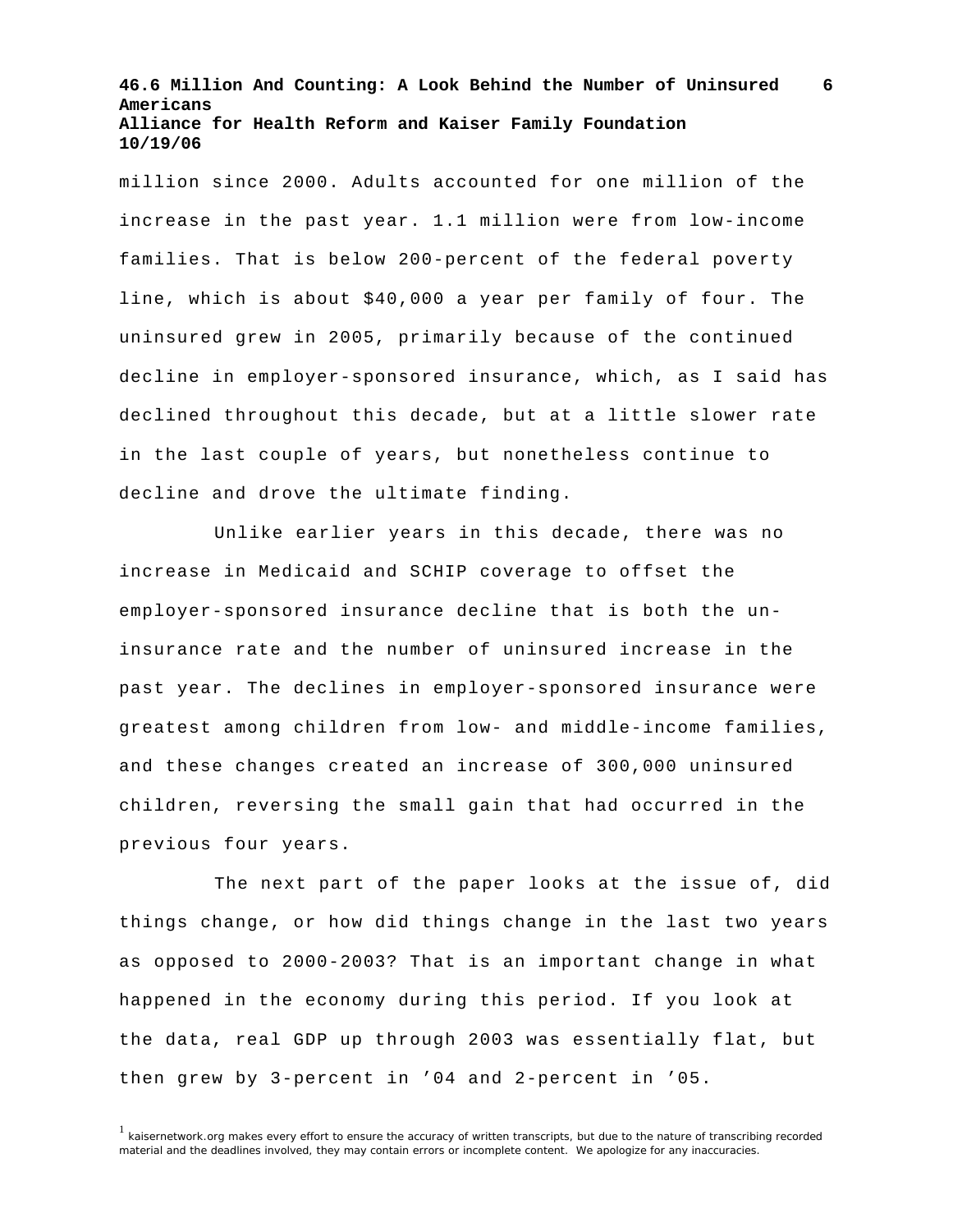million since 2000. Adults accounted for one million of the increase in the past year. 1.1 million were from low-income families. That is below 200-percent of the federal poverty line, which is about $40,000 a year per family of four. The uninsured grew in 2005, primarily because of the continued decline in employer-sponsored insurance, which, as I said has declined throughout this decade, but at a little slower rate in the last couple of years, but nonetheless continue to decline and drove the ultimate finding.

Unlike earlier years in this decade, there was no increase in Medicaid and SCHIP coverage to offset the employer-sponsored insurance decline that is both the un-insurance rate and the number of uninsured increase in the past year. The declines in employer-sponsored insurance were greatest among children from low- and middle-income families, and these changes created an increase of 300,000 uninsured children, reversing the small gain that had occurred in the previous four years.

The next part of the paper looks at the issue of, did things change, or how did things change in the last two years as opposed to 2000-2003? That is an important change in what happened in the economy during this period. If you look at the data, real GDP up through 2003 was essentially flat, but then grew by 3-percent in ’04 and 2-percent in ’05.

[1] kaisernetwork.org makes every effort to ensure the accuracy of written transcripts, but due to the nature of transcribing recorded material and the deadlines involved, they may contain errors or incomplete content. We apologize for any inaccuracies.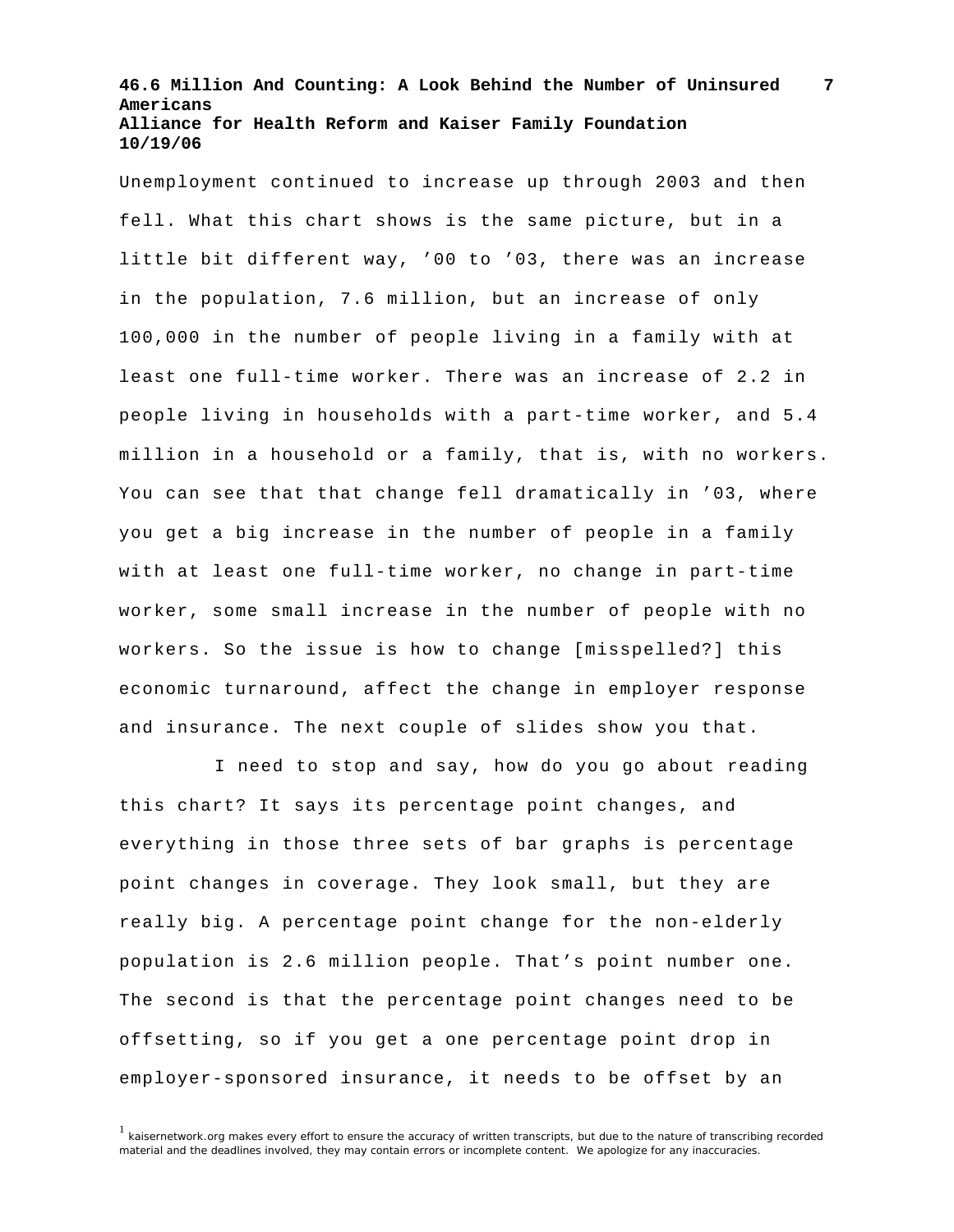Unemployment continued to increase up through 2003 and then fell. What this chart shows is the same picture, but in a little bit different way, ’00 to ’03, there was an increase in the population, 7.6 million, but an increase of only 100,000 in the number of people living in a family with at least one full-time worker. There was an increase of 2.2 in people living in households with a part-time worker, and 5.4 million in a household or a family, that is, with no workers. You can see that that change fell dramatically in ’03, where you get a big increase in the number of people in a family with at least one full-time worker, no change in part-time worker, some small increase in the number of people with no workers. So the issue is how to change [misspelled?] this economic turnaround, affect the change in employer response and insurance. The next couple of slides show you that.

I need to stop and say, how do you go about reading this chart? It says its percentage point changes, and everything in those three sets of bar graphs is percentage point changes in coverage. They look small, but they are really big. A percentage point change for the non-elderly population is 2.6 million people. That’s point number one. The second is that the percentage point changes need to be offsetting, so if you get a one percentage point drop in employer-sponsored insurance, it needs to be offset by an

[1] kaisernetwork.org makes every effort to ensure the accuracy of written transcripts, but due to the nature of transcribing recorded material and the deadlines involved, they may contain errors or incomplete content. We apologize for any inaccuracies.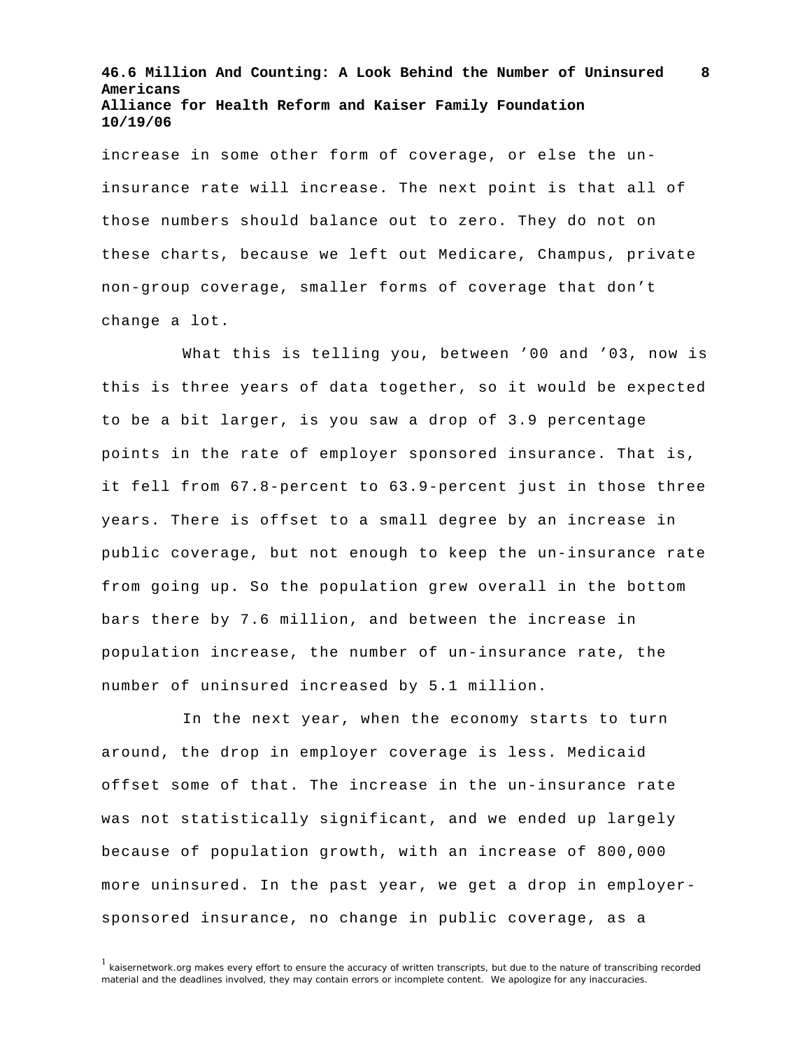increase in some other form of coverage, or else the un-insurance rate will increase. The next point is that all of those numbers should balance out to zero. They do not on these charts, because we left out Medicare, Champus, private non-group coverage, smaller forms of coverage that don't change a lot.

What this is telling you, between '00 and '03, now is this is three years of data together, so it would be expected to be a bit larger, is you saw a drop of 3.9 percentage points in the rate of employer sponsored insurance. That is, it fell from 67.8-percent to 63.9-percent just in those three years. There is offset to a small degree by an increase in public coverage, but not enough to keep the un-insurance rate from going up. So the population grew overall in the bottom bars there by 7.6 million, and between the increase in population increase, the number of un-insurance rate, the number of uninsured increased by 5.1 million.

In the next year, when the economy starts to turn around, the drop in employer coverage is less. Medicaid offset some of that. The increase in the un-insurance rate was not statistically significant, and we ended up largely because of population growth, with an increase of 800,000 more uninsured. In the past year, we get a drop in employer-sponsored insurance, no change in public coverage, as a

[1] kaisernetwork.org makes every effort to ensure the accuracy of written transcripts, but due to the nature of transcribing recorded material and the deadlines involved, they may contain errors or incomplete content. We apologize for any inaccuracies.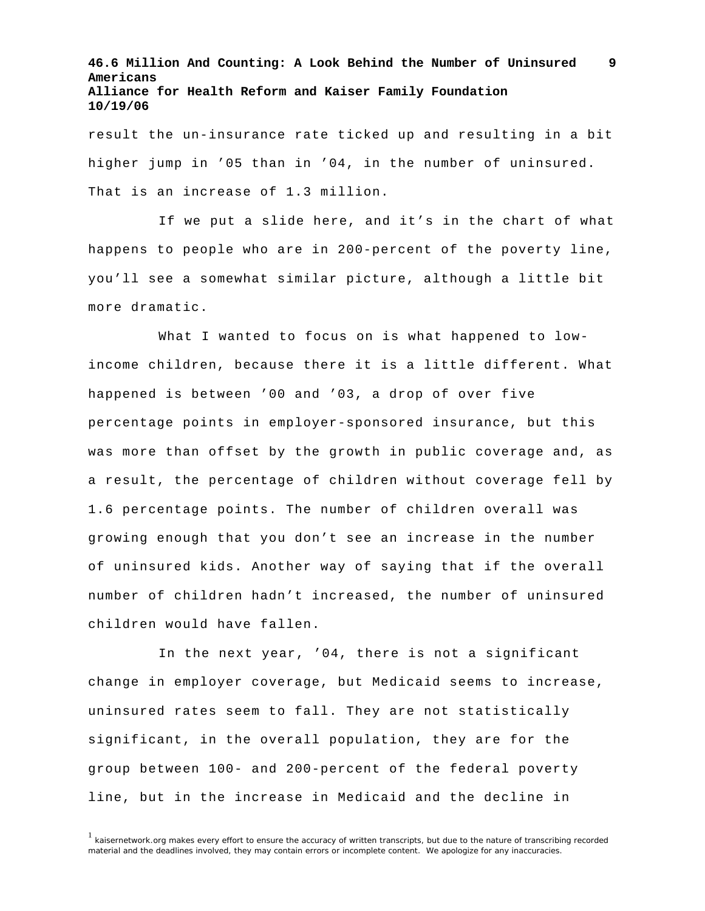result the un-insurance rate ticked up and resulting in a bit higher jump in '05 than in '04, in the number of uninsured. That is an increase of 1.3 million.

If we put a slide here, and it's in the chart of what happens to people who are in 200-percent of the poverty line, you'll see a somewhat similar picture, although a little bit more dramatic.

What I wanted to focus on is what happened to low-income children, because there it is a little different. What happened is between '00 and '03, a drop of over five percentage points in employer-sponsored insurance, but this was more than offset by the growth in public coverage and, as a result, the percentage of children without coverage fell by 1.6 percentage points. The number of children overall was growing enough that you don't see an increase in the number of uninsured kids. Another way of saying that if the overall number of children hadn't increased, the number of uninsured children would have fallen.

In the next year, '04, there is not a significant change in employer coverage, but Medicaid seems to increase, uninsured rates seem to fall. They are not statistically significant, in the overall population, they are for the group between 100- and 200-percent of the federal poverty line, but in the increase in Medicaid and the decline in

[1] kaisernetwork.org makes every effort to ensure the accuracy of written transcripts, but due to the nature of transcribing recorded material and the deadlines involved, they may contain errors or incomplete content. We apologize for any inaccuracies.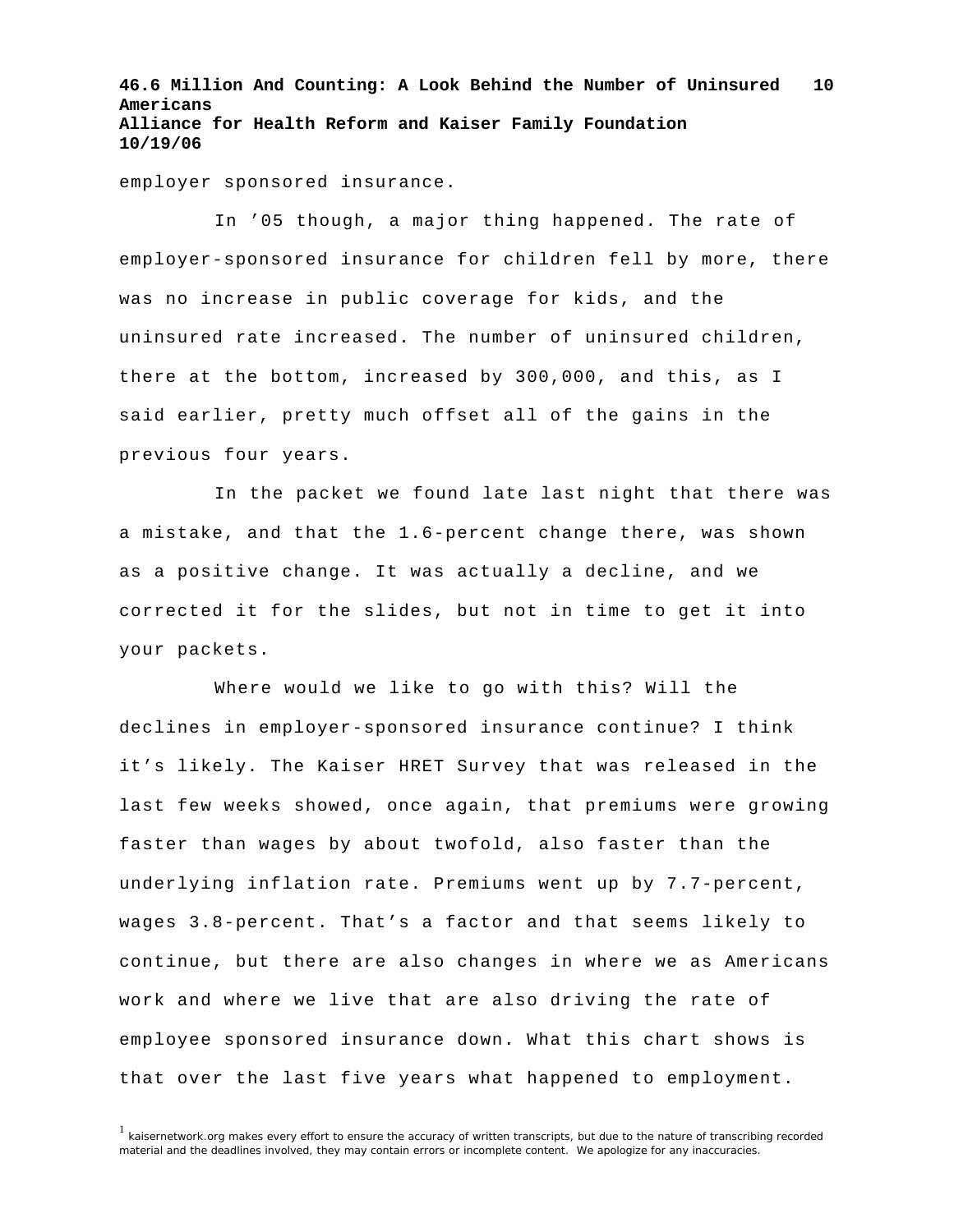employer sponsored insurance.

In ’05 though, a major thing happened. The rate of employer-sponsored insurance for children fell by more, there was no increase in public coverage for kids, and the uninsured rate increased. The number of uninsured children, there at the bottom, increased by 300,000, and this, as I said earlier, pretty much offset all of the gains in the previous four years.

In the packet we found late last night that there was a mistake, and that the 1.6-percent change there, was shown as a positive change. It was actually a decline, and we corrected it for the slides, but not in time to get it into your packets.

Where would we like to go with this? Will the declines in employer-sponsored insurance continue? I think it’s likely. The Kaiser HRET Survey that was released in the last few weeks showed, once again, that premiums were growing faster than wages by about twofold, also faster than the underlying inflation rate. Premiums went up by 7.7-percent, wages 3.8-percent. That’s a factor and that seems likely to continue, but there are also changes in where we as Americans work and where we live that are also driving the rate of employee sponsored insurance down. What this chart shows is that over the last five years what happened to employment.

[1] kaisernetwork.org makes every effort to ensure the accuracy of written transcripts, but due to the nature of transcribing recorded material and the deadlines involved, they may contain errors or incomplete content. We apologize for any inaccuracies.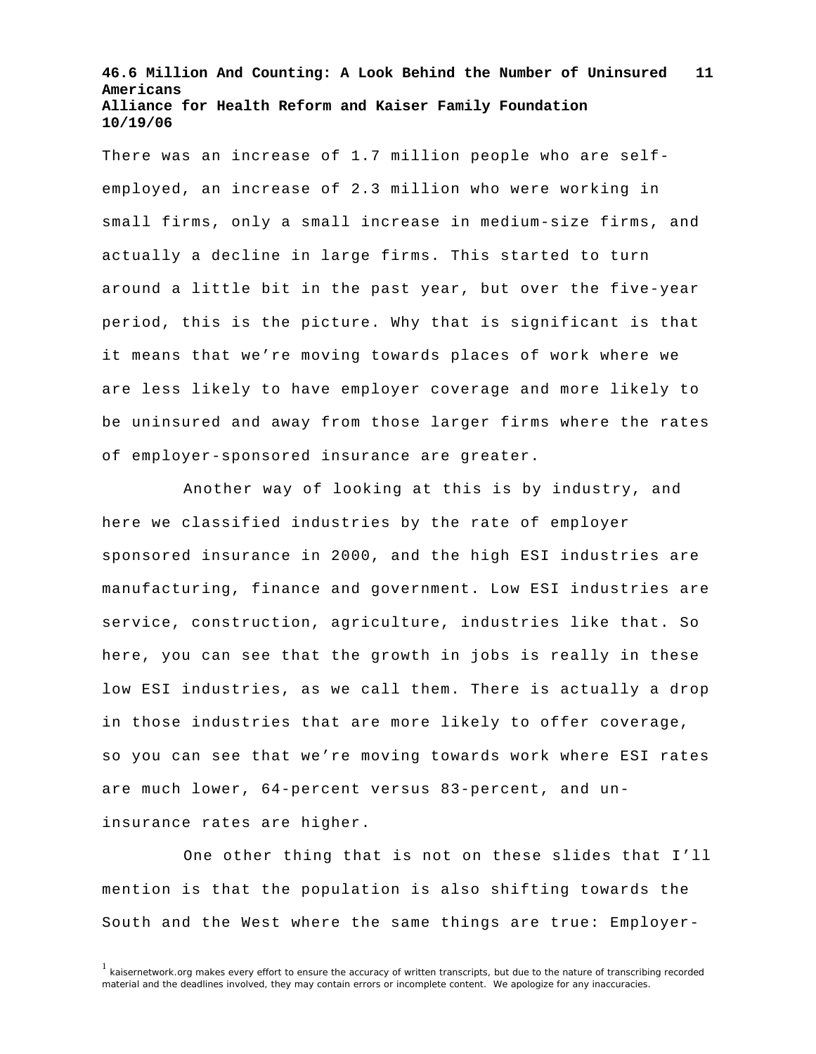There was an increase of 1.7 million people who are self-employed, an increase of 2.3 million who were working in small firms, only a small increase in medium-size firms, and actually a decline in large firms. This started to turn around a little bit in the past year, but over the five-year period, this is the picture. Why that is significant is that it means that we're moving towards places of work where we are less likely to have employer coverage and more likely to be uninsured and away from those larger firms where the rates of employer-sponsored insurance are greater.

Another way of looking at this is by industry, and here we classified industries by the rate of employer sponsored insurance in 2000, and the high ESI industries are manufacturing, finance and government. Low ESI industries are service, construction, agriculture, industries like that. So here, you can see that the growth in jobs is really in these low ESI industries, as we call them. There is actually a drop in those industries that are more likely to offer coverage, so you can see that we're moving towards work where ESI rates are much lower, 64-percent versus 83-percent, and un-insurance rates are higher.

One other thing that is not on these slides that I'll mention is that the population is also shifting towards the South and the West where the same things are true: Employer-

[1] kaisernetwork.org makes every effort to ensure the accuracy of written transcripts, but due to the nature of transcribing recorded material and the deadlines involved, they may contain errors or incomplete content. We apologize for any inaccuracies.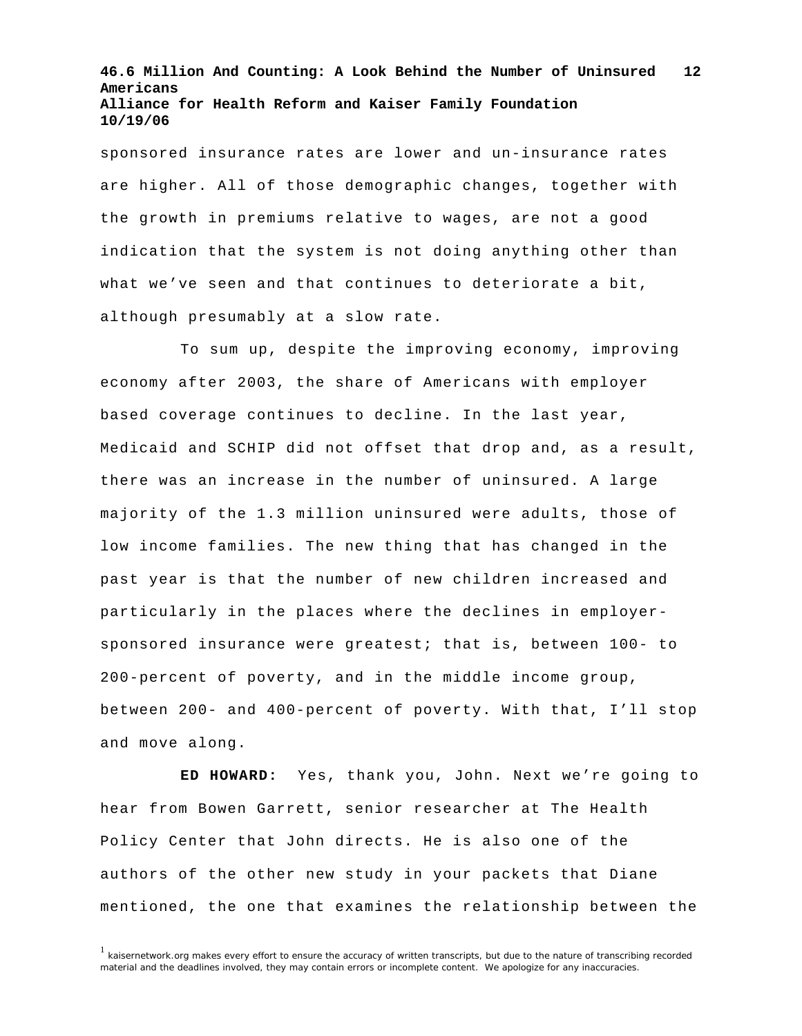sponsored insurance rates are lower and un-insurance rates are higher. All of those demographic changes, together with the growth in premiums relative to wages, are not a good indication that the system is not doing anything other than what we've seen and that continues to deteriorate a bit, although presumably at a slow rate.

To sum up, despite the improving economy, improving economy after 2003, the share of Americans with employer based coverage continues to decline. In the last year, Medicaid and SCHIP did not offset that drop and, as a result, there was an increase in the number of uninsured. A large majority of the 1.3 million uninsured were adults, those of low income families. The new thing that has changed in the past year is that the number of new children increased and particularly in the places where the declines in employer-sponsored insurance were greatest; that is, between 100- to 200-percent of poverty, and in the middle income group, between 200- and 400-percent of poverty. With that, I'll stop and move along.

**ED HOWARD:** Yes, thank you, John. Next we're going to hear from Bowen Garrett, senior researcher at The Health Policy Center that John directs. He is also one of the authors of the other new study in your packets that Diane mentioned, the one that examines the relationship between the

[1] kaisernetwork.org makes every effort to ensure the accuracy of written transcripts, but due to the nature of transcribing recorded material and the deadlines involved, they may contain errors or incomplete content. We apologize for any inaccuracies.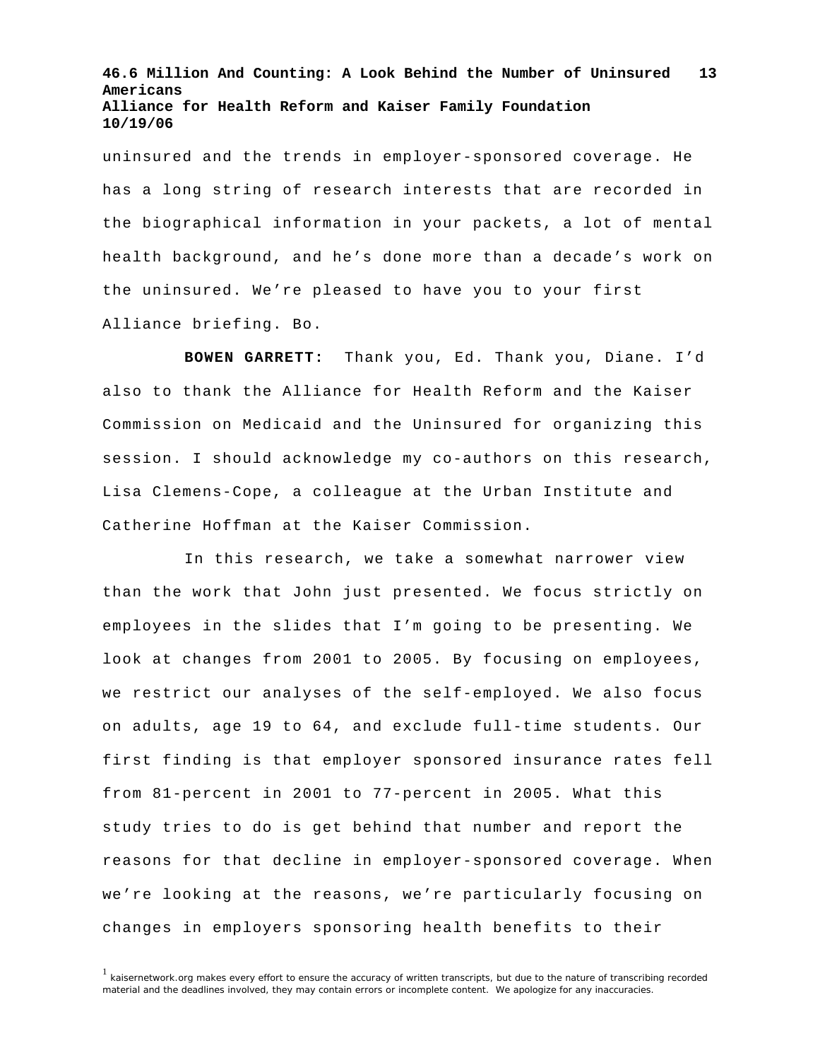uninsured and the trends in employer-sponsored coverage. He has a long string of research interests that are recorded in the biographical information in your packets, a lot of mental health background, and he's done more than a decade's work on the uninsured. We're pleased to have you to your first Alliance briefing. Bo.

**BOWEN GARRETT:** Thank you, Ed. Thank you, Diane. I'd also to thank the Alliance for Health Reform and the Kaiser Commission on Medicaid and the Uninsured for organizing this session. I should acknowledge my co-authors on this research, Lisa Clemens-Cope, a colleague at the Urban Institute and Catherine Hoffman at the Kaiser Commission.

In this research, we take a somewhat narrower view than the work that John just presented. We focus strictly on employees in the slides that I'm going to be presenting. We look at changes from 2001 to 2005. By focusing on employees, we restrict our analyses of the self-employed. We also focus on adults, age 19 to 64, and exclude full-time students. Our first finding is that employer sponsored insurance rates fell from 81-percent in 2001 to 77-percent in 2005. What this study tries to do is get behind that number and report the reasons for that decline in employer-sponsored coverage. When we're looking at the reasons, we're particularly focusing on changes in employers sponsoring health benefits to their

[1] kaisernetwork.org makes every effort to ensure the accuracy of written transcripts, but due to the nature of transcribing recorded material and the deadlines involved, they may contain errors or incomplete content. We apologize for any inaccuracies.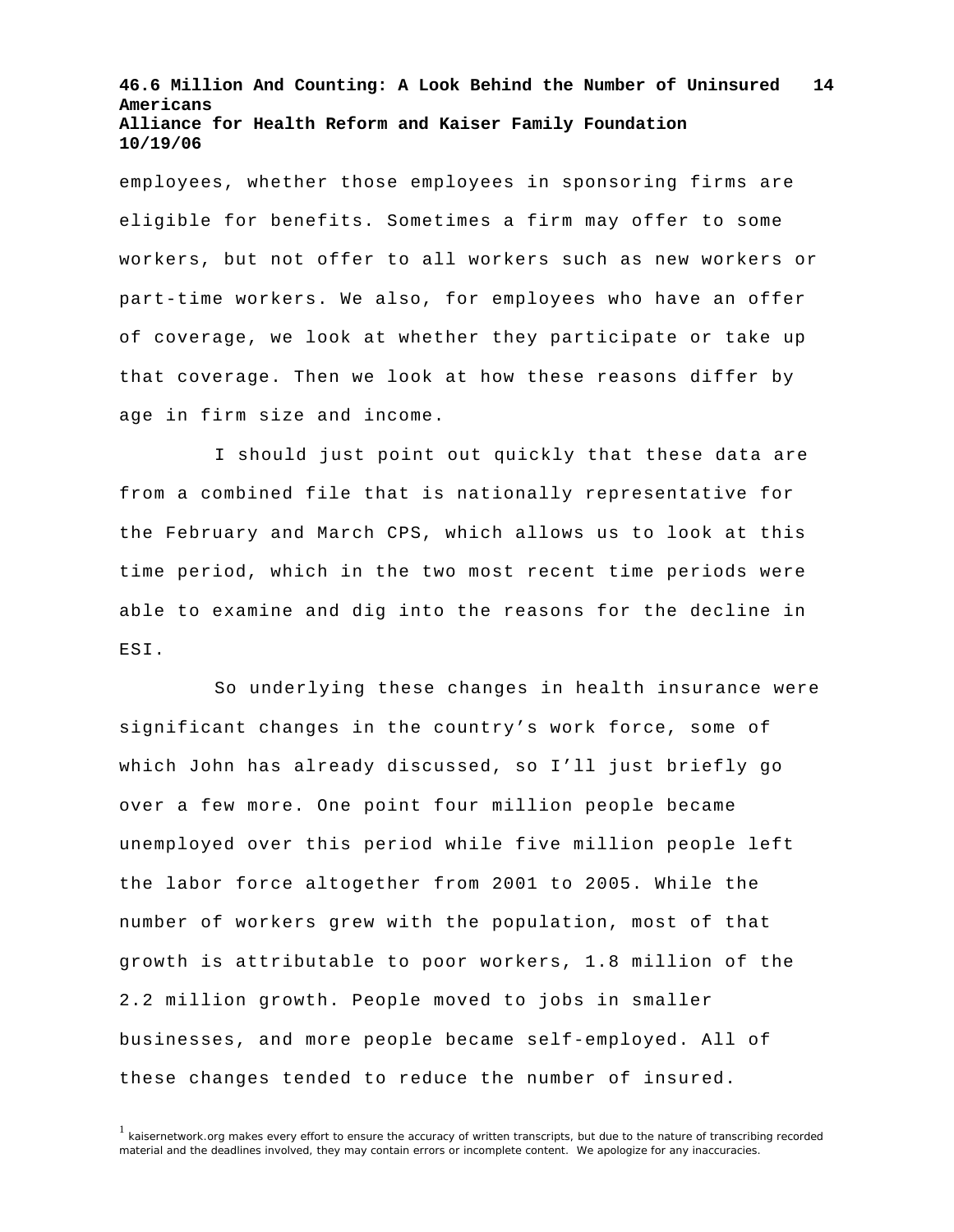employees, whether those employees in sponsoring firms are eligible for benefits. Sometimes a firm may offer to some workers, but not offer to all workers such as new workers or part-time workers. We also, for employees who have an offer of coverage, we look at whether they participate or take up that coverage. Then we look at how these reasons differ by age in firm size and income.

I should just point out quickly that these data are from a combined file that is nationally representative for the February and March CPS, which allows us to look at this time period, which in the two most recent time periods were able to examine and dig into the reasons for the decline in ESI.

So underlying these changes in health insurance were significant changes in the country's work force, some of which John has already discussed, so I'll just briefly go over a few more. One point four million people became unemployed over this period while five million people left the labor force altogether from 2001 to 2005. While the number of workers grew with the population, most of that growth is attributable to poor workers, 1.8 million of the 2.2 million growth. People moved to jobs in smaller businesses, and more people became self-employed. All of these changes tended to reduce the number of insured.

[1] kaisernetwork.org makes every effort to ensure the accuracy of written transcripts, but due to the nature of transcribing recorded material and the deadlines involved, they may contain errors or incomplete content. We apologize for any inaccuracies.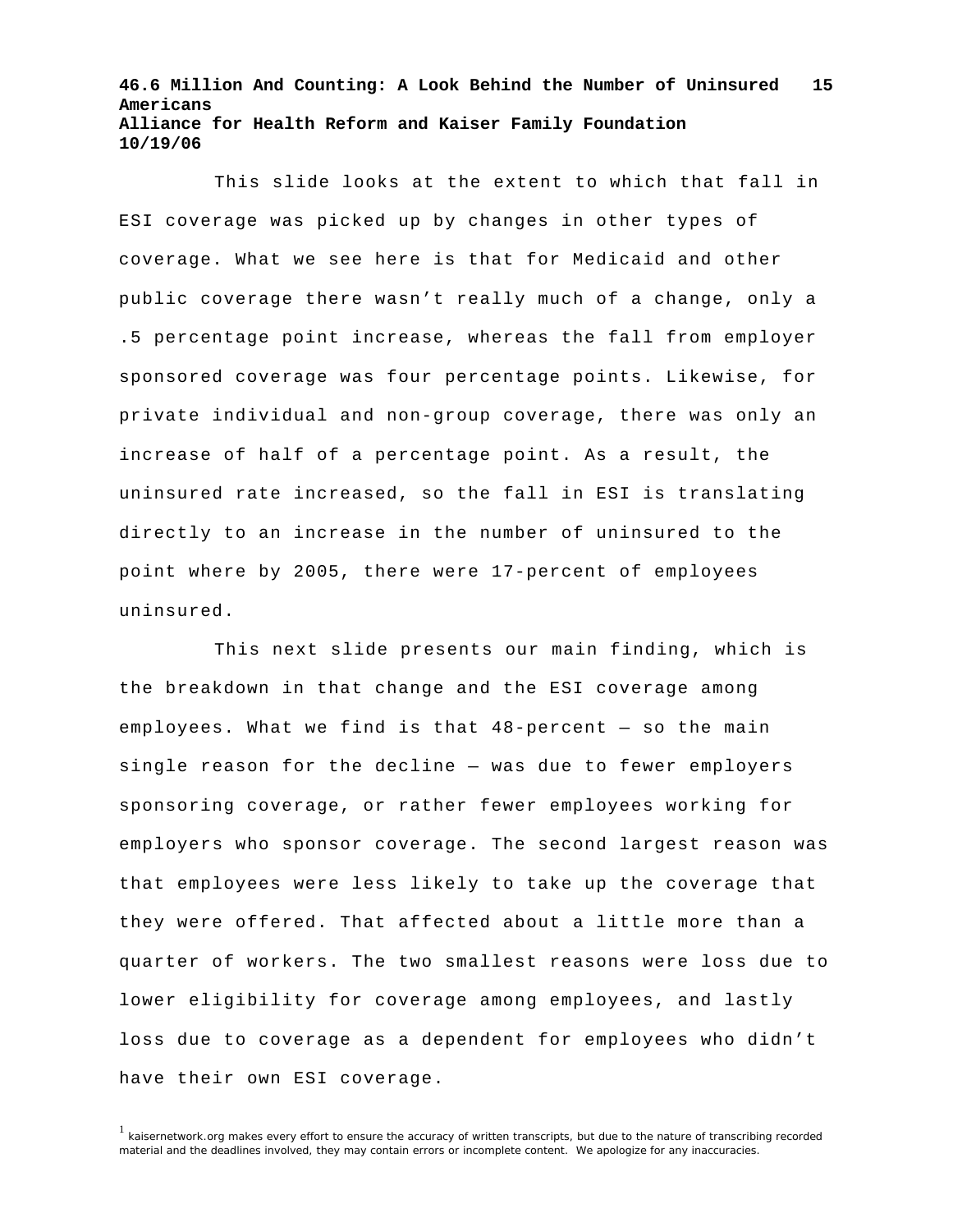This slide looks at the extent to which that fall in ESI coverage was picked up by changes in other types of coverage. What we see here is that for Medicaid and other public coverage there wasn't really much of a change, only a .5 percentage point increase, whereas the fall from employer sponsored coverage was four percentage points. Likewise, for private individual and non-group coverage, there was only an increase of half of a percentage point. As a result, the uninsured rate increased, so the fall in ESI is translating directly to an increase in the number of uninsured to the point where by 2005, there were 17-percent of employees uninsured.

This next slide presents our main finding, which is the breakdown in that change and the ESI coverage among employees. What we find is that 48-percent — so the main single reason for the decline — was due to fewer employers sponsoring coverage, or rather fewer employees working for employers who sponsor coverage. The second largest reason was that employees were less likely to take up the coverage that they were offered. That affected about a little more than a quarter of workers. The two smallest reasons were loss due to lower eligibility for coverage among employees, and lastly loss due to coverage as a dependent for employees who didn't have their own ESI coverage.

[1] kaisernetwork.org makes every effort to ensure the accuracy of written transcripts, but due to the nature of transcribing recorded material and the deadlines involved, they may contain errors or incomplete content. We apologize for any inaccuracies.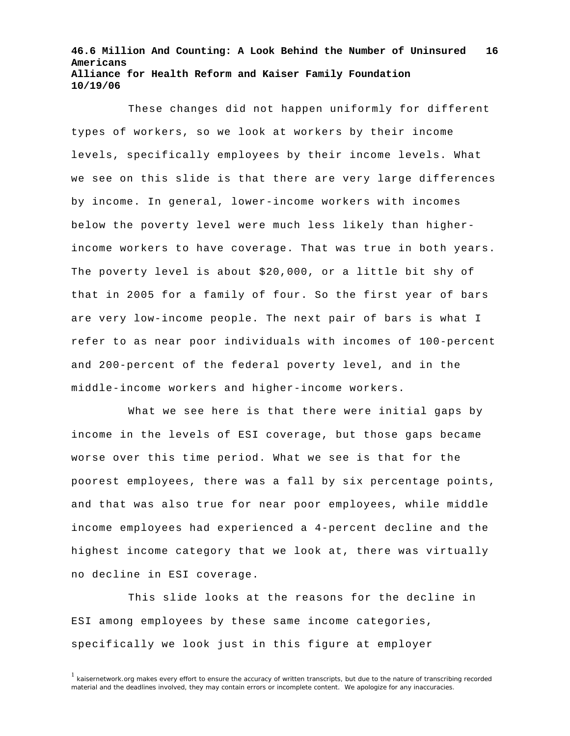These changes did not happen uniformly for different types of workers, so we look at workers by their income levels, specifically employees by their income levels. What we see on this slide is that there are very large differences by income. In general, lower-income workers with incomes below the poverty level were much less likely than higher-income workers to have coverage. That was true in both years. The poverty level is about $20,000, or a little bit shy of that in 2005 for a family of four. So the first year of bars are very low-income people. The next pair of bars is what I refer to as near poor individuals with incomes of 100-percent and 200-percent of the federal poverty level, and in the middle-income workers and higher-income workers.

What we see here is that there were initial gaps by income in the levels of ESI coverage, but those gaps became worse over this time period. What we see is that for the poorest employees, there was a fall by six percentage points, and that was also true for near poor employees, while middle income employees had experienced a 4-percent decline and the highest income category that we look at, there was virtually no decline in ESI coverage.

This slide looks at the reasons for the decline in ESI among employees by these same income categories, specifically we look just in this figure at employer

[1] kaisernetwork.org makes every effort to ensure the accuracy of written transcripts, but due to the nature of transcribing recorded material and the deadlines involved, they may contain errors or incomplete content. We apologize for any inaccuracies.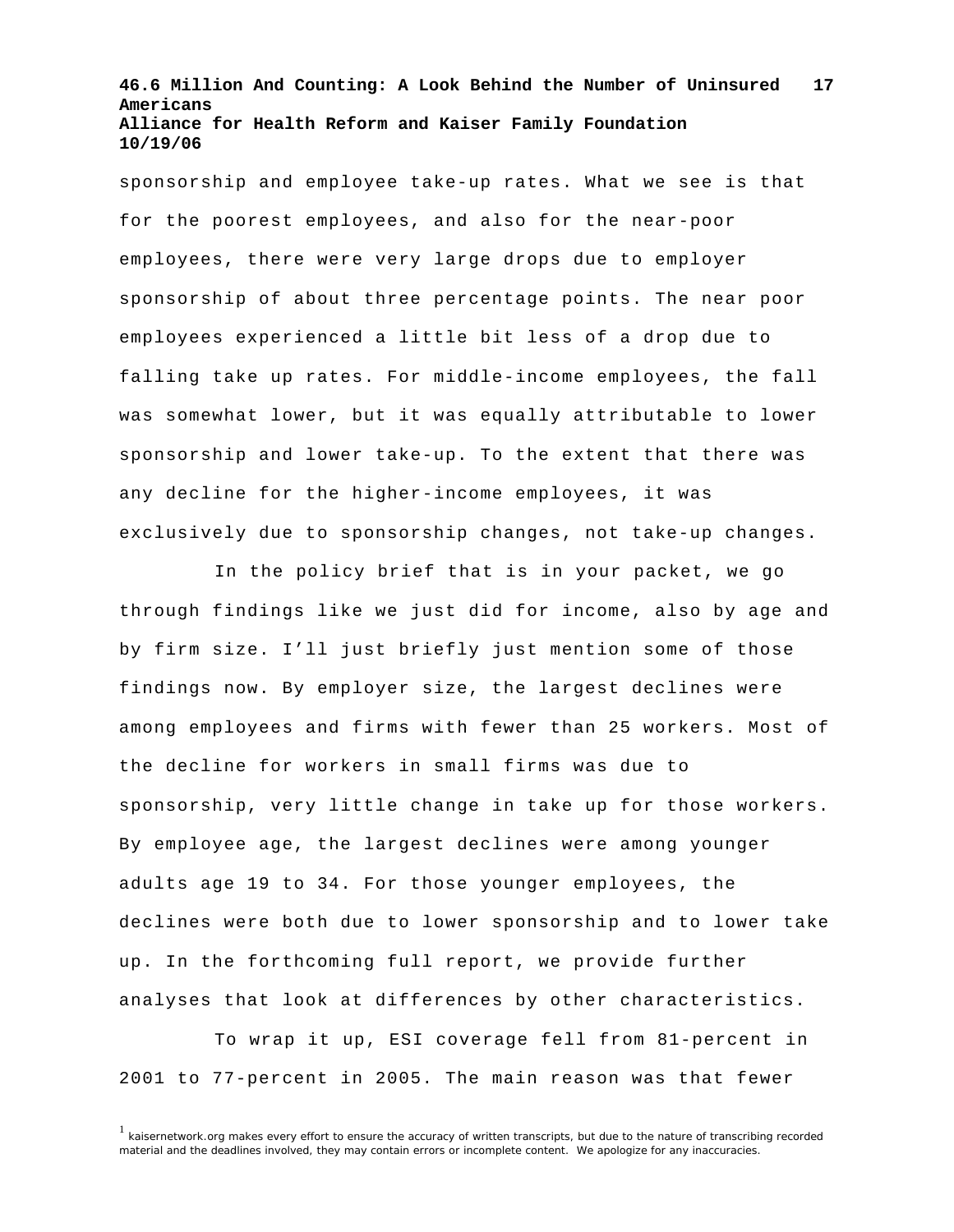sponsorship and employee take-up rates. What we see is that for the poorest employees, and also for the near-poor employees, there were very large drops due to employer sponsorship of about three percentage points. The near poor employees experienced a little bit less of a drop due to falling take up rates. For middle-income employees, the fall was somewhat lower, but it was equally attributable to lower sponsorship and lower take-up. To the extent that there was any decline for the higher-income employees, it was exclusively due to sponsorship changes, not take-up changes.

In the policy brief that is in your packet, we go through findings like we just did for income, also by age and by firm size. I'll just briefly just mention some of those findings now. By employer size, the largest declines were among employees and firms with fewer than 25 workers. Most of the decline for workers in small firms was due to sponsorship, very little change in take up for those workers. By employee age, the largest declines were among younger adults age 19 to 34. For those younger employees, the declines were both due to lower sponsorship and to lower take up. In the forthcoming full report, we provide further analyses that look at differences by other characteristics.

To wrap it up, ESI coverage fell from 81-percent in 2001 to 77-percent in 2005. The main reason was that fewer

[1] kaisernetwork.org makes every effort to ensure the accuracy of written transcripts, but due to the nature of transcribing recorded material and the deadlines involved, they may contain errors or incomplete content. We apologize for any inaccuracies.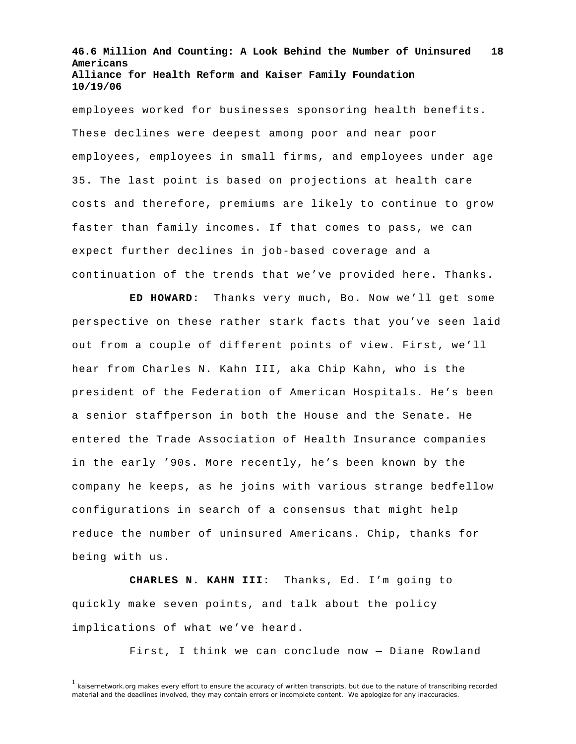employees worked for businesses sponsoring health benefits. These declines were deepest among poor and near poor employees, employees in small firms, and employees under age 35. The last point is based on projections at health care costs and therefore, premiums are likely to continue to grow faster than family incomes. If that comes to pass, we can expect further declines in job-based coverage and a continuation of the trends that we've provided here. Thanks.

**ED HOWARD:** Thanks very much, Bo. Now we'll get some perspective on these rather stark facts that you've seen laid out from a couple of different points of view. First, we'll hear from Charles N. Kahn III, aka Chip Kahn, who is the president of the Federation of American Hospitals. He's been a senior staffperson in both the House and the Senate. He entered the Trade Association of Health Insurance companies in the early '90s. More recently, he's been known by the company he keeps, as he joins with various strange bedfellow configurations in search of a consensus that might help reduce the number of uninsured Americans. Chip, thanks for being with us.

**CHARLES N. KAHN III:** Thanks, Ed. I'm going to quickly make seven points, and talk about the policy implications of what we've heard.

First, I think we can conclude now — Diane Rowland

[1] kaisernetwork.org makes every effort to ensure the accuracy of written transcripts, but due to the nature of transcribing recorded material and the deadlines involved, they may contain errors or incomplete content. We apologize for any inaccuracies.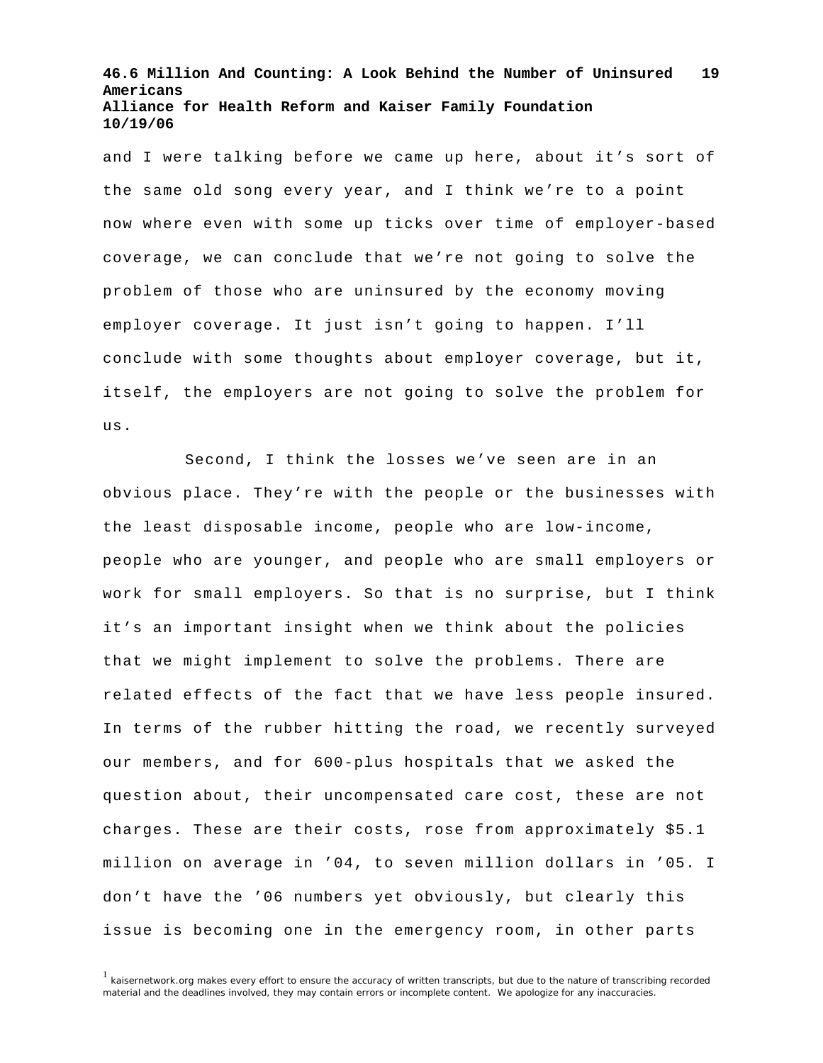and I were talking before we came up here, about it's sort of the same old song every year, and I think we're to a point now where even with some up ticks over time of employer-based coverage, we can conclude that we're not going to solve the problem of those who are uninsured by the economy moving employer coverage. It just isn't going to happen. I'll conclude with some thoughts about employer coverage, but it, itself, the employers are not going to solve the problem for us.

Second, I think the losses we've seen are in an obvious place. They're with the people or the businesses with the least disposable income, people who are low-income, people who are younger, and people who are small employers or work for small employers. So that is no surprise, but I think it's an important insight when we think about the policies that we might implement to solve the problems. There are related effects of the fact that we have less people insured. In terms of the rubber hitting the road, we recently surveyed our members, and for 600-plus hospitals that we asked the question about, their uncompensated care cost, these are not charges. These are their costs, rose from approximately \$5.1 million on average in '04, to seven million dollars in '05. I don't have the '06 numbers yet obviously, but clearly this issue is becoming one in the emergency room, in other parts

[1] kaisernetwork.org makes every effort to ensure the accuracy of written transcripts, but due to the nature of transcribing recorded material and the deadlines involved, they may contain errors or incomplete content. We apologize for any inaccuracies.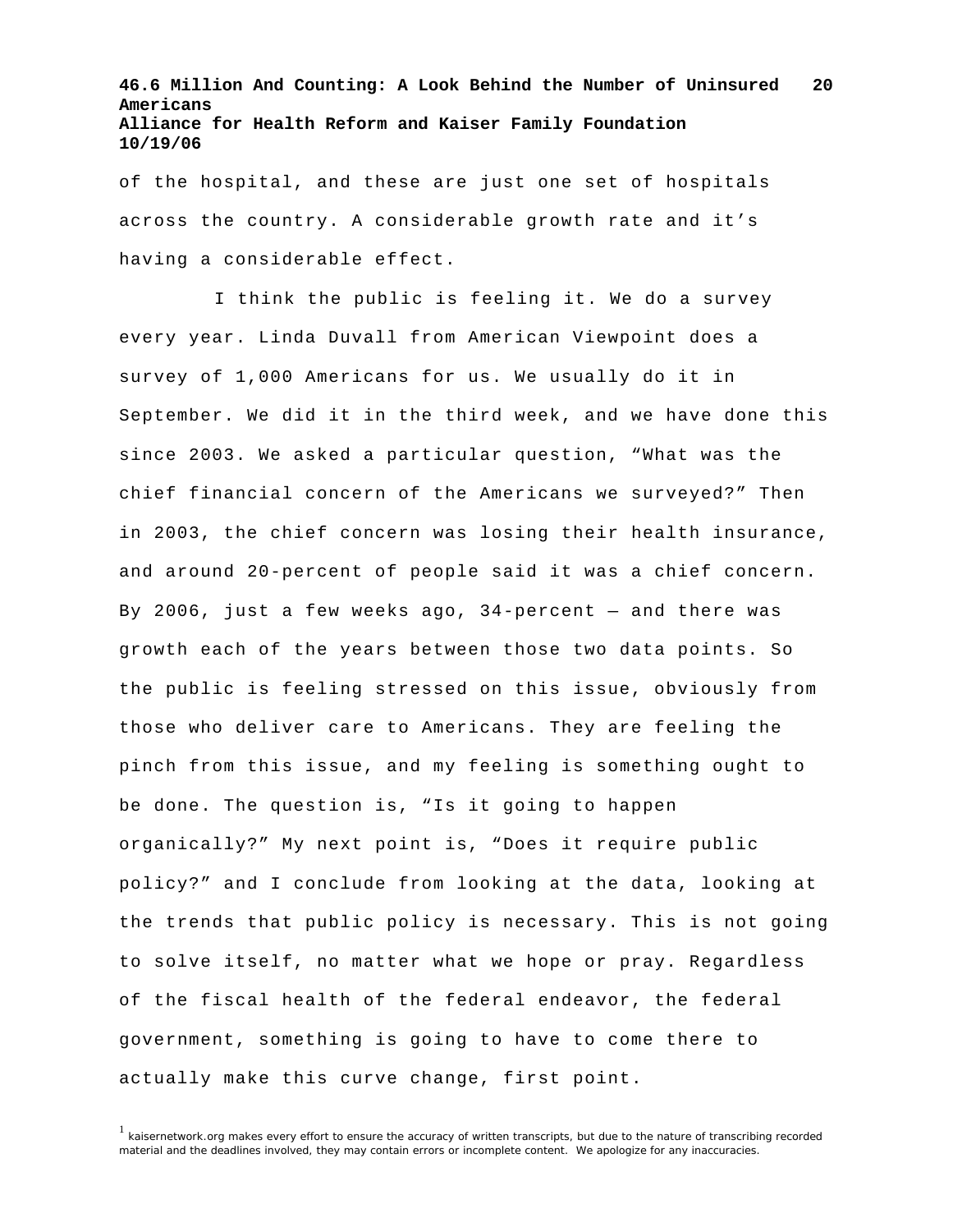of the hospital, and these are just one set of hospitals across the country. A considerable growth rate and it's having a considerable effect.

I think the public is feeling it. We do a survey every year. Linda Duvall from American Viewpoint does a survey of 1,000 Americans for us. We usually do it in September. We did it in the third week, and we have done this since 2003. We asked a particular question, "What was the chief financial concern of the Americans we surveyed?" Then in 2003, the chief concern was losing their health insurance, and around 20-percent of people said it was a chief concern. By 2006, just a few weeks ago, 34-percent — and there was growth each of the years between those two data points. So the public is feeling stressed on this issue, obviously from those who deliver care to Americans. They are feeling the pinch from this issue, and my feeling is something ought to be done. The question is, "Is it going to happen organically?" My next point is, "Does it require public policy?" and I conclude from looking at the data, looking at the trends that public policy is necessary. This is not going to solve itself, no matter what we hope or pray. Regardless of the fiscal health of the federal endeavor, the federal government, something is going to have to come there to actually make this curve change, first point.

[1] kaisernetwork.org makes every effort to ensure the accuracy of written transcripts, but due to the nature of transcribing recorded material and the deadlines involved, they may contain errors or incomplete content. We apologize for any inaccuracies.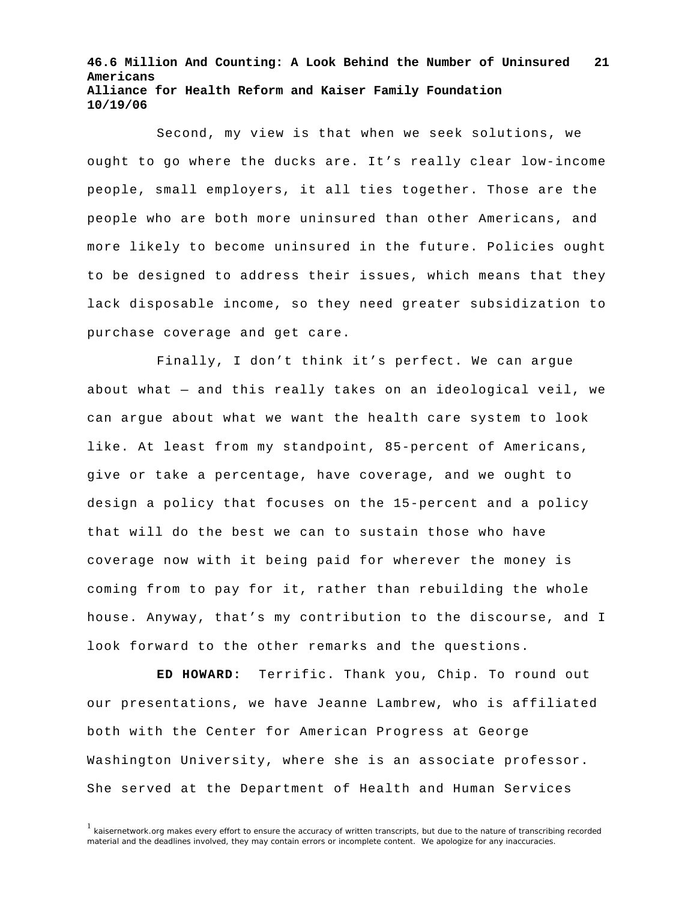Second, my view is that when we seek solutions, we ought to go where the ducks are. It's really clear low-income people, small employers, it all ties together. Those are the people who are both more uninsured than other Americans, and more likely to become uninsured in the future. Policies ought to be designed to address their issues, which means that they lack disposable income, so they need greater subsidization to purchase coverage and get care.

Finally, I don't think it's perfect. We can argue about what — and this really takes on an ideological veil, we can argue about what we want the health care system to look like. At least from my standpoint, 85-percent of Americans, give or take a percentage, have coverage, and we ought to design a policy that focuses on the 15-percent and a policy that will do the best we can to sustain those who have coverage now with it being paid for wherever the money is coming from to pay for it, rather than rebuilding the whole house. Anyway, that's my contribution to the discourse, and I look forward to the other remarks and the questions.

**ED HOWARD:** Terrific. Thank you, Chip. To round out our presentations, we have Jeanne Lambrew, who is affiliated both with the Center for American Progress at George Washington University, where she is an associate professor. She served at the Department of Health and Human Services

[1] kaisernetwork.org makes every effort to ensure the accuracy of written transcripts, but due to the nature of transcribing recorded material and the deadlines involved, they may contain errors or incomplete content. We apologize for any inaccuracies.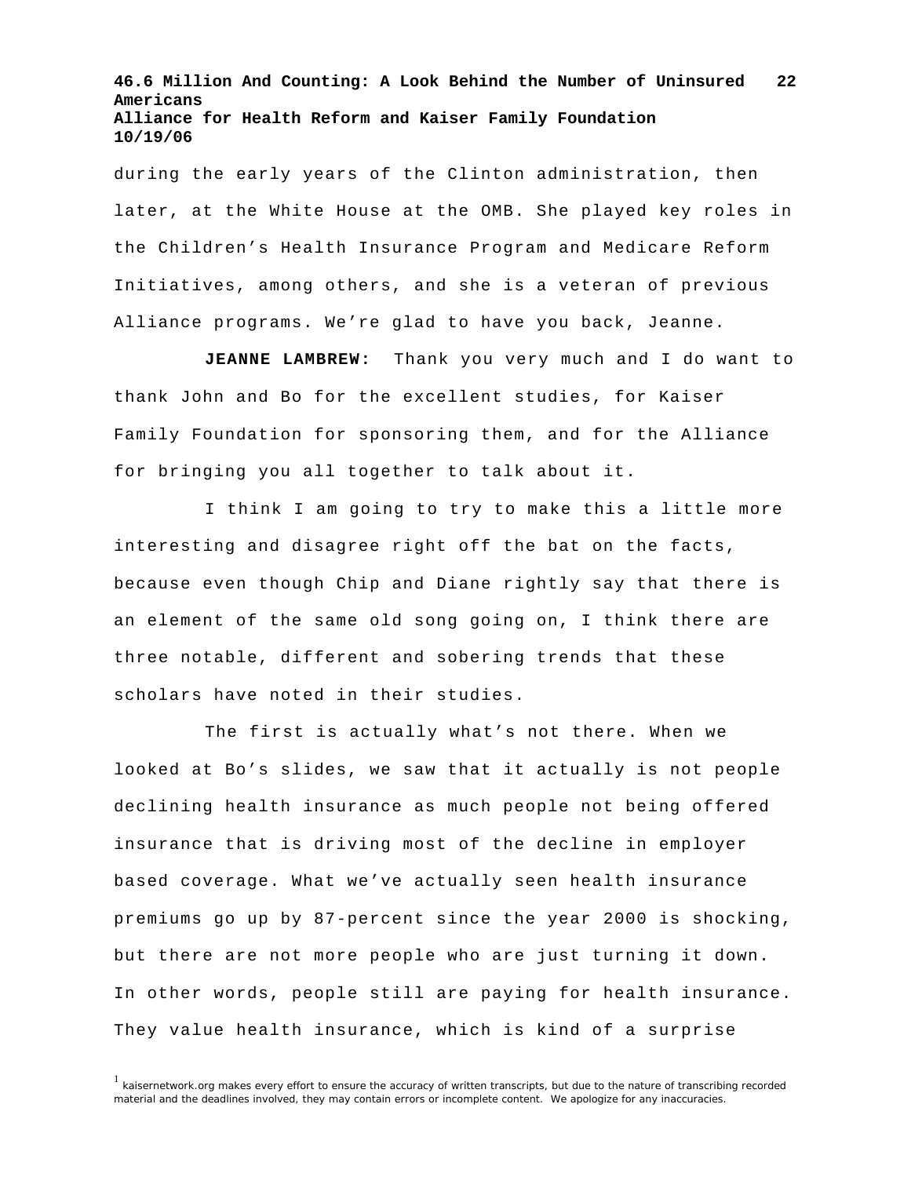during the early years of the Clinton administration, then later, at the White House at the OMB. She played key roles in the Children's Health Insurance Program and Medicare Reform Initiatives, among others, and she is a veteran of previous Alliance programs. We're glad to have you back, Jeanne.

**JEANNE LAMBREW:** Thank you very much and I do want to thank John and Bo for the excellent studies, for Kaiser Family Foundation for sponsoring them, and for the Alliance for bringing you all together to talk about it.

I think I am going to try to make this a little more interesting and disagree right off the bat on the facts, because even though Chip and Diane rightly say that there is an element of the same old song going on, I think there are three notable, different and sobering trends that these scholars have noted in their studies.

The first is actually what's not there. When we looked at Bo's slides, we saw that it actually is not people declining health insurance as much people not being offered insurance that is driving most of the decline in employer based coverage. What we've actually seen health insurance premiums go up by 87-percent since the year 2000 is shocking, but there are not more people who are just turning it down. In other words, people still are paying for health insurance. They value health insurance, which is kind of a surprise

[1] kaisernetwork.org makes every effort to ensure the accuracy of written transcripts, but due to the nature of transcribing recorded material and the deadlines involved, they may contain errors or incomplete content. We apologize for any inaccuracies.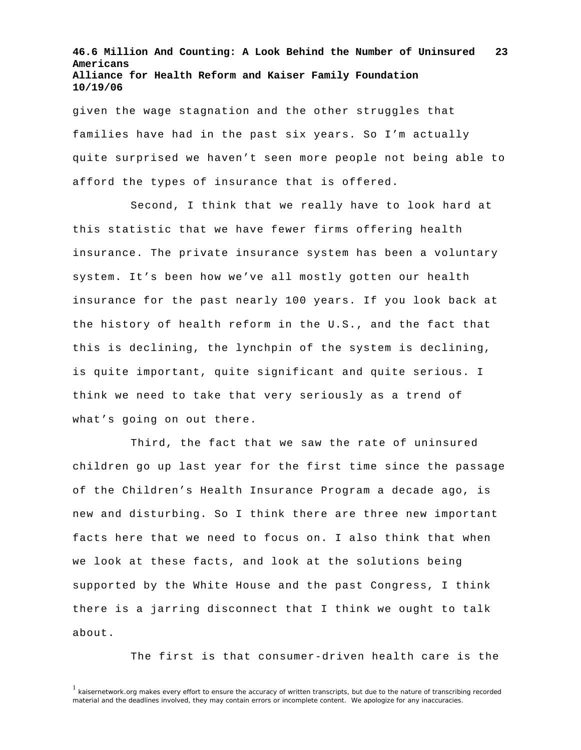given the wage stagnation and the other struggles that families have had in the past six years. So I'm actually quite surprised we haven't seen more people not being able to afford the types of insurance that is offered.

Second, I think that we really have to look hard at this statistic that we have fewer firms offering health insurance. The private insurance system has been a voluntary system. It's been how we've all mostly gotten our health insurance for the past nearly 100 years. If you look back at the history of health reform in the U.S., and the fact that this is declining, the lynchpin of the system is declining, is quite important, quite significant and quite serious. I think we need to take that very seriously as a trend of what's going on out there.

Third, the fact that we saw the rate of uninsured children go up last year for the first time since the passage of the Children's Health Insurance Program a decade ago, is new and disturbing. So I think there are three new important facts here that we need to focus on. I also think that when we look at these facts, and look at the solutions being supported by the White House and the past Congress, I think there is a jarring disconnect that I think we ought to talk about.

The first is that consumer-driven health care is the

[1] kaisernetwork.org makes every effort to ensure the accuracy of written transcripts, but due to the nature of transcribing recorded material and the deadlines involved, they may contain errors or incomplete content. We apologize for any inaccuracies.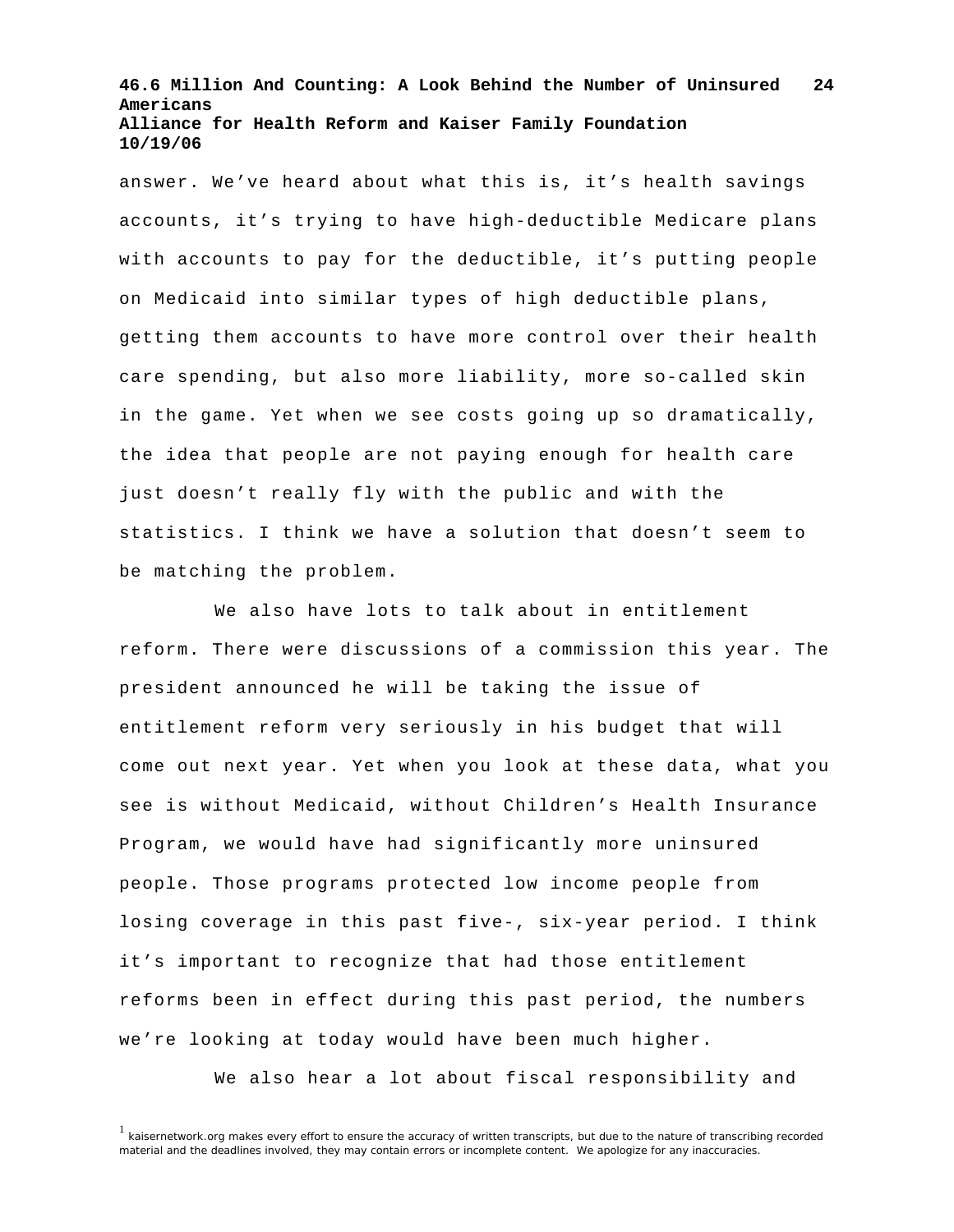answer. We've heard about what this is, it's health savings accounts, it's trying to have high-deductible Medicare plans with accounts to pay for the deductible, it's putting people on Medicaid into similar types of high deductible plans, getting them accounts to have more control over their health care spending, but also more liability, more so-called skin in the game. Yet when we see costs going up so dramatically, the idea that people are not paying enough for health care just doesn't really fly with the public and with the statistics. I think we have a solution that doesn't seem to be matching the problem.

We also have lots to talk about in entitlement reform. There were discussions of a commission this year. The president announced he will be taking the issue of entitlement reform very seriously in his budget that will come out next year. Yet when you look at these data, what you see is without Medicaid, without Children's Health Insurance Program, we would have had significantly more uninsured people. Those programs protected low income people from losing coverage in this past five-, six-year period. I think it's important to recognize that had those entitlement reforms been in effect during this past period, the numbers we're looking at today would have been much higher.

We also hear a lot about fiscal responsibility and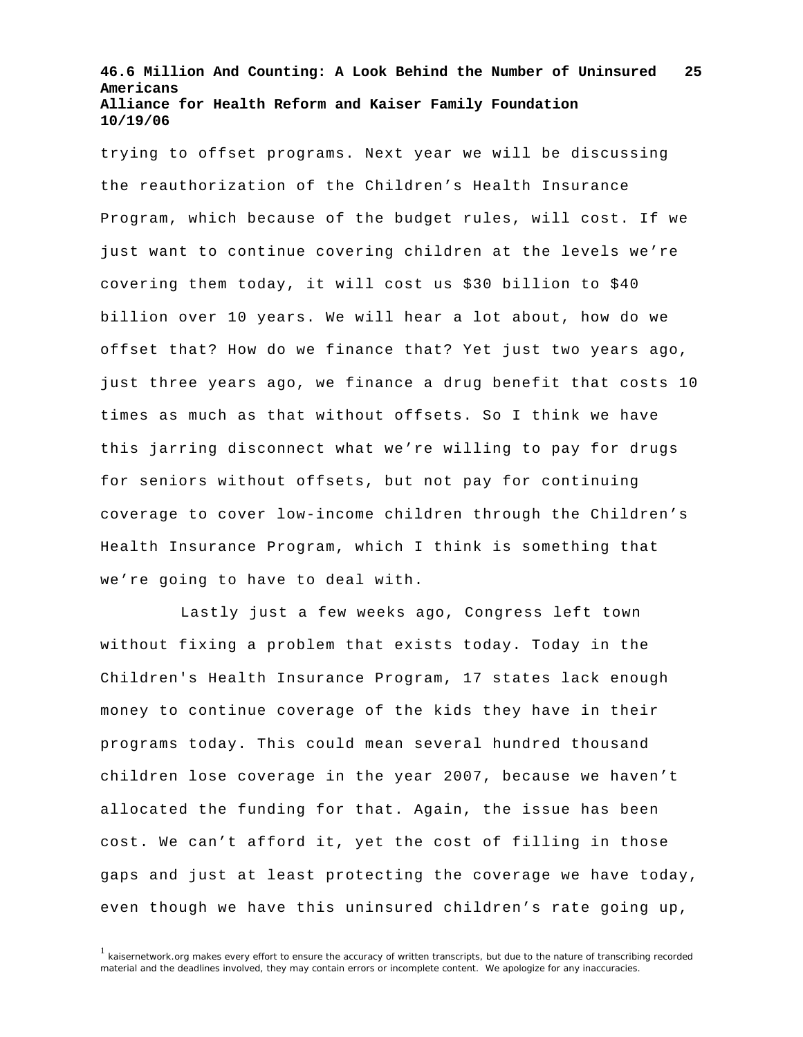trying to offset programs. Next year we will be discussing the reauthorization of the Children's Health Insurance Program, which because of the budget rules, will cost. If we just want to continue covering children at the levels we're covering them today, it will cost us $30 billion to $40 billion over 10 years. We will hear a lot about, how do we offset that? How do we finance that? Yet just two years ago, just three years ago, we finance a drug benefit that costs 10 times as much as that without offsets. So I think we have this jarring disconnect what we're willing to pay for drugs for seniors without offsets, but not pay for continuing coverage to cover low-income children through the Children's Health Insurance Program, which I think is something that we're going to have to deal with.

Lastly just a few weeks ago, Congress left town without fixing a problem that exists today. Today in the Children's Health Insurance Program, 17 states lack enough money to continue coverage of the kids they have in their programs today. This could mean several hundred thousand children lose coverage in the year 2007, because we haven't allocated the funding for that. Again, the issue has been cost. We can't afford it, yet the cost of filling in those gaps and just at least protecting the coverage we have today, even though we have this uninsured children's rate going up,

[1] kaisernetwork.org makes every effort to ensure the accuracy of written transcripts, but due to the nature of transcribing recorded material and the deadlines involved, they may contain errors or incomplete content. We apologize for any inaccuracies.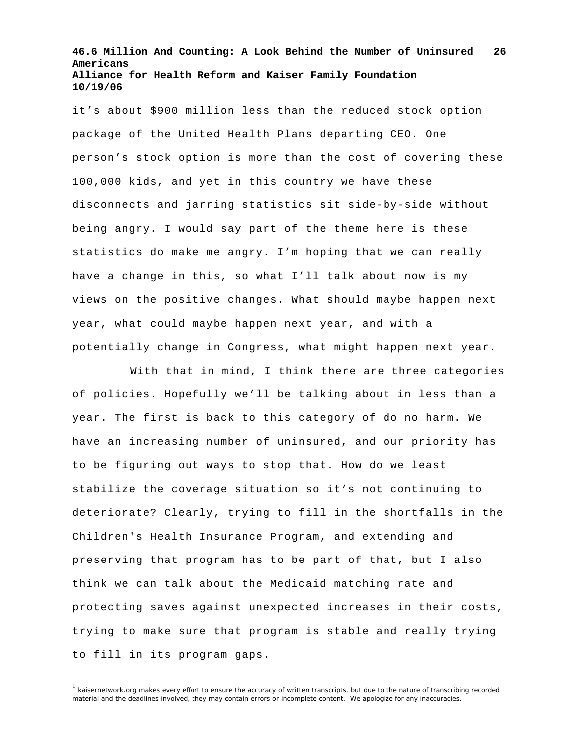it's about $900 million less than the reduced stock option package of the United Health Plans departing CEO. One person's stock option is more than the cost of covering these 100,000 kids, and yet in this country we have these disconnects and jarring statistics sit side-by-side without being angry. I would say part of the theme here is these statistics do make me angry. I'm hoping that we can really have a change in this, so what I'll talk about now is my views on the positive changes. What should maybe happen next year, what could maybe happen next year, and with a potentially change in Congress, what might happen next year.

With that in mind, I think there are three categories of policies. Hopefully we'll be talking about in less than a year. The first is back to this category of do no harm. We have an increasing number of uninsured, and our priority has to be figuring out ways to stop that. How do we least stabilize the coverage situation so it's not continuing to deteriorate? Clearly, trying to fill in the shortfalls in the Children's Health Insurance Program, and extending and preserving that program has to be part of that, but I also think we can talk about the Medicaid matching rate and protecting saves against unexpected increases in their costs, trying to make sure that program is stable and really trying to fill in its program gaps.

[1] kaisernetwork.org makes every effort to ensure the accuracy of written transcripts, but due to the nature of transcribing recorded material and the deadlines involved, they may contain errors or incomplete content. We apologize for any inaccuracies.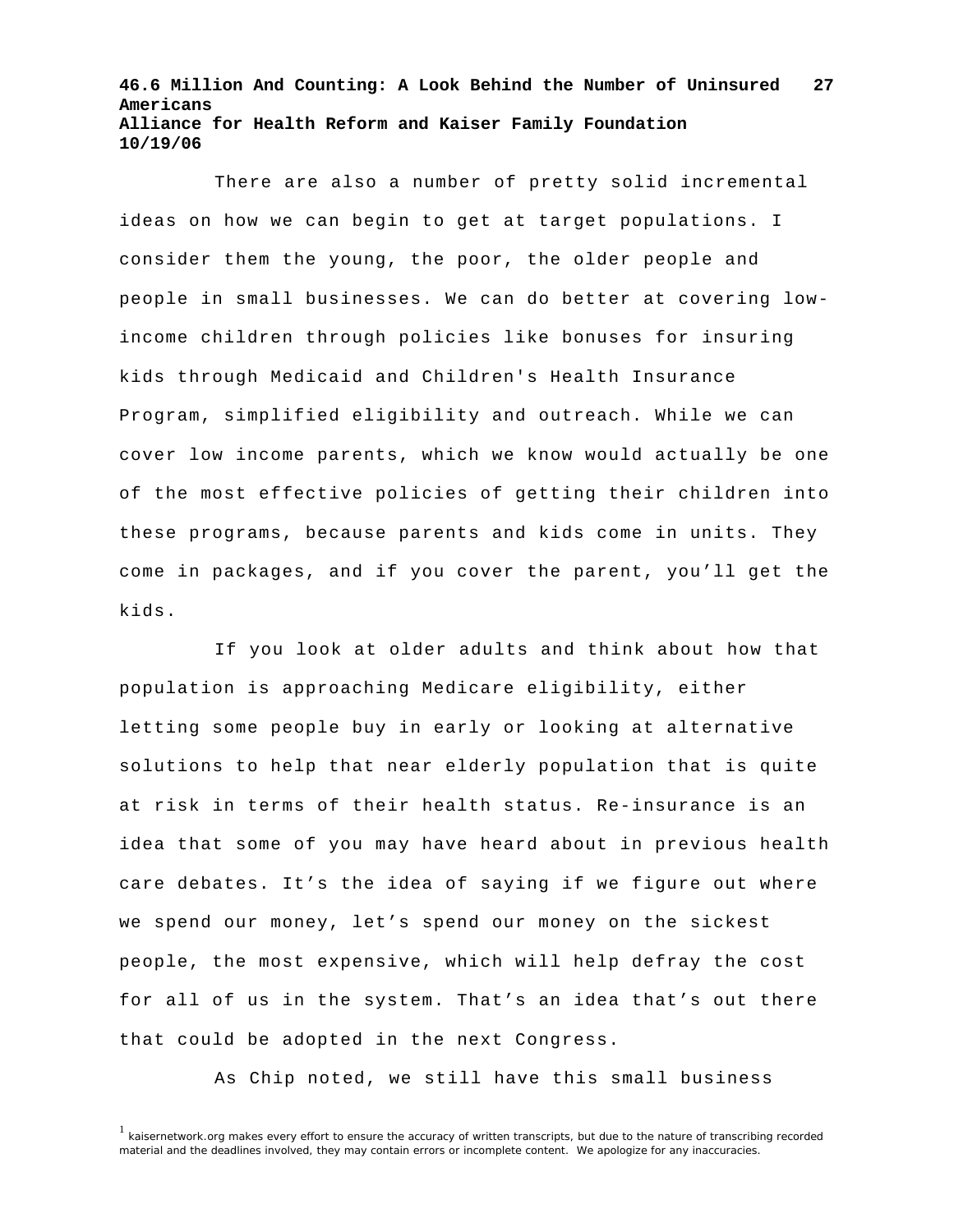There are also a number of pretty solid incremental ideas on how we can begin to get at target populations. I consider them the young, the poor, the older people and people in small businesses. We can do better at covering low-income children through policies like bonuses for insuring kids through Medicaid and Children's Health Insurance Program, simplified eligibility and outreach. While we can cover low income parents, which we know would actually be one of the most effective policies of getting their children into these programs, because parents and kids come in units. They come in packages, and if you cover the parent, you'll get the kids.

If you look at older adults and think about how that population is approaching Medicare eligibility, either letting some people buy in early or looking at alternative solutions to help that near elderly population that is quite at risk in terms of their health status. Re-insurance is an idea that some of you may have heard about in previous health care debates. It's the idea of saying if we figure out where we spend our money, let's spend our money on the sickest people, the most expensive, which will help defray the cost for all of us in the system. That's an idea that's out there that could be adopted in the next Congress.

As Chip noted, we still have this small business

[1] kaisernetwork.org makes every effort to ensure the accuracy of written transcripts, but due to the nature of transcribing recorded material and the deadlines involved, they may contain errors or incomplete content. We apologize for any inaccuracies.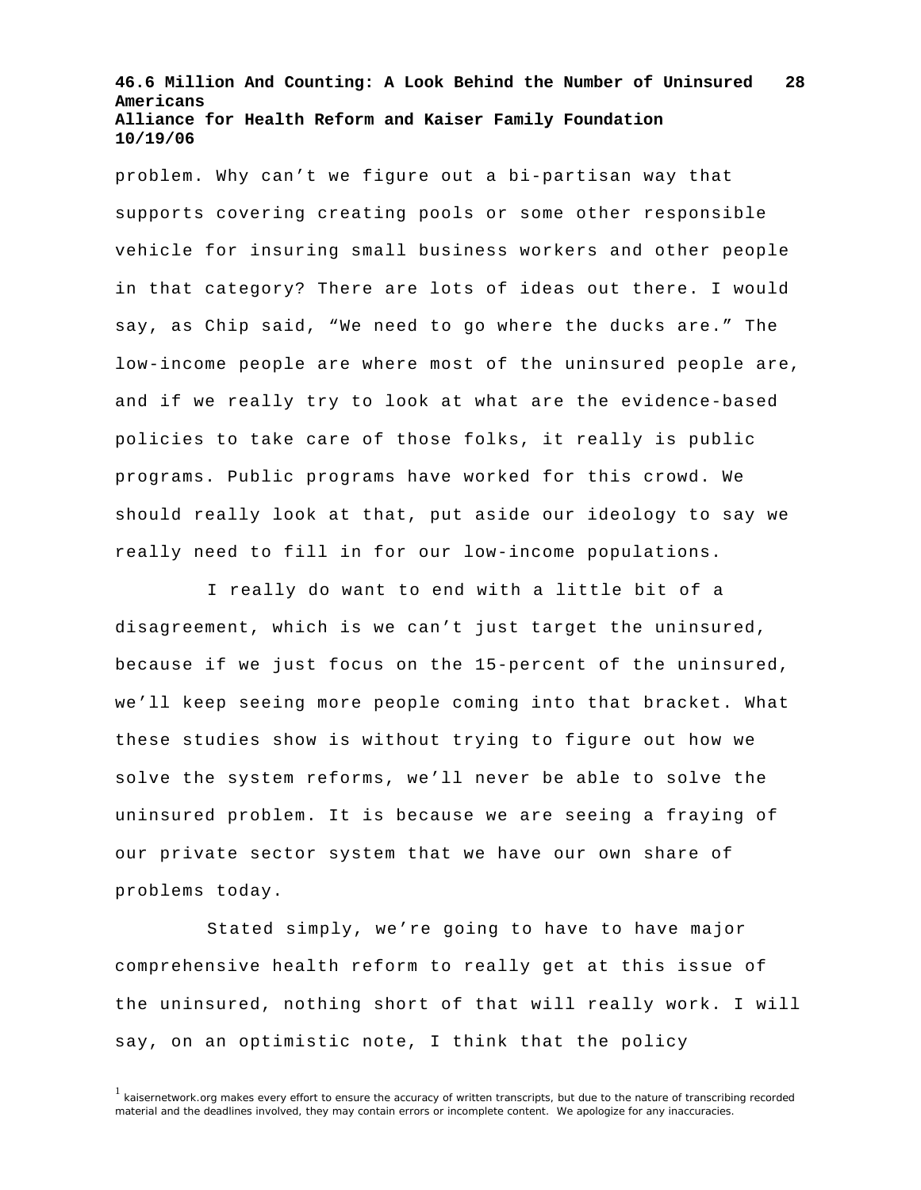problem. Why can't we figure out a bi-partisan way that supports covering creating pools or some other responsible vehicle for insuring small business workers and other people in that category? There are lots of ideas out there. I would say, as Chip said, "We need to go where the ducks are." The low-income people are where most of the uninsured people are, and if we really try to look at what are the evidence-based policies to take care of those folks, it really is public programs. Public programs have worked for this crowd. We should really look at that, put aside our ideology to say we really need to fill in for our low-income populations.

I really do want to end with a little bit of a disagreement, which is we can't just target the uninsured, because if we just focus on the 15-percent of the uninsured, we'll keep seeing more people coming into that bracket. What these studies show is without trying to figure out how we solve the system reforms, we'll never be able to solve the uninsured problem. It is because we are seeing a fraying of our private sector system that we have our own share of problems today.

Stated simply, we're going to have to have major comprehensive health reform to really get at this issue of the uninsured, nothing short of that will really work. I will say, on an optimistic note, I think that the policy

[1] kaisernetwork.org makes every effort to ensure the accuracy of written transcripts, but due to the nature of transcribing recorded material and the deadlines involved, they may contain errors or incomplete content. We apologize for any inaccuracies.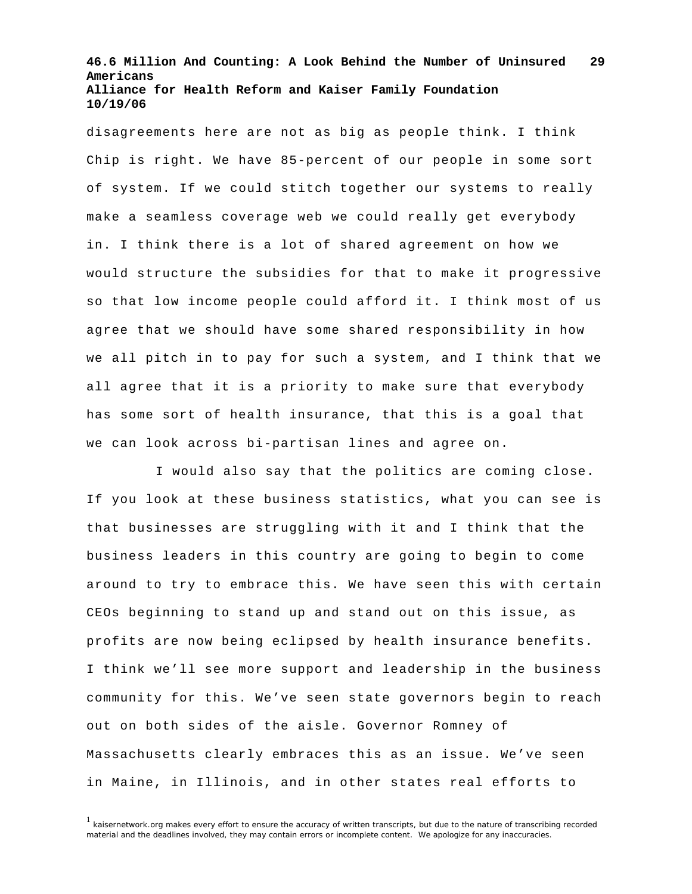disagreements here are not as big as people think. I think Chip is right. We have 85-percent of our people in some sort of system. If we could stitch together our systems to really make a seamless coverage web we could really get everybody in. I think there is a lot of shared agreement on how we would structure the subsidies for that to make it progressive so that low income people could afford it. I think most of us agree that we should have some shared responsibility in how we all pitch in to pay for such a system, and I think that we all agree that it is a priority to make sure that everybody has some sort of health insurance, that this is a goal that we can look across bi-partisan lines and agree on.

I would also say that the politics are coming close. If you look at these business statistics, what you can see is that businesses are struggling with it and I think that the business leaders in this country are going to begin to come around to try to embrace this. We have seen this with certain CEOs beginning to stand up and stand out on this issue, as profits are now being eclipsed by health insurance benefits. I think we'll see more support and leadership in the business community for this. We've seen state governors begin to reach out on both sides of the aisle. Governor Romney of Massachusetts clearly embraces this as an issue. We've seen in Maine, in Illinois, and in other states real efforts to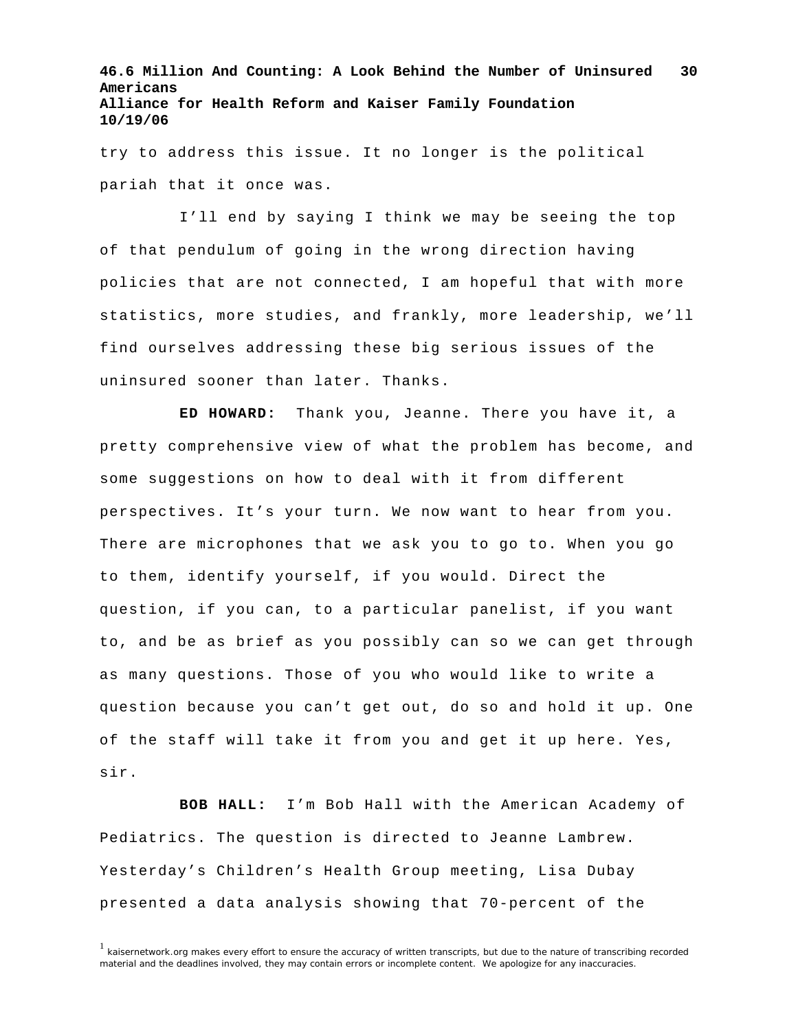try to address this issue. It no longer is the political pariah that it once was.

I'll end by saying I think we may be seeing the top of that pendulum of going in the wrong direction having policies that are not connected, I am hopeful that with more statistics, more studies, and frankly, more leadership, we'll find ourselves addressing these big serious issues of the uninsured sooner than later. Thanks.

**ED HOWARD:** Thank you, Jeanne. There you have it, a pretty comprehensive view of what the problem has become, and some suggestions on how to deal with it from different perspectives. It's your turn. We now want to hear from you. There are microphones that we ask you to go to. When you go to them, identify yourself, if you would. Direct the question, if you can, to a particular panelist, if you want to, and be as brief as you possibly can so we can get through as many questions. Those of you who would like to write a question because you can't get out, do so and hold it up. One of the staff will take it from you and get it up here. Yes, sir.

**BOB HALL:** I'm Bob Hall with the American Academy of Pediatrics. The question is directed to Jeanne Lambrew. Yesterday's Children's Health Group meeting, Lisa Dubay presented a data analysis showing that 70-percent of the

[1] kaisernetwork.org makes every effort to ensure the accuracy of written transcripts, but due to the nature of transcribing recorded material and the deadlines involved, they may contain errors or incomplete content. We apologize for any inaccuracies.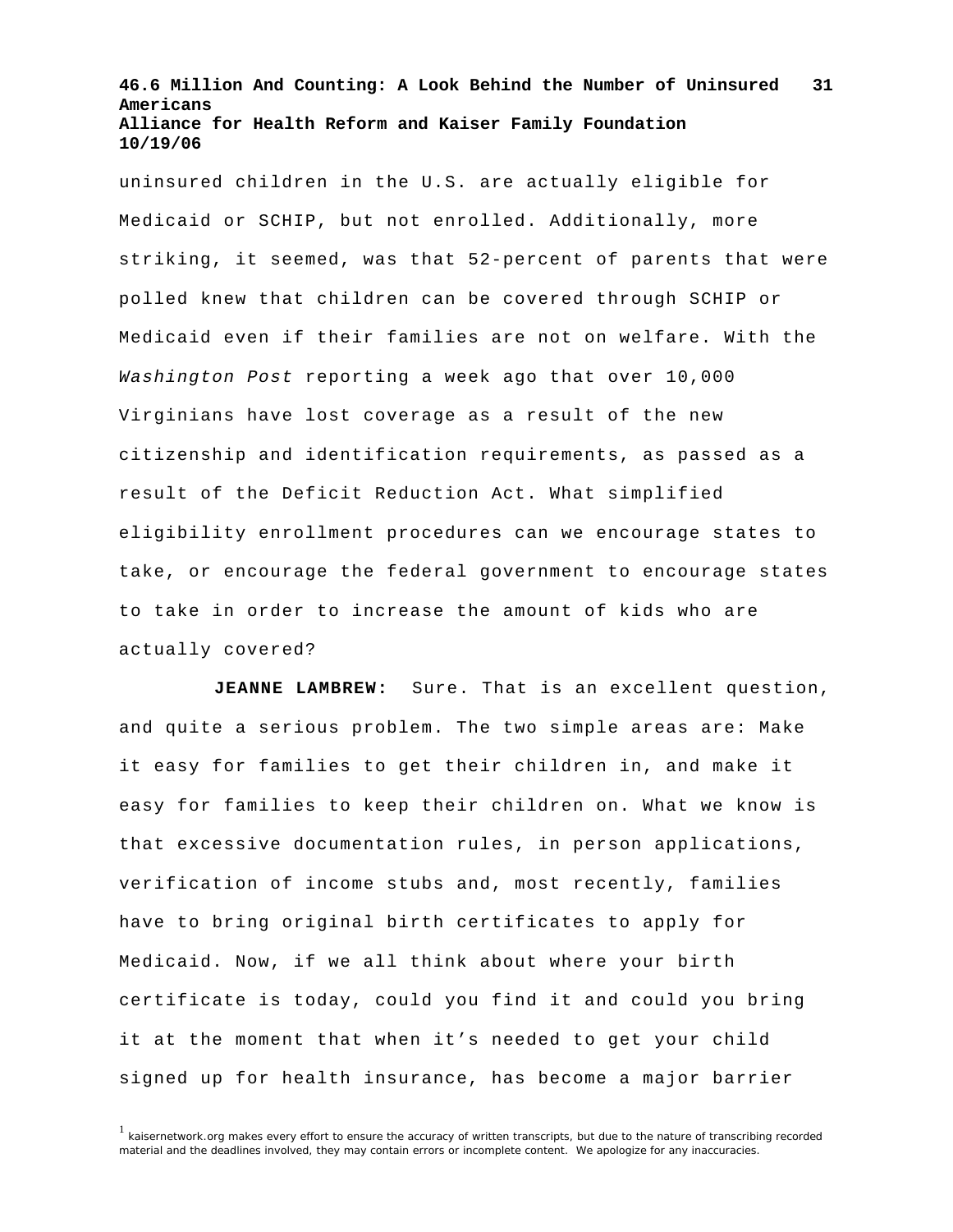uninsured children in the U.S. are actually eligible for Medicaid or SCHIP, but not enrolled. Additionally, more striking, it seemed, was that 52-percent of parents that were polled knew that children can be covered through SCHIP or Medicaid even if their families are not on welfare. With the *Washington Post* reporting a week ago that over 10,000 Virginians have lost coverage as a result of the new citizenship and identification requirements, as passed as a result of the Deficit Reduction Act. What simplified eligibility enrollment procedures can we encourage states to take, or encourage the federal government to encourage states to take in order to increase the amount of kids who are actually covered?

**JEANNE LAMBREW:** Sure. That is an excellent question, and quite a serious problem. The two simple areas are: Make it easy for families to get their children in, and make it easy for families to keep their children on. What we know is that excessive documentation rules, in person applications, verification of income stubs and, most recently, families have to bring original birth certificates to apply for Medicaid. Now, if we all think about where your birth certificate is today, could you find it and could you bring it at the moment that when it's needed to get your child signed up for health insurance, has become a major barrier

[1] kaisernetwork.org makes every effort to ensure the accuracy of written transcripts, but due to the nature of transcribing recorded material and the deadlines involved, they may contain errors or incomplete content. We apologize for any inaccuracies.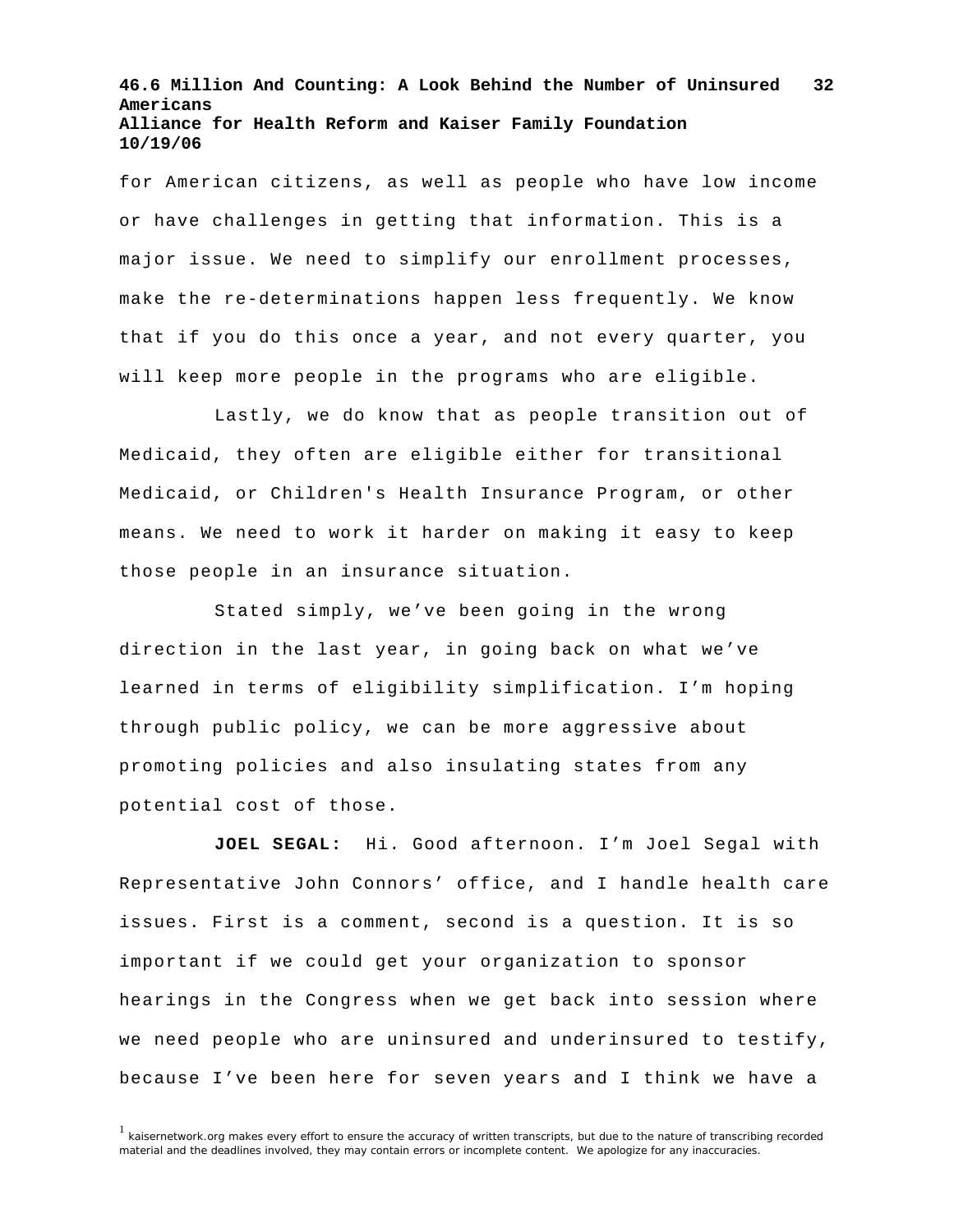for American citizens, as well as people who have low income or have challenges in getting that information. This is a major issue. We need to simplify our enrollment processes, make the re-determinations happen less frequently. We know that if you do this once a year, and not every quarter, you will keep more people in the programs who are eligible.

Lastly, we do know that as people transition out of Medicaid, they often are eligible either for transitional Medicaid, or Children's Health Insurance Program, or other means. We need to work it harder on making it easy to keep those people in an insurance situation.

Stated simply, we've been going in the wrong direction in the last year, in going back on what we've learned in terms of eligibility simplification. I'm hoping through public policy, we can be more aggressive about promoting policies and also insulating states from any potential cost of those.

**JOEL SEGAL:** Hi. Good afternoon. I'm Joel Segal with Representative John Connors' office, and I handle health care issues. First is a comment, second is a question. It is so important if we could get your organization to sponsor hearings in the Congress when we get back into session where we need people who are uninsured and underinsured to testify, because I've been here for seven years and I think we have a

[1] kaisernetwork.org makes every effort to ensure the accuracy of written transcripts, but due to the nature of transcribing recorded material and the deadlines involved, they may contain errors or incomplete content. We apologize for any inaccuracies.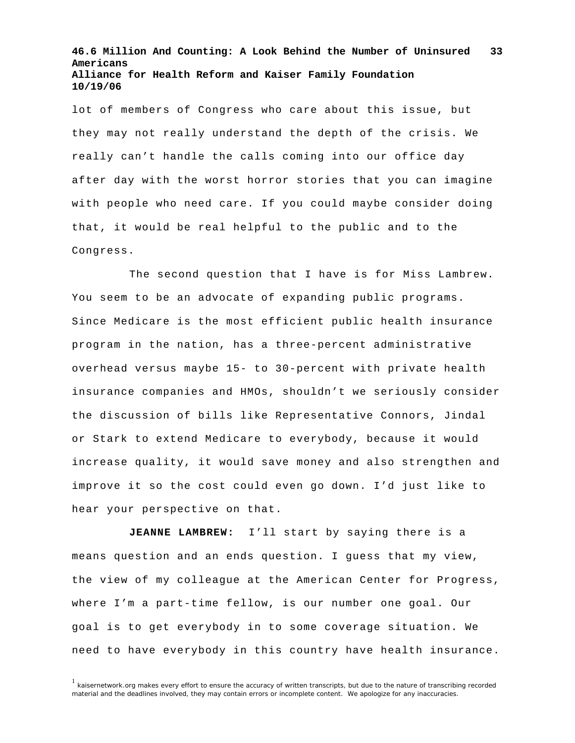lot of members of Congress who care about this issue, but they may not really understand the depth of the crisis. We really can't handle the calls coming into our office day after day with the worst horror stories that you can imagine with people who need care. If you could maybe consider doing that, it would be real helpful to the public and to the Congress.

The second question that I have is for Miss Lambrew. You seem to be an advocate of expanding public programs. Since Medicare is the most efficient public health insurance program in the nation, has a three-percent administrative overhead versus maybe 15- to 30-percent with private health insurance companies and HMOs, shouldn't we seriously consider the discussion of bills like Representative Connors, Jindal or Stark to extend Medicare to everybody, because it would increase quality, it would save money and also strengthen and improve it so the cost could even go down. I'd just like to hear your perspective on that.

**JEANNE LAMBREW:** I'll start by saying there is a means question and an ends question. I guess that my view, the view of my colleague at the American Center for Progress, where I'm a part-time fellow, is our number one goal. Our goal is to get everybody in to some coverage situation. We need to have everybody in this country have health insurance.

[1] kaisernetwork.org makes every effort to ensure the accuracy of written transcripts, but due to the nature of transcribing recorded material and the deadlines involved, they may contain errors or incomplete content. We apologize for any inaccuracies.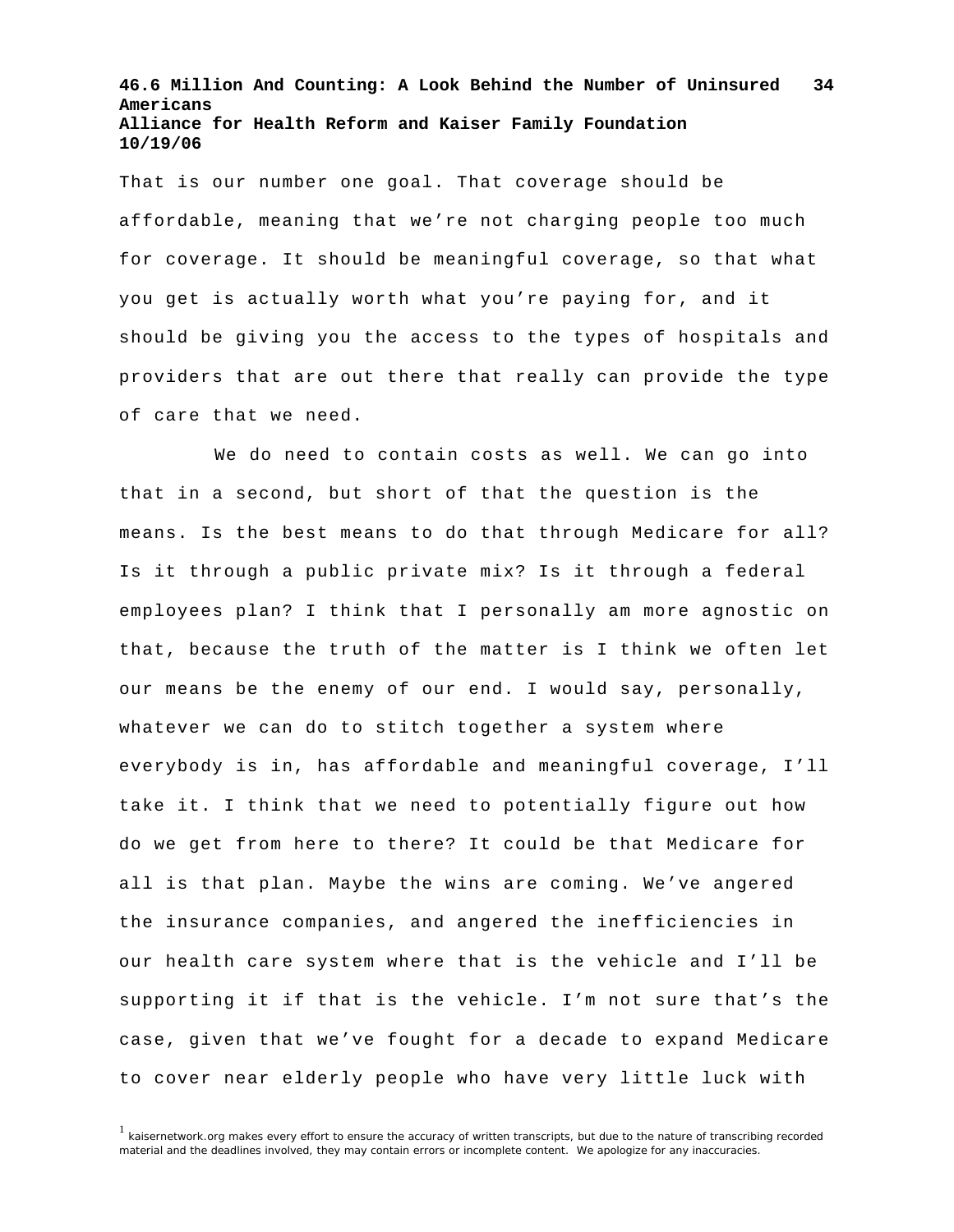That is our number one goal. That coverage should be affordable, meaning that we're not charging people too much for coverage. It should be meaningful coverage, so that what you get is actually worth what you're paying for, and it should be giving you the access to the types of hospitals and providers that are out there that really can provide the type of care that we need.

We do need to contain costs as well. We can go into that in a second, but short of that the question is the means. Is the best means to do that through Medicare for all? Is it through a public private mix? Is it through a federal employees plan? I think that I personally am more agnostic on that, because the truth of the matter is I think we often let our means be the enemy of our end. I would say, personally, whatever we can do to stitch together a system where everybody is in, has affordable and meaningful coverage, I'll take it. I think that we need to potentially figure out how do we get from here to there? It could be that Medicare for all is that plan. Maybe the wins are coming. We've angered the insurance companies, and angered the inefficiencies in our health care system where that is the vehicle and I'll be supporting it if that is the vehicle. I'm not sure that's the case, given that we've fought for a decade to expand Medicare to cover near elderly people who have very little luck with

[1] kaisernetwork.org makes every effort to ensure the accuracy of written transcripts, but due to the nature of transcribing recorded material and the deadlines involved, they may contain errors or incomplete content. We apologize for any inaccuracies.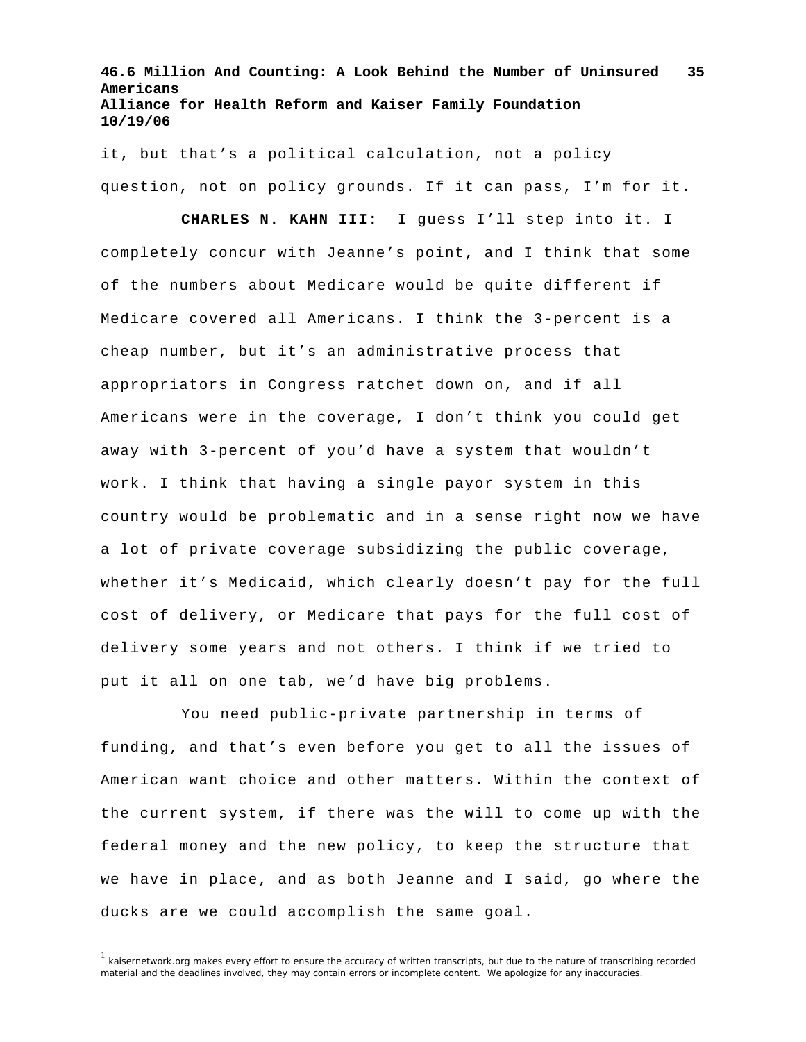it, but that's a political calculation, not a policy question, not on policy grounds. If it can pass, I'm for it.

**CHARLES N. KAHN III:** I guess I'll step into it. I completely concur with Jeanne's point, and I think that some of the numbers about Medicare would be quite different if Medicare covered all Americans. I think the 3-percent is a cheap number, but it's an administrative process that appropriators in Congress ratchet down on, and if all Americans were in the coverage, I don't think you could get away with 3-percent of you'd have a system that wouldn't work. I think that having a single payor system in this country would be problematic and in a sense right now we have a lot of private coverage subsidizing the public coverage, whether it's Medicaid, which clearly doesn't pay for the full cost of delivery, or Medicare that pays for the full cost of delivery some years and not others. I think if we tried to put it all on one tab, we'd have big problems.

You need public-private partnership in terms of funding, and that's even before you get to all the issues of American want choice and other matters. Within the context of the current system, if there was the will to come up with the federal money and the new policy, to keep the structure that we have in place, and as both Jeanne and I said, go where the ducks are we could accomplish the same goal.

[1] kaisernetwork.org makes every effort to ensure the accuracy of written transcripts, but due to the nature of transcribing recorded material and the deadlines involved, they may contain errors or incomplete content. We apologize for any inaccuracies.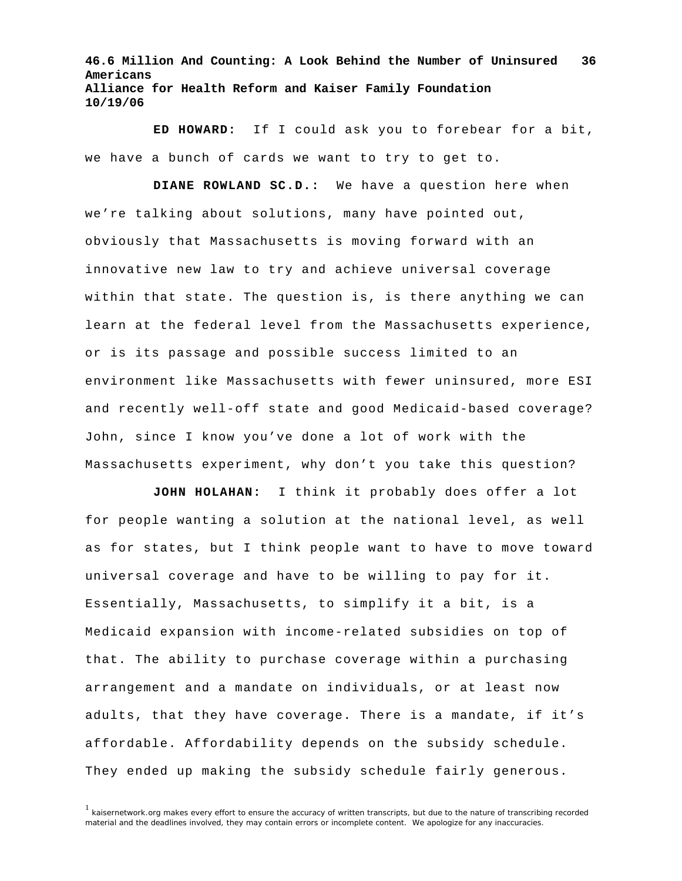**ED HOWARD:** If I could ask you to forebear for a bit, we have a bunch of cards we want to try to get to.

**DIANE ROWLAND SC.D.:** We have a question here when we're talking about solutions, many have pointed out, obviously that Massachusetts is moving forward with an innovative new law to try and achieve universal coverage within that state. The question is, is there anything we can learn at the federal level from the Massachusetts experience, or is its passage and possible success limited to an environment like Massachusetts with fewer uninsured, more ESI and recently well-off state and good Medicaid-based coverage? John, since I know you've done a lot of work with the Massachusetts experiment, why don't you take this question?

**JOHN HOLAHAN:** I think it probably does offer a lot for people wanting a solution at the national level, as well as for states, but I think people want to have to move toward universal coverage and have to be willing to pay for it. Essentially, Massachusetts, to simplify it a bit, is a Medicaid expansion with income-related subsidies on top of that. The ability to purchase coverage within a purchasing arrangement and a mandate on individuals, or at least now adults, that they have coverage. There is a mandate, if it's affordable. Affordability depends on the subsidy schedule. They ended up making the subsidy schedule fairly generous.

[1] kaisernetwork.org makes every effort to ensure the accuracy of written transcripts, but due to the nature of transcribing recorded material and the deadlines involved, they may contain errors or incomplete content. We apologize for any inaccuracies.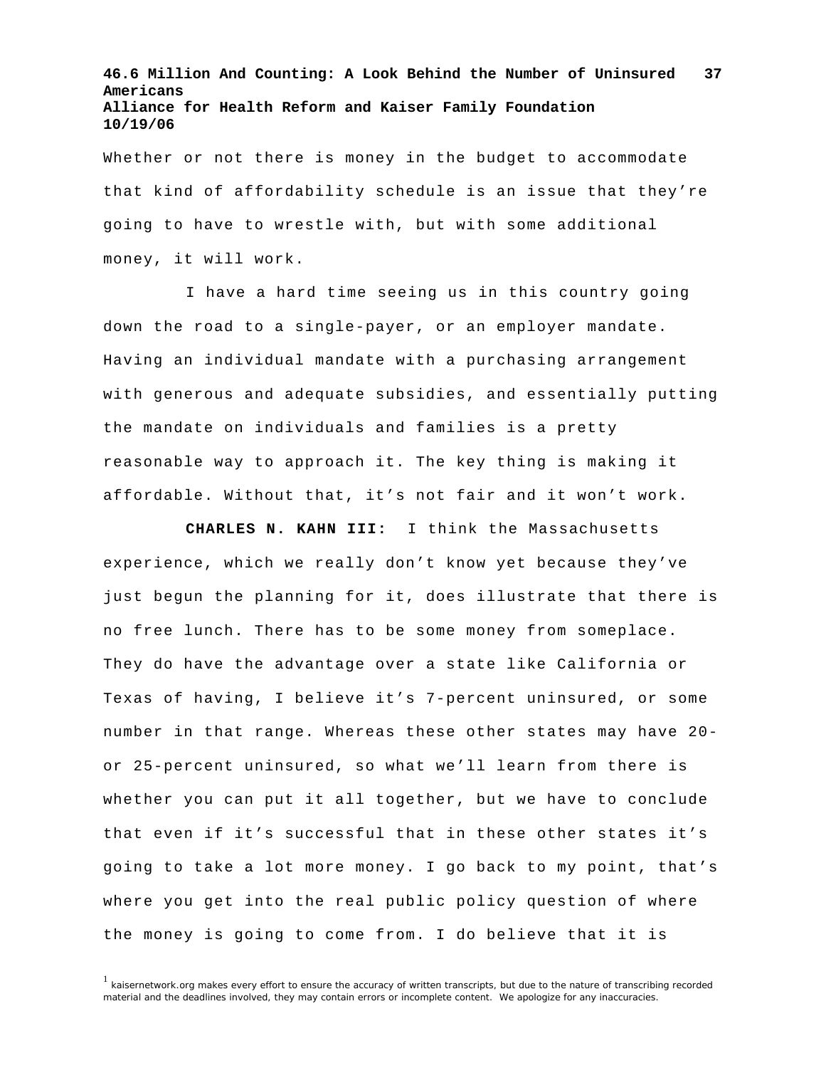Whether or not there is money in the budget to accommodate that kind of affordability schedule is an issue that they're going to have to wrestle with, but with some additional money, it will work.

I have a hard time seeing us in this country going down the road to a single-payer, or an employer mandate. Having an individual mandate with a purchasing arrangement with generous and adequate subsidies, and essentially putting the mandate on individuals and families is a pretty reasonable way to approach it. The key thing is making it affordable. Without that, it's not fair and it won't work.

**CHARLES N. KAHN III:** I think the Massachusetts experience, which we really don't know yet because they've just begun the planning for it, does illustrate that there is no free lunch. There has to be some money from someplace. They do have the advantage over a state like California or Texas of having, I believe it's 7-percent uninsured, or some number in that range. Whereas these other states may have 20- or 25-percent uninsured, so what we'll learn from there is whether you can put it all together, but we have to conclude that even if it's successful that in these other states it's going to take a lot more money. I go back to my point, that's where you get into the real public policy question of where the money is going to come from. I do believe that it is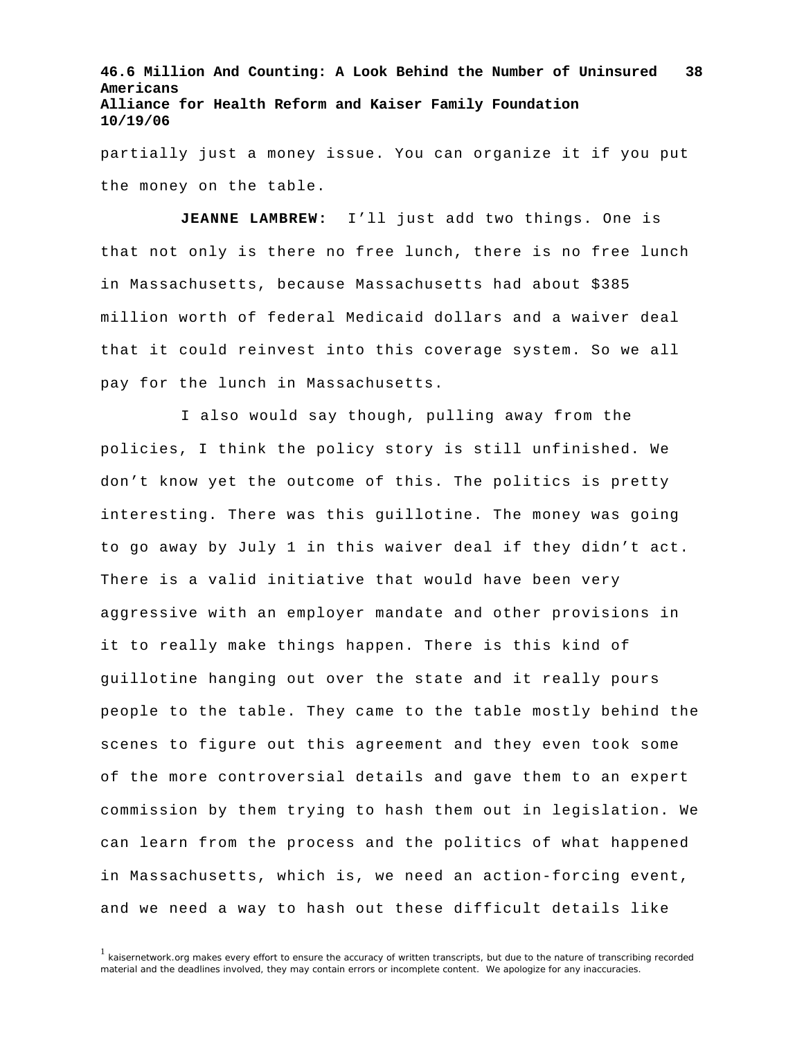partially just a money issue. You can organize it if you put the money on the table.

**JEANNE LAMBREW:** I'll just add two things. One is that not only is there no free lunch, there is no free lunch in Massachusetts, because Massachusetts had about $385 million worth of federal Medicaid dollars and a waiver deal that it could reinvest into this coverage system. So we all pay for the lunch in Massachusetts.

I also would say though, pulling away from the policies, I think the policy story is still unfinished. We don't know yet the outcome of this. The politics is pretty interesting. There was this guillotine. The money was going to go away by July 1 in this waiver deal if they didn't act. There is a valid initiative that would have been very aggressive with an employer mandate and other provisions in it to really make things happen. There is this kind of guillotine hanging out over the state and it really pours people to the table. They came to the table mostly behind the scenes to figure out this agreement and they even took some of the more controversial details and gave them to an expert commission by them trying to hash them out in legislation. We can learn from the process and the politics of what happened in Massachusetts, which is, we need an action-forcing event, and we need a way to hash out these difficult details like

[1] kaisernetwork.org makes every effort to ensure the accuracy of written transcripts, but due to the nature of transcribing recorded material and the deadlines involved, they may contain errors or incomplete content. We apologize for any inaccuracies.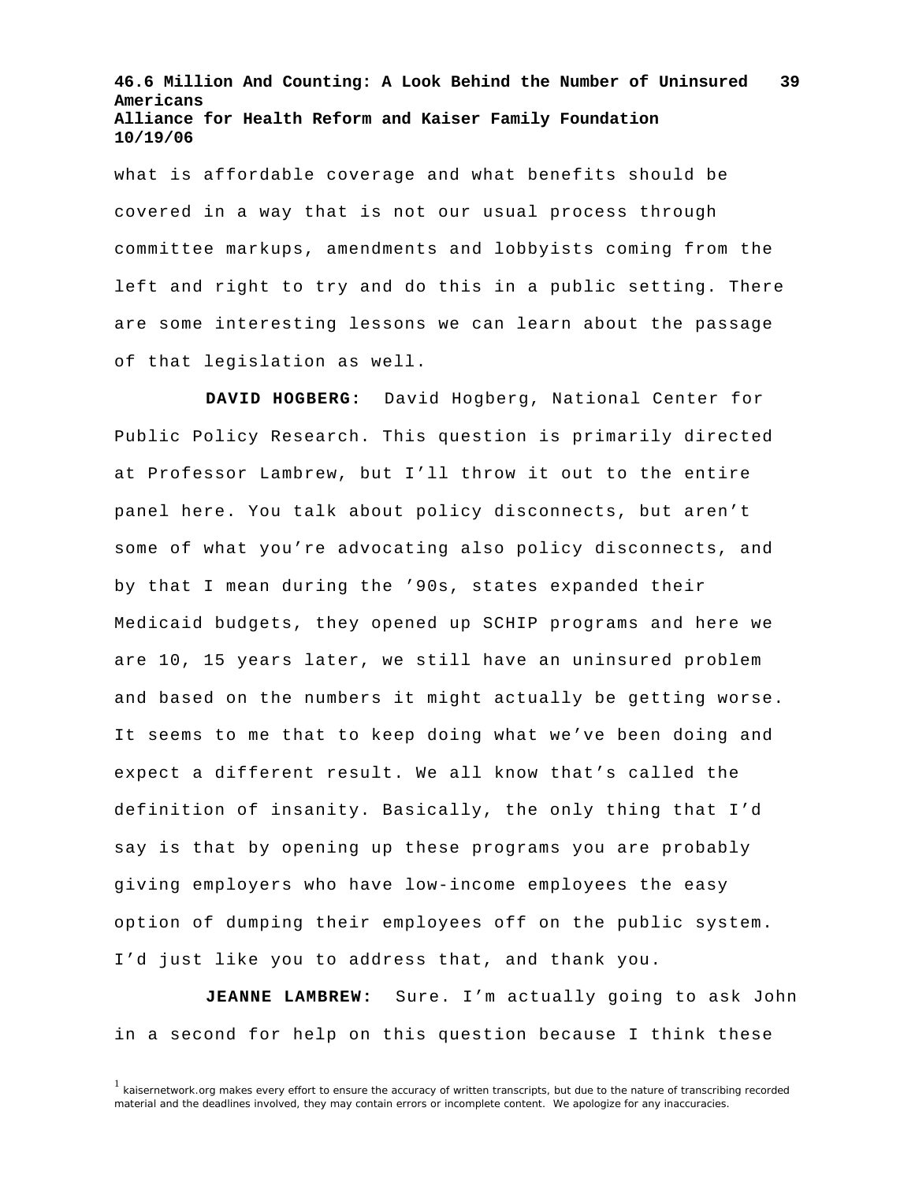what is affordable coverage and what benefits should be covered in a way that is not our usual process through committee markups, amendments and lobbyists coming from the left and right to try and do this in a public setting. There are some interesting lessons we can learn about the passage of that legislation as well.

**DAVID HOGBERG:** David Hogberg, National Center for Public Policy Research. This question is primarily directed at Professor Lambrew, but I'll throw it out to the entire panel here. You talk about policy disconnects, but aren't some of what you're advocating also policy disconnects, and by that I mean during the '90s, states expanded their Medicaid budgets, they opened up SCHIP programs and here we are 10, 15 years later, we still have an uninsured problem and based on the numbers it might actually be getting worse. It seems to me that to keep doing what we've been doing and expect a different result. We all know that's called the definition of insanity. Basically, the only thing that I'd say is that by opening up these programs you are probably giving employers who have low-income employees the easy option of dumping their employees off on the public system. I'd just like you to address that, and thank you.

**JEANNE LAMBREW:** Sure. I'm actually going to ask John in a second for help on this question because I think these

[1] kaisernetwork.org makes every effort to ensure the accuracy of written transcripts, but due to the nature of transcribing recorded material and the deadlines involved, they may contain errors or incomplete content. We apologize for any inaccuracies.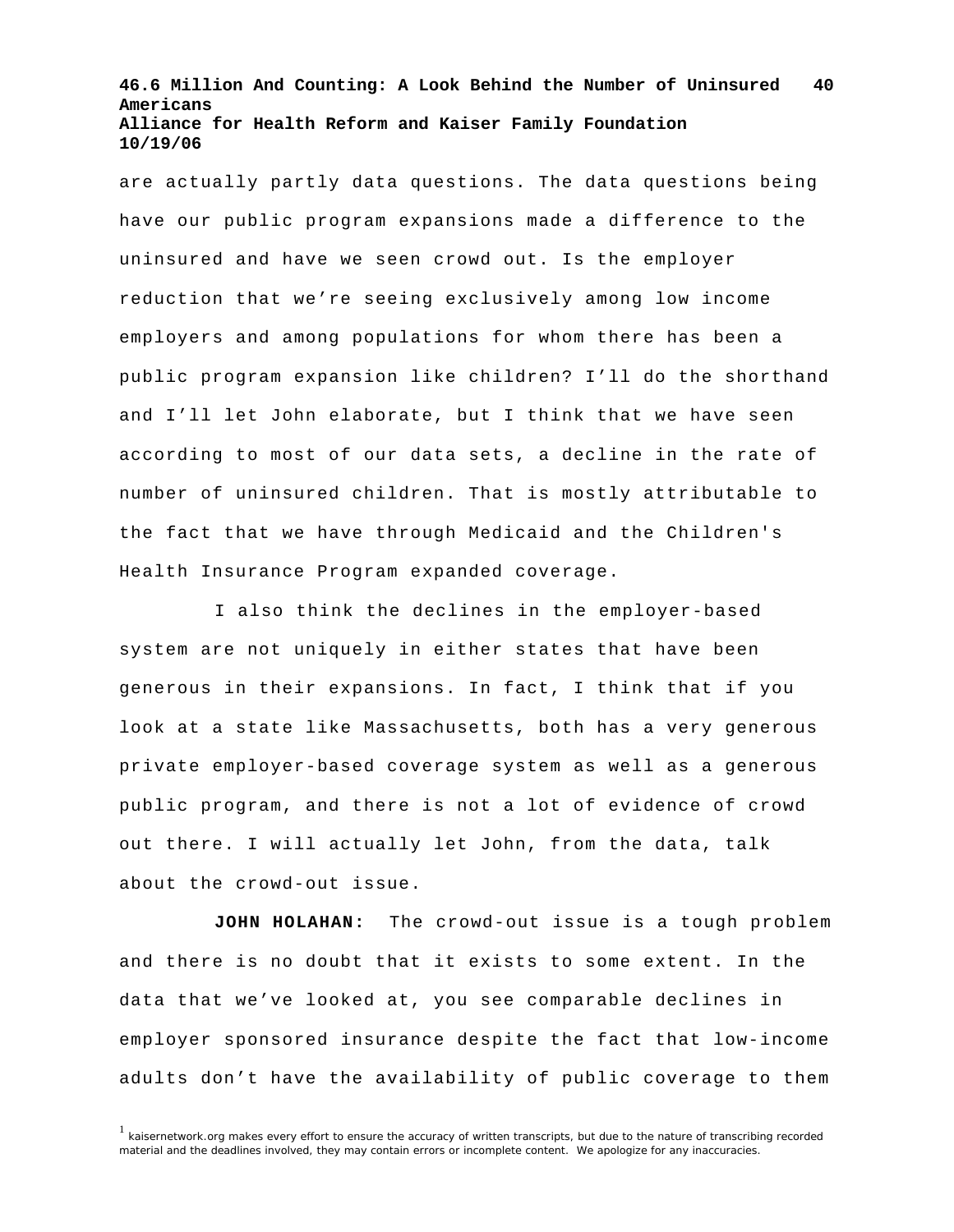are actually partly data questions. The data questions being have our public program expansions made a difference to the uninsured and have we seen crowd out. Is the employer reduction that we're seeing exclusively among low income employers and among populations for whom there has been a public program expansion like children? I'll do the shorthand and I'll let John elaborate, but I think that we have seen according to most of our data sets, a decline in the rate of number of uninsured children. That is mostly attributable to the fact that we have through Medicaid and the Children's Health Insurance Program expanded coverage.

I also think the declines in the employer-based system are not uniquely in either states that have been generous in their expansions. In fact, I think that if you look at a state like Massachusetts, both has a very generous private employer-based coverage system as well as a generous public program, and there is not a lot of evidence of crowd out there. I will actually let John, from the data, talk about the crowd-out issue.

**JOHN HOLAHAN:** The crowd-out issue is a tough problem and there is no doubt that it exists to some extent. In the data that we've looked at, you see comparable declines in employer sponsored insurance despite the fact that low-income adults don't have the availability of public coverage to them

[1] kaisernetwork.org makes every effort to ensure the accuracy of written transcripts, but due to the nature of transcribing recorded material and the deadlines involved, they may contain errors or incomplete content. We apologize for any inaccuracies.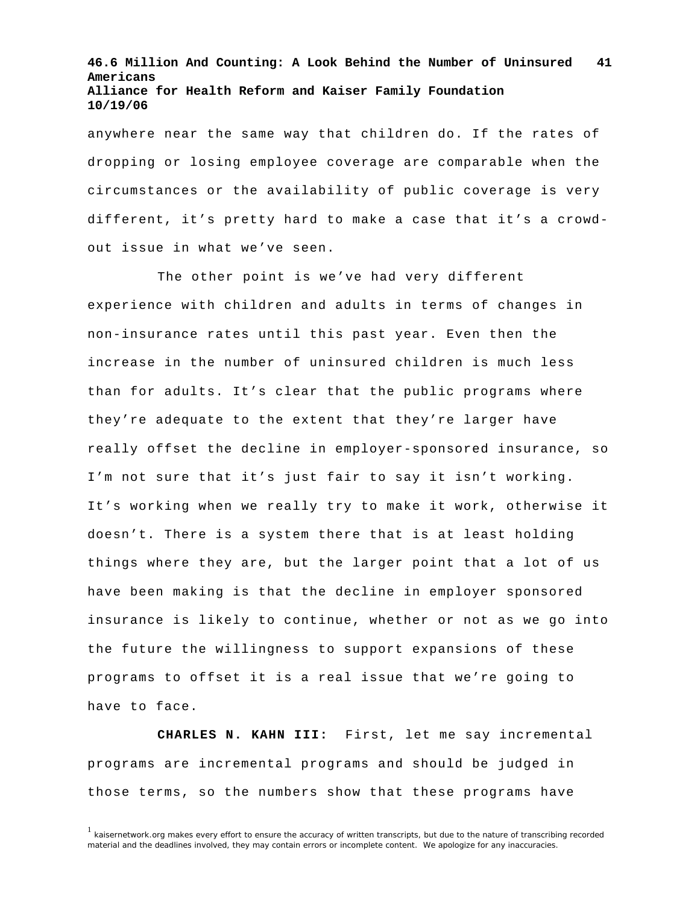anywhere near the same way that children do. If the rates of dropping or losing employee coverage are comparable when the circumstances or the availability of public coverage is very different, it's pretty hard to make a case that it's a crowd-out issue in what we've seen.

The other point is we've had very different experience with children and adults in terms of changes in non-insurance rates until this past year. Even then the increase in the number of uninsured children is much less than for adults. It's clear that the public programs where they're adequate to the extent that they're larger have really offset the decline in employer-sponsored insurance, so I'm not sure that it's just fair to say it isn't working. It's working when we really try to make it work, otherwise it doesn't. There is a system there that is at least holding things where they are, but the larger point that a lot of us have been making is that the decline in employer sponsored insurance is likely to continue, whether or not as we go into the future the willingness to support expansions of these programs to offset it is a real issue that we're going to have to face.

**CHARLES N. KAHN III:** First, let me say incremental programs are incremental programs and should be judged in those terms, so the numbers show that these programs have

[1] kaisernetwork.org makes every effort to ensure the accuracy of written transcripts, but due to the nature of transcribing recorded material and the deadlines involved, they may contain errors or incomplete content. We apologize for any inaccuracies.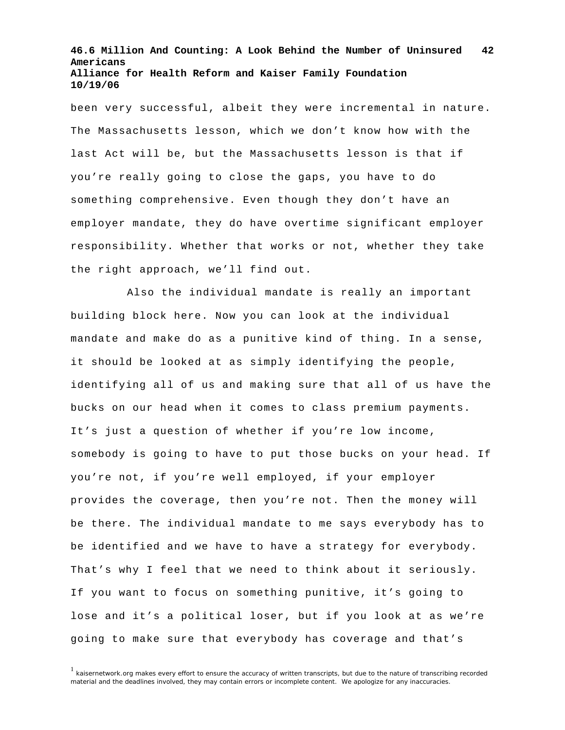been very successful, albeit they were incremental in nature. The Massachusetts lesson, which we don't know how with the last Act will be, but the Massachusetts lesson is that if you're really going to close the gaps, you have to do something comprehensive. Even though they don't have an employer mandate, they do have overtime significant employer responsibility. Whether that works or not, whether they take the right approach, we'll find out.

Also the individual mandate is really an important building block here. Now you can look at the individual mandate and make do as a punitive kind of thing. In a sense, it should be looked at as simply identifying the people, identifying all of us and making sure that all of us have the bucks on our head when it comes to class premium payments. It's just a question of whether if you're low income, somebody is going to have to put those bucks on your head. If you're not, if you're well employed, if your employer provides the coverage, then you're not. Then the money will be there. The individual mandate to me says everybody has to be identified and we have to have a strategy for everybody. That's why I feel that we need to think about it seriously. If you want to focus on something punitive, it's going to lose and it's a political loser, but if you look at as we're going to make sure that everybody has coverage and that's

[1] kaisernetwork.org makes every effort to ensure the accuracy of written transcripts, but due to the nature of transcribing recorded material and the deadlines involved, they may contain errors or incomplete content. We apologize for any inaccuracies.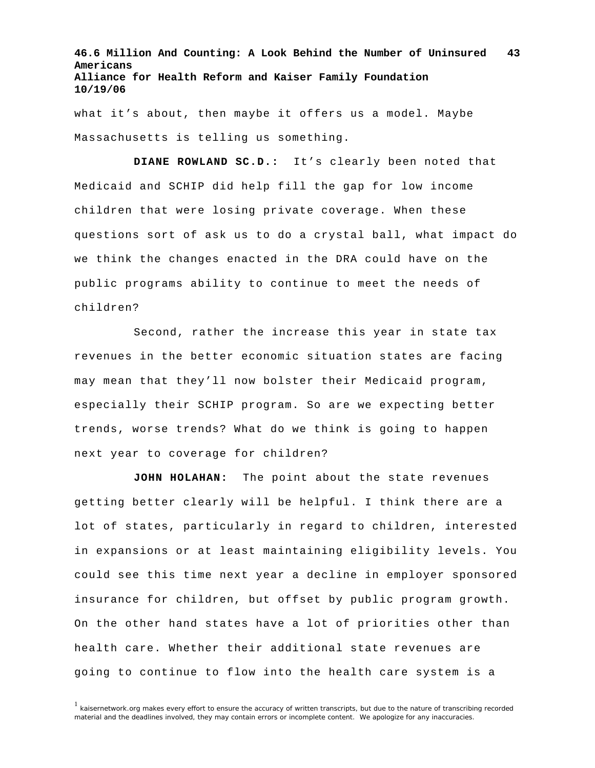what it's about, then maybe it offers us a model. Maybe Massachusetts is telling us something.

**DIANE ROWLAND SC.D.:** It's clearly been noted that Medicaid and SCHIP did help fill the gap for low income children that were losing private coverage. When these questions sort of ask us to do a crystal ball, what impact do we think the changes enacted in the DRA could have on the public programs ability to continue to meet the needs of children?

Second, rather the increase this year in state tax revenues in the better economic situation states are facing may mean that they'll now bolster their Medicaid program, especially their SCHIP program. So are we expecting better trends, worse trends? What do we think is going to happen next year to coverage for children?

**JOHN HOLAHAN:** The point about the state revenues getting better clearly will be helpful. I think there are a lot of states, particularly in regard to children, interested in expansions or at least maintaining eligibility levels. You could see this time next year a decline in employer sponsored insurance for children, but offset by public program growth. On the other hand states have a lot of priorities other than health care. Whether their additional state revenues are going to continue to flow into the health care system is a

[1] kaisernetwork.org makes every effort to ensure the accuracy of written transcripts, but due to the nature of transcribing recorded material and the deadlines involved, they may contain errors or incomplete content. We apologize for any inaccuracies.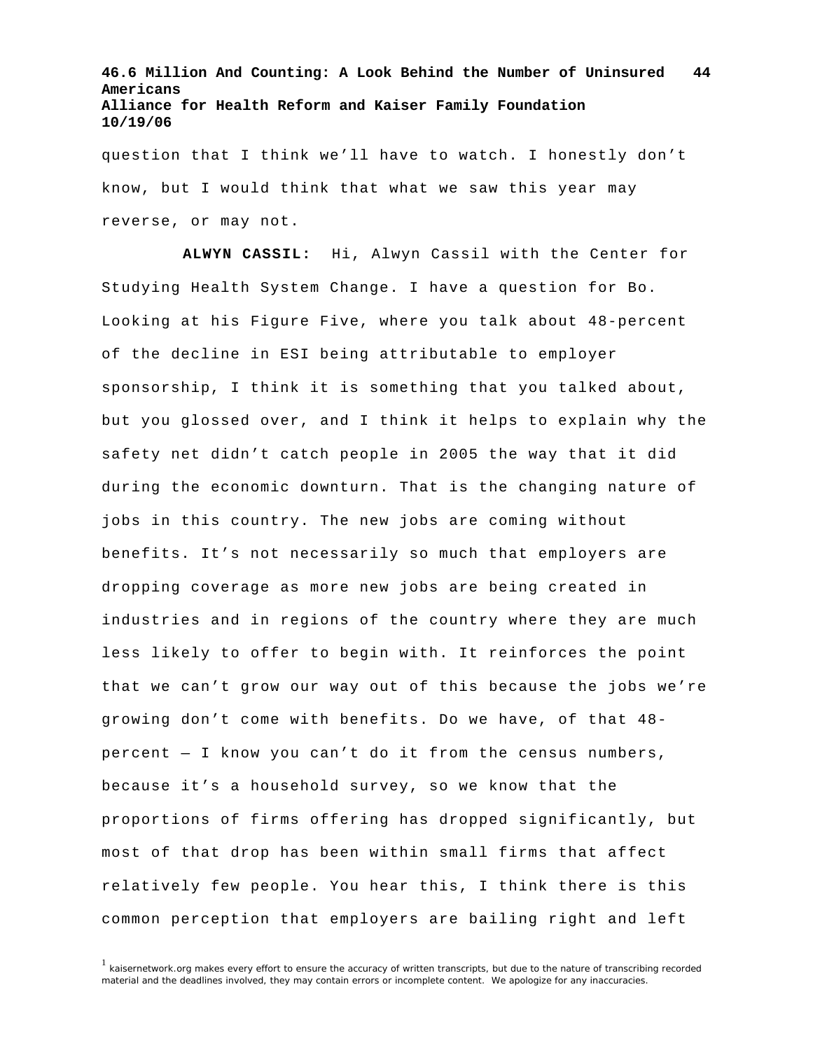question that I think we'll have to watch. I honestly don't know, but I would think that what we saw this year may reverse, or may not.

**ALWYN CASSIL:** Hi, Alwyn Cassil with the Center for Studying Health System Change. I have a question for Bo. Looking at his Figure Five, where you talk about 48-percent of the decline in ESI being attributable to employer sponsorship, I think it is something that you talked about, but you glossed over, and I think it helps to explain why the safety net didn't catch people in 2005 the way that it did during the economic downturn. That is the changing nature of jobs in this country. The new jobs are coming without benefits. It's not necessarily so much that employers are dropping coverage as more new jobs are being created in industries and in regions of the country where they are much less likely to offer to begin with. It reinforces the point that we can't grow our way out of this because the jobs we're growing don't come with benefits. Do we have, of that 48-percent — I know you can't do it from the census numbers, because it's a household survey, so we know that the proportions of firms offering has dropped significantly, but most of that drop has been within small firms that affect relatively few people. You hear this, I think there is this common perception that employers are bailing right and left

[1] kaisernetwork.org makes every effort to ensure the accuracy of written transcripts, but due to the nature of transcribing recorded material and the deadlines involved, they may contain errors or incomplete content. We apologize for any inaccuracies.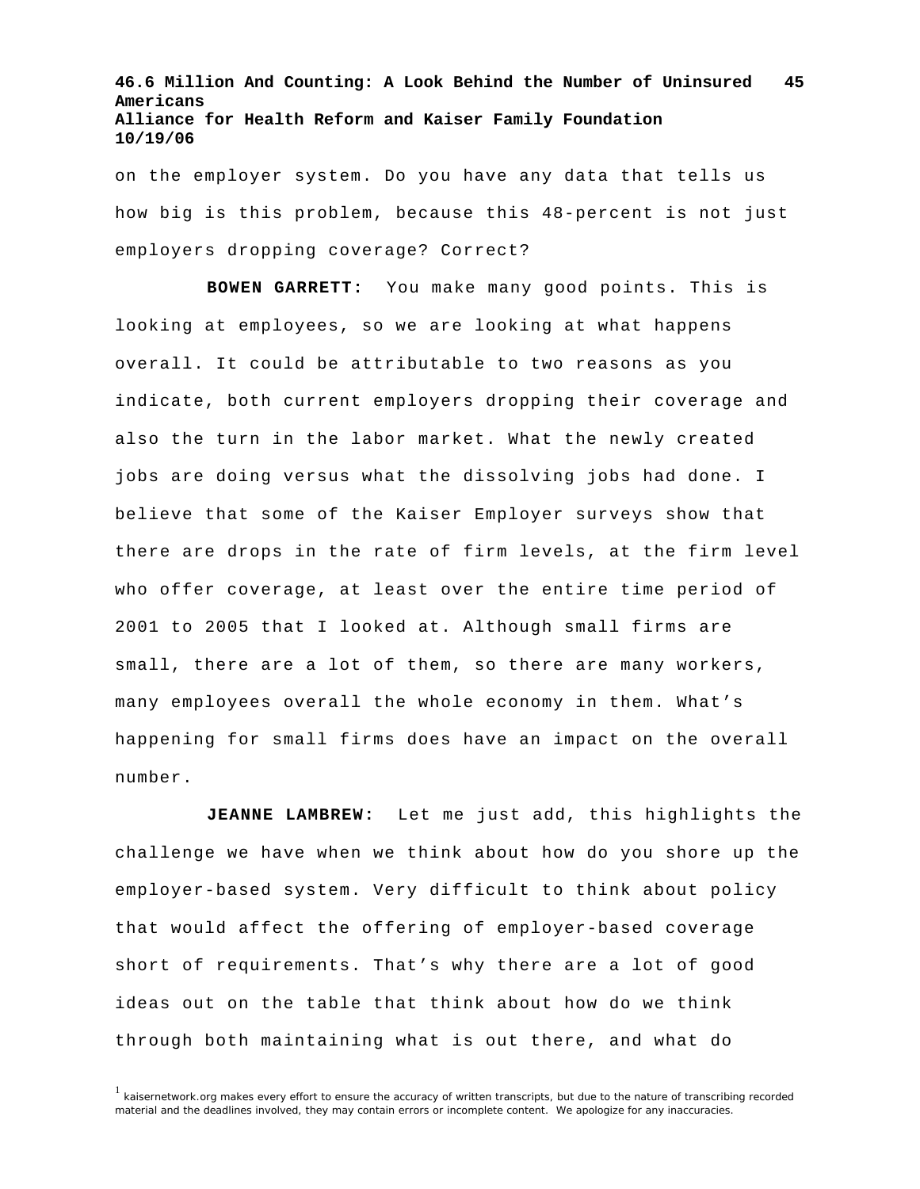on the employer system. Do you have any data that tells us how big is this problem, because this 48-percent is not just employers dropping coverage? Correct?

**BOWEN GARRETT:** You make many good points. This is looking at employees, so we are looking at what happens overall. It could be attributable to two reasons as you indicate, both current employers dropping their coverage and also the turn in the labor market. What the newly created jobs are doing versus what the dissolving jobs had done. I believe that some of the Kaiser Employer surveys show that there are drops in the rate of firm levels, at the firm level who offer coverage, at least over the entire time period of 2001 to 2005 that I looked at. Although small firms are small, there are a lot of them, so there are many workers, many employees overall the whole economy in them. What's happening for small firms does have an impact on the overall number.

**JEANNE LAMBREW:** Let me just add, this highlights the challenge we have when we think about how do you shore up the employer-based system. Very difficult to think about policy that would affect the offering of employer-based coverage short of requirements. That's why there are a lot of good ideas out on the table that think about how do we think through both maintaining what is out there, and what do

[1] kaisernetwork.org makes every effort to ensure the accuracy of written transcripts, but due to the nature of transcribing recorded material and the deadlines involved, they may contain errors or incomplete content. We apologize for any inaccuracies.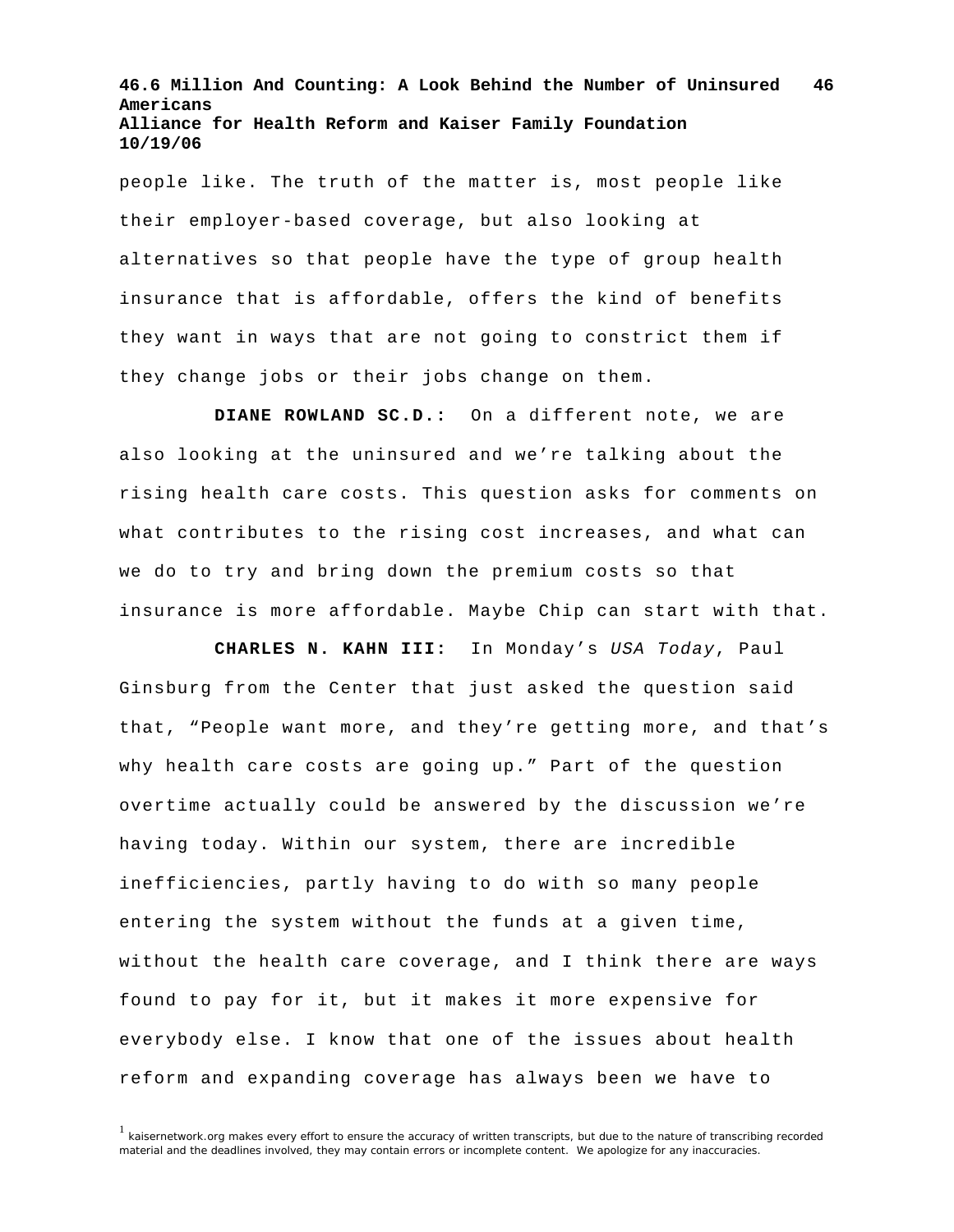people like. The truth of the matter is, most people like their employer-based coverage, but also looking at alternatives so that people have the type of group health insurance that is affordable, offers the kind of benefits they want in ways that are not going to constrict them if they change jobs or their jobs change on them.

**DIANE ROWLAND SC.D.:** On a different note, we are also looking at the uninsured and we're talking about the rising health care costs. This question asks for comments on what contributes to the rising cost increases, and what can we do to try and bring down the premium costs so that insurance is more affordable. Maybe Chip can start with that.

**CHARLES N. KAHN III:** In Monday's *USA Today*, Paul Ginsburg from the Center that just asked the question said that, "People want more, and they're getting more, and that's why health care costs are going up." Part of the question overtime actually could be answered by the discussion we're having today. Within our system, there are incredible inefficiencies, partly having to do with so many people entering the system without the funds at a given time, without the health care coverage, and I think there are ways found to pay for it, but it makes it more expensive for everybody else. I know that one of the issues about health reform and expanding coverage has always been we have to

[1] kaisernetwork.org makes every effort to ensure the accuracy of written transcripts, but due to the nature of transcribing recorded material and the deadlines involved, they may contain errors or incomplete content. We apologize for any inaccuracies.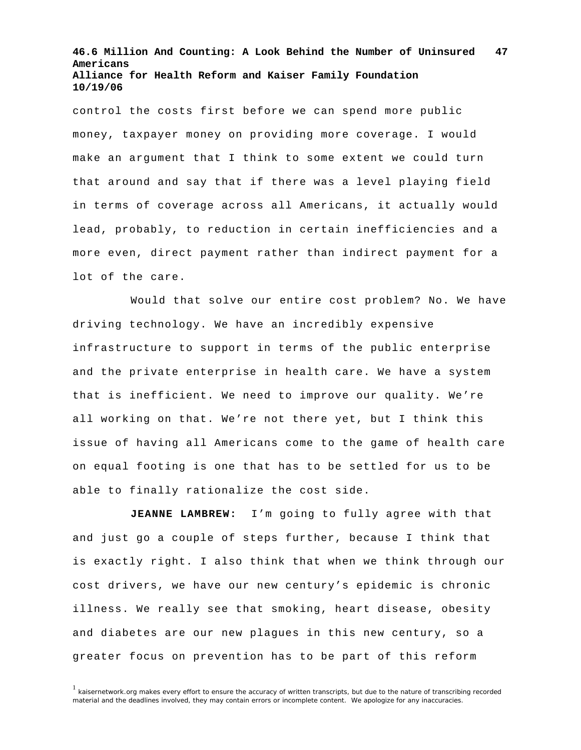control the costs first before we can spend more public money, taxpayer money on providing more coverage. I would make an argument that I think to some extent we could turn that around and say that if there was a level playing field in terms of coverage across all Americans, it actually would lead, probably, to reduction in certain inefficiencies and a more even, direct payment rather than indirect payment for a lot of the care.

Would that solve our entire cost problem? No. We have driving technology. We have an incredibly expensive infrastructure to support in terms of the public enterprise and the private enterprise in health care. We have a system that is inefficient. We need to improve our quality. We're all working on that. We're not there yet, but I think this issue of having all Americans come to the game of health care on equal footing is one that has to be settled for us to be able to finally rationalize the cost side.

**JEANNE LAMBREW:** I'm going to fully agree with that and just go a couple of steps further, because I think that is exactly right. I also think that when we think through our cost drivers, we have our new century's epidemic is chronic illness. We really see that smoking, heart disease, obesity and diabetes are our new plagues in this new century, so a greater focus on prevention has to be part of this reform

[1] kaisernetwork.org makes every effort to ensure the accuracy of written transcripts, but due to the nature of transcribing recorded material and the deadlines involved, they may contain errors or incomplete content. We apologize for any inaccuracies.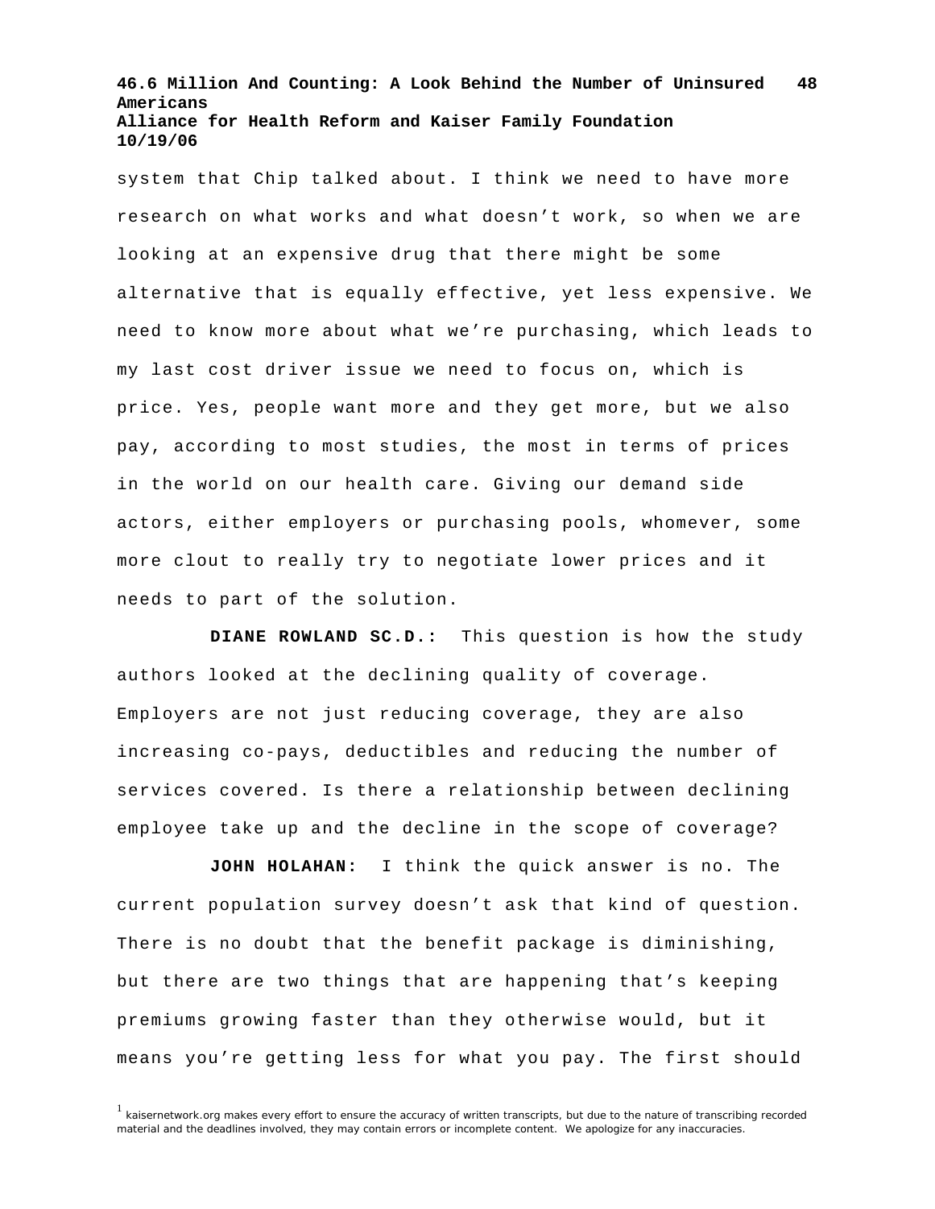system that Chip talked about. I think we need to have more research on what works and what doesn't work, so when we are looking at an expensive drug that there might be some alternative that is equally effective, yet less expensive. We need to know more about what we're purchasing, which leads to my last cost driver issue we need to focus on, which is price. Yes, people want more and they get more, but we also pay, according to most studies, the most in terms of prices in the world on our health care. Giving our demand side actors, either employers or purchasing pools, whomever, some more clout to really try to negotiate lower prices and it needs to part of the solution.

**DIANE ROWLAND SC.D.:** This question is how the study authors looked at the declining quality of coverage. Employers are not just reducing coverage, they are also increasing co-pays, deductibles and reducing the number of services covered. Is there a relationship between declining employee take up and the decline in the scope of coverage?

**JOHN HOLAHAN:** I think the quick answer is no. The current population survey doesn't ask that kind of question. There is no doubt that the benefit package is diminishing, but there are two things that are happening that's keeping premiums growing faster than they otherwise would, but it means you're getting less for what you pay. The first should

[1] kaisernetwork.org makes every effort to ensure the accuracy of written transcripts, but due to the nature of transcribing recorded material and the deadlines involved, they may contain errors or incomplete content. We apologize for any inaccuracies.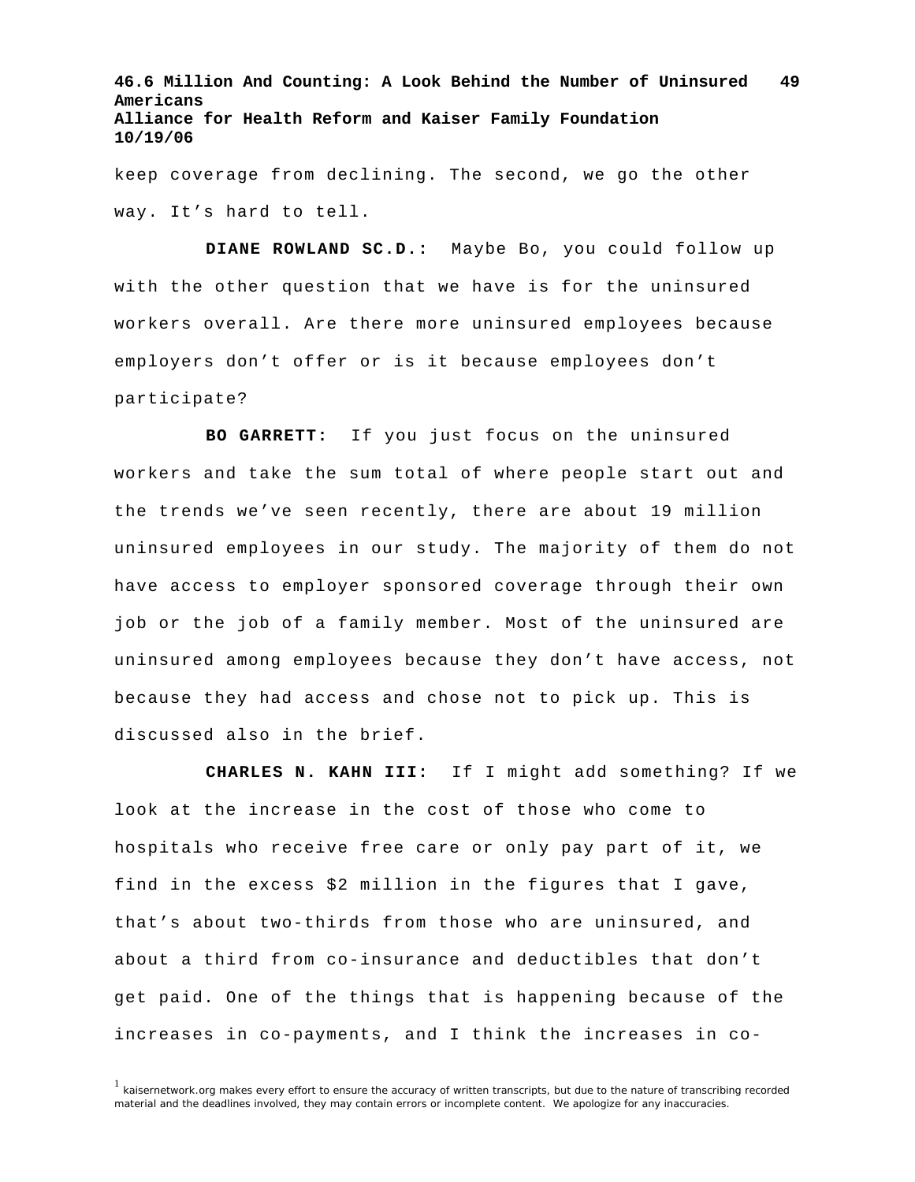keep coverage from declining. The second, we go the other way. It's hard to tell.

**DIANE ROWLAND SC.D.:** Maybe Bo, you could follow up with the other question that we have is for the uninsured workers overall. Are there more uninsured employees because employers don't offer or is it because employees don't participate?

**BO GARRETT:** If you just focus on the uninsured workers and take the sum total of where people start out and the trends we've seen recently, there are about 19 million uninsured employees in our study. The majority of them do not have access to employer sponsored coverage through their own job or the job of a family member. Most of the uninsured are uninsured among employees because they don't have access, not because they had access and chose not to pick up. This is discussed also in the brief.

**CHARLES N. KAHN III:** If I might add something? If we look at the increase in the cost of those who come to hospitals who receive free care or only pay part of it, we find in the excess $2 million in the figures that I gave, that's about two-thirds from those who are uninsured, and about a third from co-insurance and deductibles that don't get paid. One of the things that is happening because of the increases in co-payments, and I think the increases in co-

[1] kaisernetwork.org makes every effort to ensure the accuracy of written transcripts, but due to the nature of transcribing recorded material and the deadlines involved, they may contain errors or incomplete content. We apologize for any inaccuracies.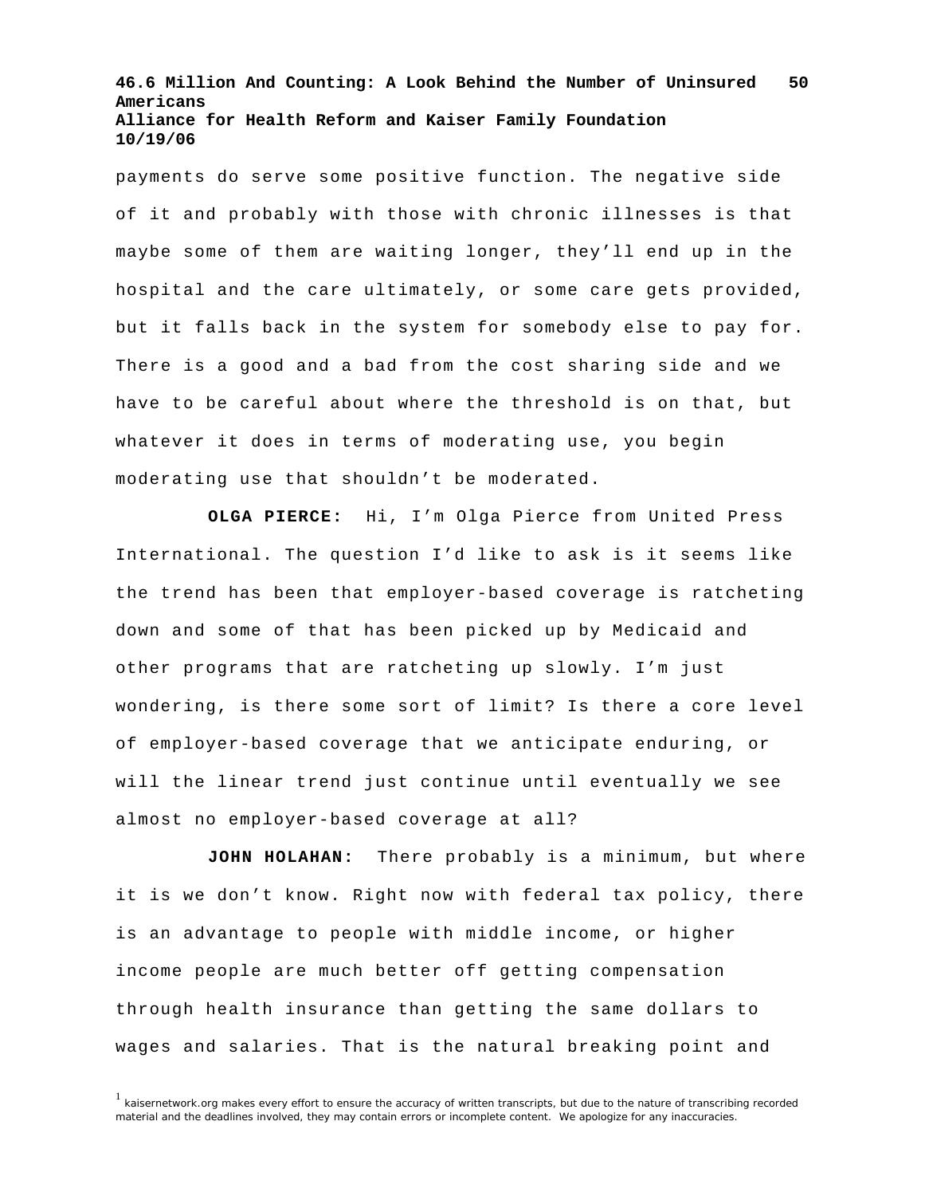payments do serve some positive function. The negative side of it and probably with those with chronic illnesses is that maybe some of them are waiting longer, they'll end up in the hospital and the care ultimately, or some care gets provided, but it falls back in the system for somebody else to pay for. There is a good and a bad from the cost sharing side and we have to be careful about where the threshold is on that, but whatever it does in terms of moderating use, you begin moderating use that shouldn't be moderated.

**OLGA PIERCE:** Hi, I'm Olga Pierce from United Press International. The question I'd like to ask is it seems like the trend has been that employer-based coverage is ratcheting down and some of that has been picked up by Medicaid and other programs that are ratcheting up slowly. I'm just wondering, is there some sort of limit? Is there a core level of employer-based coverage that we anticipate enduring, or will the linear trend just continue until eventually we see almost no employer-based coverage at all?

**JOHN HOLAHAN:** There probably is a minimum, but where it is we don't know. Right now with federal tax policy, there is an advantage to people with middle income, or higher income people are much better off getting compensation through health insurance than getting the same dollars to wages and salaries. That is the natural breaking point and

[1] kaisernetwork.org makes every effort to ensure the accuracy of written transcripts, but due to the nature of transcribing recorded material and the deadlines involved, they may contain errors or incomplete content. We apologize for any inaccuracies.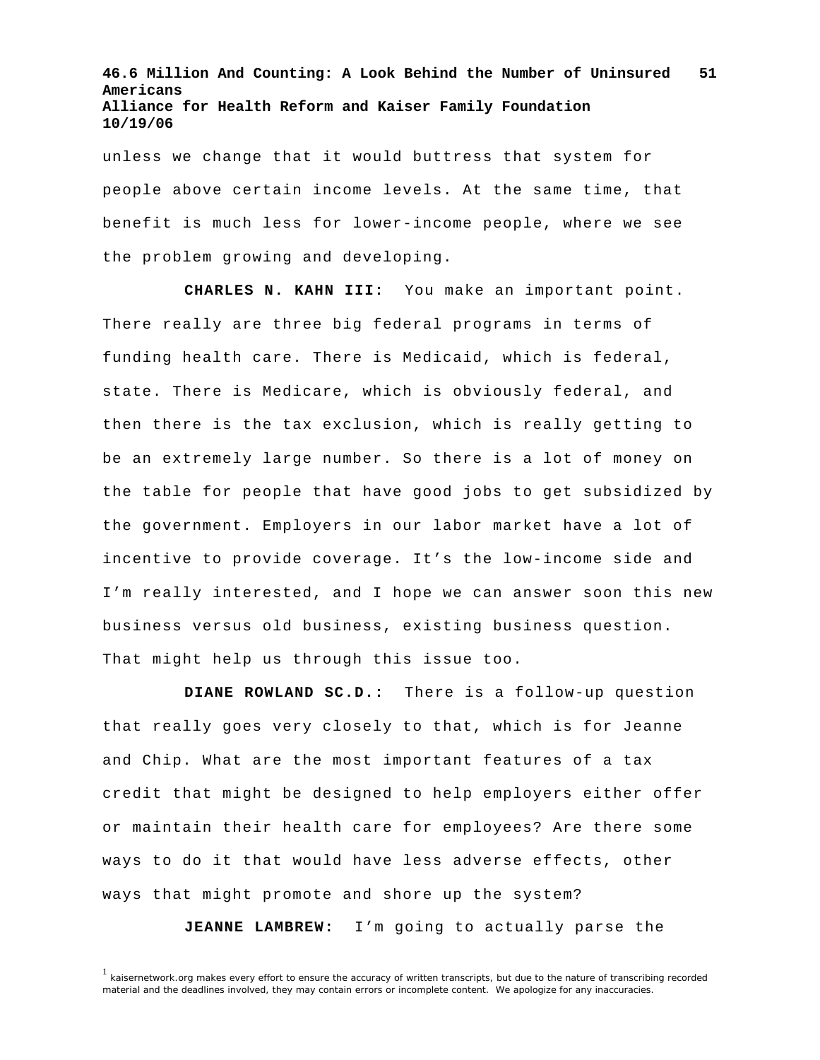unless we change that it would buttress that system for people above certain income levels. At the same time, that benefit is much less for lower-income people, where we see the problem growing and developing.

**CHARLES N. KAHN III:** You make an important point. There really are three big federal programs in terms of funding health care. There is Medicaid, which is federal, state. There is Medicare, which is obviously federal, and then there is the tax exclusion, which is really getting to be an extremely large number. So there is a lot of money on the table for people that have good jobs to get subsidized by the government. Employers in our labor market have a lot of incentive to provide coverage. It's the low-income side and I'm really interested, and I hope we can answer soon this new business versus old business, existing business question. That might help us through this issue too.

**DIANE ROWLAND SC.D.:** There is a follow-up question that really goes very closely to that, which is for Jeanne and Chip. What are the most important features of a tax credit that might be designed to help employers either offer or maintain their health care for employees? Are there some ways to do it that would have less adverse effects, other ways that might promote and shore up the system?

**JEANNE LAMBREW:** I'm going to actually parse the

[1] kaisernetwork.org makes every effort to ensure the accuracy of written transcripts, but due to the nature of transcribing recorded material and the deadlines involved, they may contain errors or incomplete content. We apologize for any inaccuracies.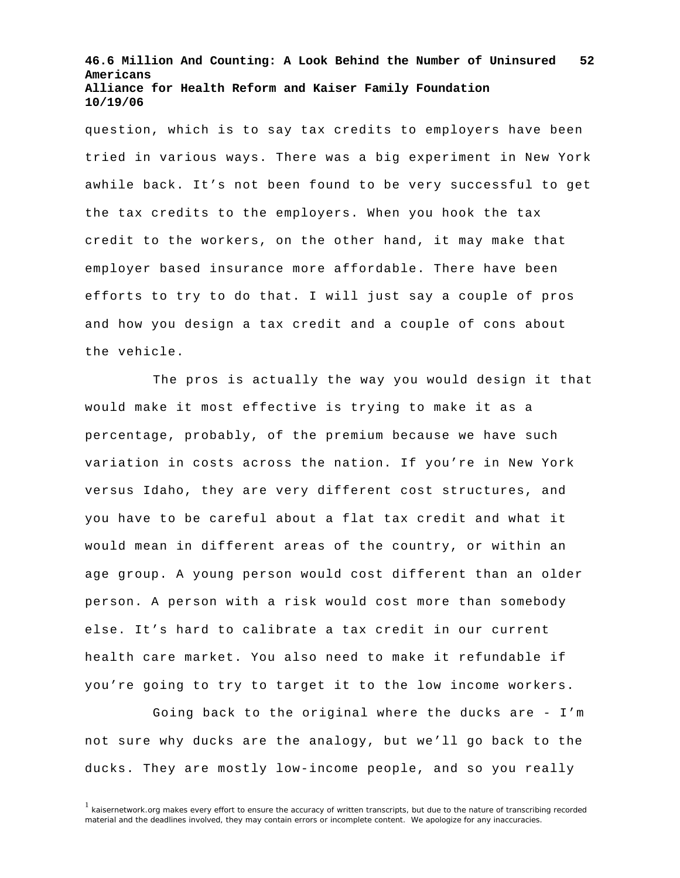question, which is to say tax credits to employers have been tried in various ways. There was a big experiment in New York awhile back. It's not been found to be very successful to get the tax credits to the employers. When you hook the tax credit to the workers, on the other hand, it may make that employer based insurance more affordable. There have been efforts to try to do that. I will just say a couple of pros and how you design a tax credit and a couple of cons about the vehicle.

The pros is actually the way you would design it that would make it most effective is trying to make it as a percentage, probably, of the premium because we have such variation in costs across the nation. If you're in New York versus Idaho, they are very different cost structures, and you have to be careful about a flat tax credit and what it would mean in different areas of the country, or within an age group. A young person would cost different than an older person. A person with a risk would cost more than somebody else. It's hard to calibrate a tax credit in our current health care market. You also need to make it refundable if you're going to try to target it to the low income workers.

Going back to the original where the ducks are - I'm not sure why ducks are the analogy, but we'll go back to the ducks. They are mostly low-income people, and so you really

[1] kaisernetwork.org makes every effort to ensure the accuracy of written transcripts, but due to the nature of transcribing recorded material and the deadlines involved, they may contain errors or incomplete content. We apologize for any inaccuracies.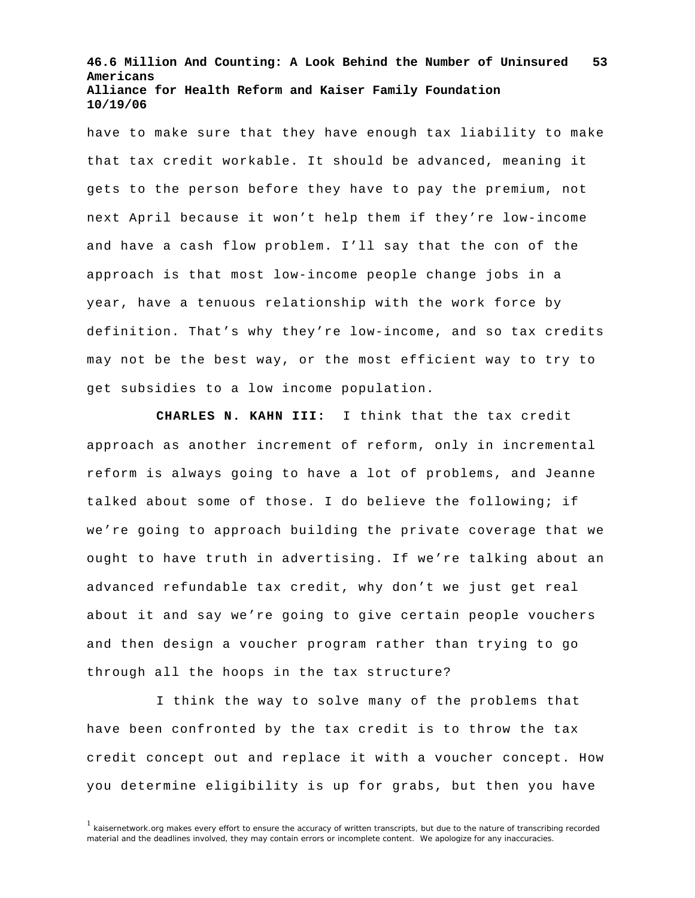have to make sure that they have enough tax liability to make that tax credit workable. It should be advanced, meaning it gets to the person before they have to pay the premium, not next April because it won't help them if they're low-income and have a cash flow problem. I'll say that the con of the approach is that most low-income people change jobs in a year, have a tenuous relationship with the work force by definition. That's why they're low-income, and so tax credits may not be the best way, or the most efficient way to try to get subsidies to a low income population.

**CHARLES N. KAHN III:** I think that the tax credit approach as another increment of reform, only in incremental reform is always going to have a lot of problems, and Jeanne talked about some of those. I do believe the following; if we're going to approach building the private coverage that we ought to have truth in advertising. If we're talking about an advanced refundable tax credit, why don't we just get real about it and say we're going to give certain people vouchers and then design a voucher program rather than trying to go through all the hoops in the tax structure?

I think the way to solve many of the problems that have been confronted by the tax credit is to throw the tax credit concept out and replace it with a voucher concept. How you determine eligibility is up for grabs, but then you have

[1] kaisernetwork.org makes every effort to ensure the accuracy of written transcripts, but due to the nature of transcribing recorded material and the deadlines involved, they may contain errors or incomplete content. We apologize for any inaccuracies.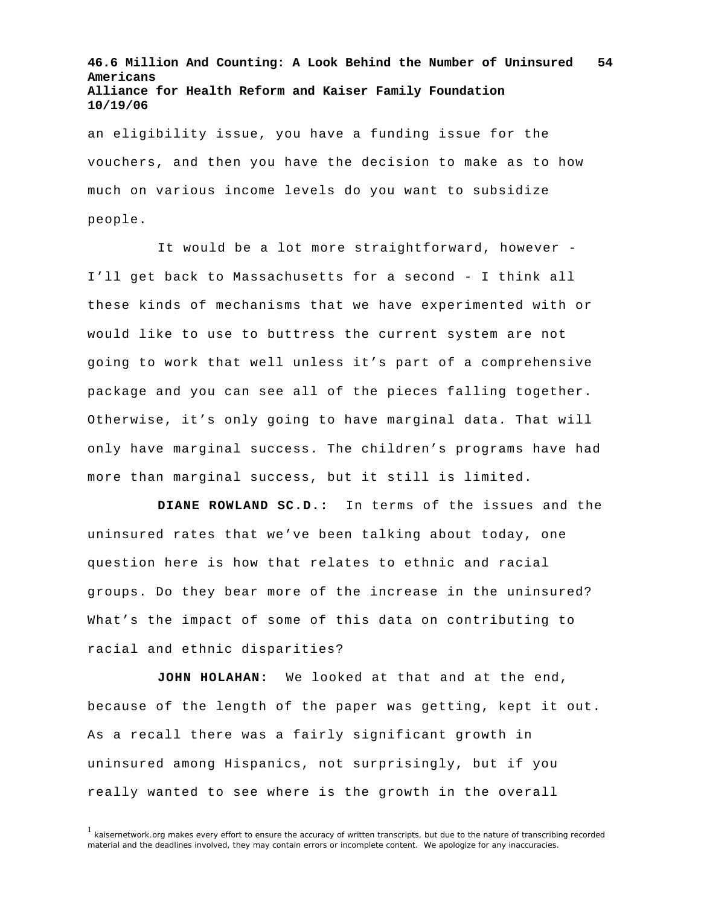an eligibility issue, you have a funding issue for the vouchers, and then you have the decision to make as to how much on various income levels do you want to subsidize people.

It would be a lot more straightforward, however - I'll get back to Massachusetts for a second - I think all these kinds of mechanisms that we have experimented with or would like to use to buttress the current system are not going to work that well unless it's part of a comprehensive package and you can see all of the pieces falling together. Otherwise, it's only going to have marginal data. That will only have marginal success. The children's programs have had more than marginal success, but it still is limited.

**DIANE ROWLAND SC.D.:** In terms of the issues and the uninsured rates that we've been talking about today, one question here is how that relates to ethnic and racial groups. Do they bear more of the increase in the uninsured? What's the impact of some of this data on contributing to racial and ethnic disparities?

**JOHN HOLAHAN:** We looked at that and at the end, because of the length of the paper was getting, kept it out. As a recall there was a fairly significant growth in uninsured among Hispanics, not surprisingly, but if you really wanted to see where is the growth in the overall

[1] kaisernetwork.org makes every effort to ensure the accuracy of written transcripts, but due to the nature of transcribing recorded material and the deadlines involved, they may contain errors or incomplete content. We apologize for any inaccuracies.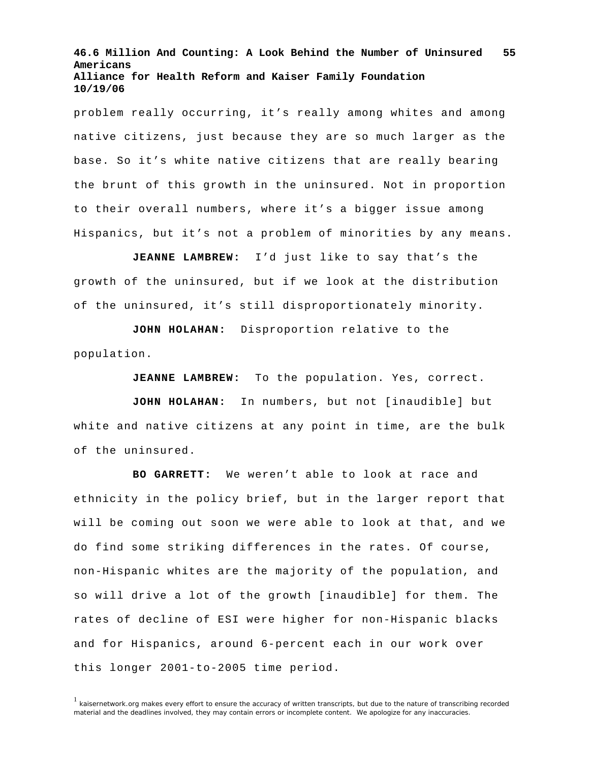problem really occurring, it's really among whites and among native citizens, just because they are so much larger as the base. So it's white native citizens that are really bearing the brunt of this growth in the uninsured. Not in proportion to their overall numbers, where it's a bigger issue among Hispanics, but it's not a problem of minorities by any means.

**JEANNE LAMBREW:** I'd just like to say that's the growth of the uninsured, but if we look at the distribution of the uninsured, it's still disproportionately minority.

**JOHN HOLAHAN:** Disproportion relative to the population.

**JEANNE LAMBREW:** To the population. Yes, correct.

**JOHN HOLAHAN:** In numbers, but not [inaudible] but white and native citizens at any point in time, are the bulk of the uninsured.

**BO GARRETT:** We weren't able to look at race and ethnicity in the policy brief, but in the larger report that will be coming out soon we were able to look at that, and we do find some striking differences in the rates. Of course, non-Hispanic whites are the majority of the population, and so will drive a lot of the growth [inaudible] for them. The rates of decline of ESI were higher for non-Hispanic blacks and for Hispanics, around 6-percent each in our work over this longer 2001-to-2005 time period.

[1] kaisernetwork.org makes every effort to ensure the accuracy of written transcripts, but due to the nature of transcribing recorded material and the deadlines involved, they may contain errors or incomplete content. We apologize for any inaccuracies.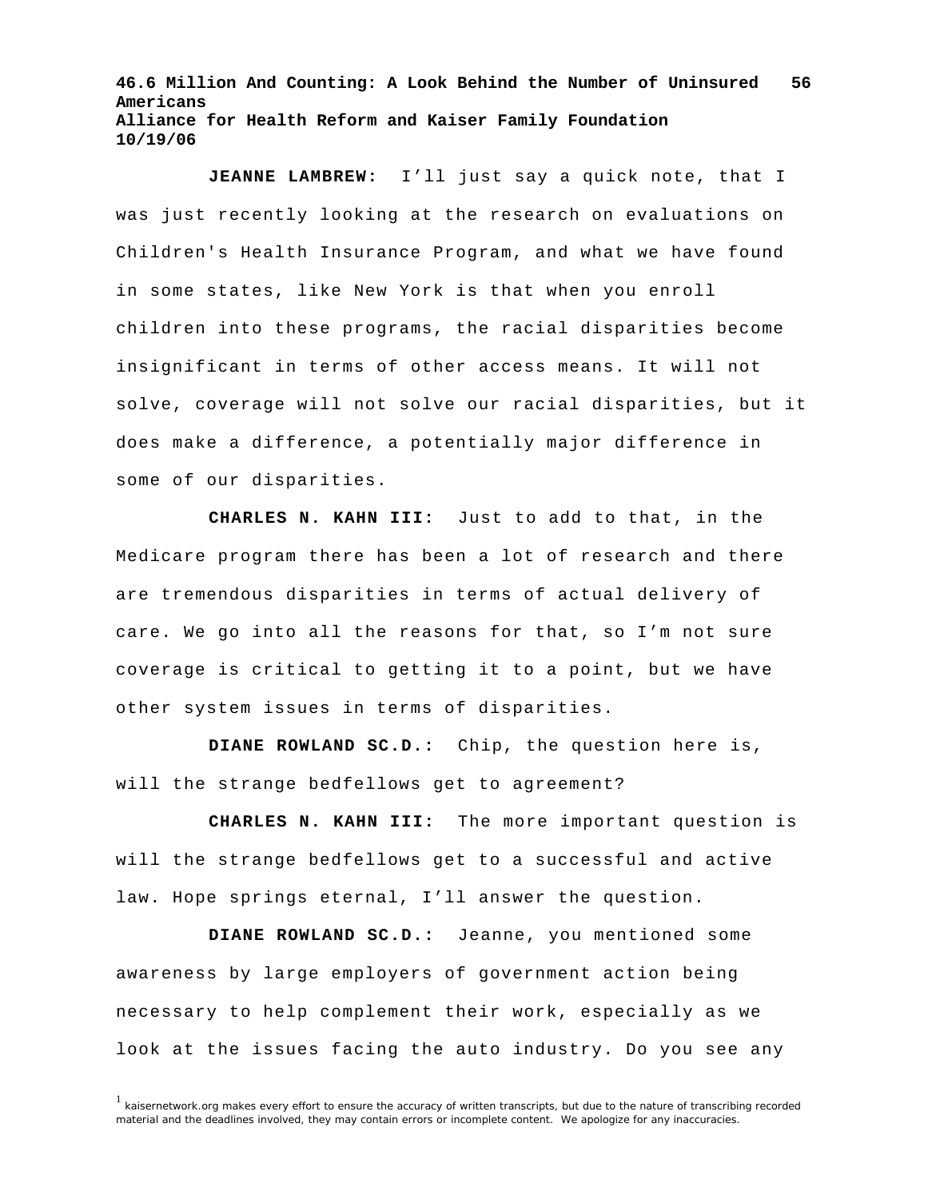**JEANNE LAMBREW:** I'll just say a quick note, that I was just recently looking at the research on evaluations on Children's Health Insurance Program, and what we have found in some states, like New York is that when you enroll children into these programs, the racial disparities become insignificant in terms of other access means. It will not solve, coverage will not solve our racial disparities, but it does make a difference, a potentially major difference in some of our disparities.

**CHARLES N. KAHN III:** Just to add to that, in the Medicare program there has been a lot of research and there are tremendous disparities in terms of actual delivery of care. We go into all the reasons for that, so I'm not sure coverage is critical to getting it to a point, but we have other system issues in terms of disparities.

**DIANE ROWLAND SC.D.:** Chip, the question here is, will the strange bedfellows get to agreement?

**CHARLES N. KAHN III:** The more important question is will the strange bedfellows get to a successful and active law. Hope springs eternal, I'll answer the question.

**DIANE ROWLAND SC.D.:** Jeanne, you mentioned some awareness by large employers of government action being necessary to help complement their work, especially as we look at the issues facing the auto industry. Do you see any

[1] kaisernetwork.org makes every effort to ensure the accuracy of written transcripts, but due to the nature of transcribing recorded material and the deadlines involved, they may contain errors or incomplete content. We apologize for any inaccuracies.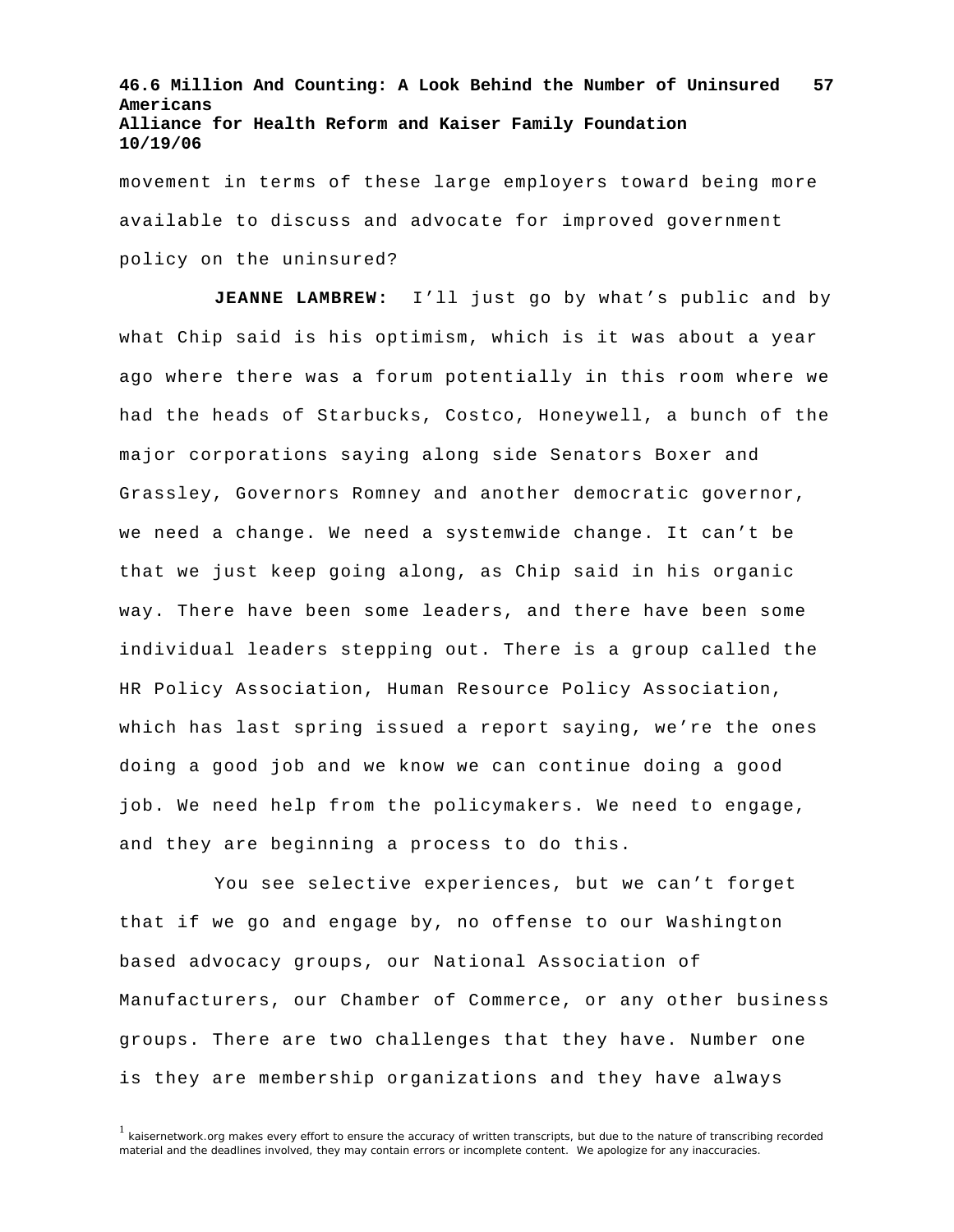movement in terms of these large employers toward being more available to discuss and advocate for improved government policy on the uninsured?

**JEANNE LAMBREW:** I'll just go by what's public and by what Chip said is his optimism, which is it was about a year ago where there was a forum potentially in this room where we had the heads of Starbucks, Costco, Honeywell, a bunch of the major corporations saying along side Senators Boxer and Grassley, Governors Romney and another democratic governor, we need a change. We need a systemwide change. It can't be that we just keep going along, as Chip said in his organic way. There have been some leaders, and there have been some individual leaders stepping out. There is a group called the HR Policy Association, Human Resource Policy Association, which has last spring issued a report saying, we're the ones doing a good job and we know we can continue doing a good job. We need help from the policymakers. We need to engage, and they are beginning a process to do this.

You see selective experiences, but we can't forget that if we go and engage by, no offense to our Washington based advocacy groups, our National Association of Manufacturers, our Chamber of Commerce, or any other business groups. There are two challenges that they have. Number one is they are membership organizations and they have always

[1] kaisernetwork.org makes every effort to ensure the accuracy of written transcripts, but due to the nature of transcribing recorded material and the deadlines involved, they may contain errors or incomplete content. We apologize for any inaccuracies.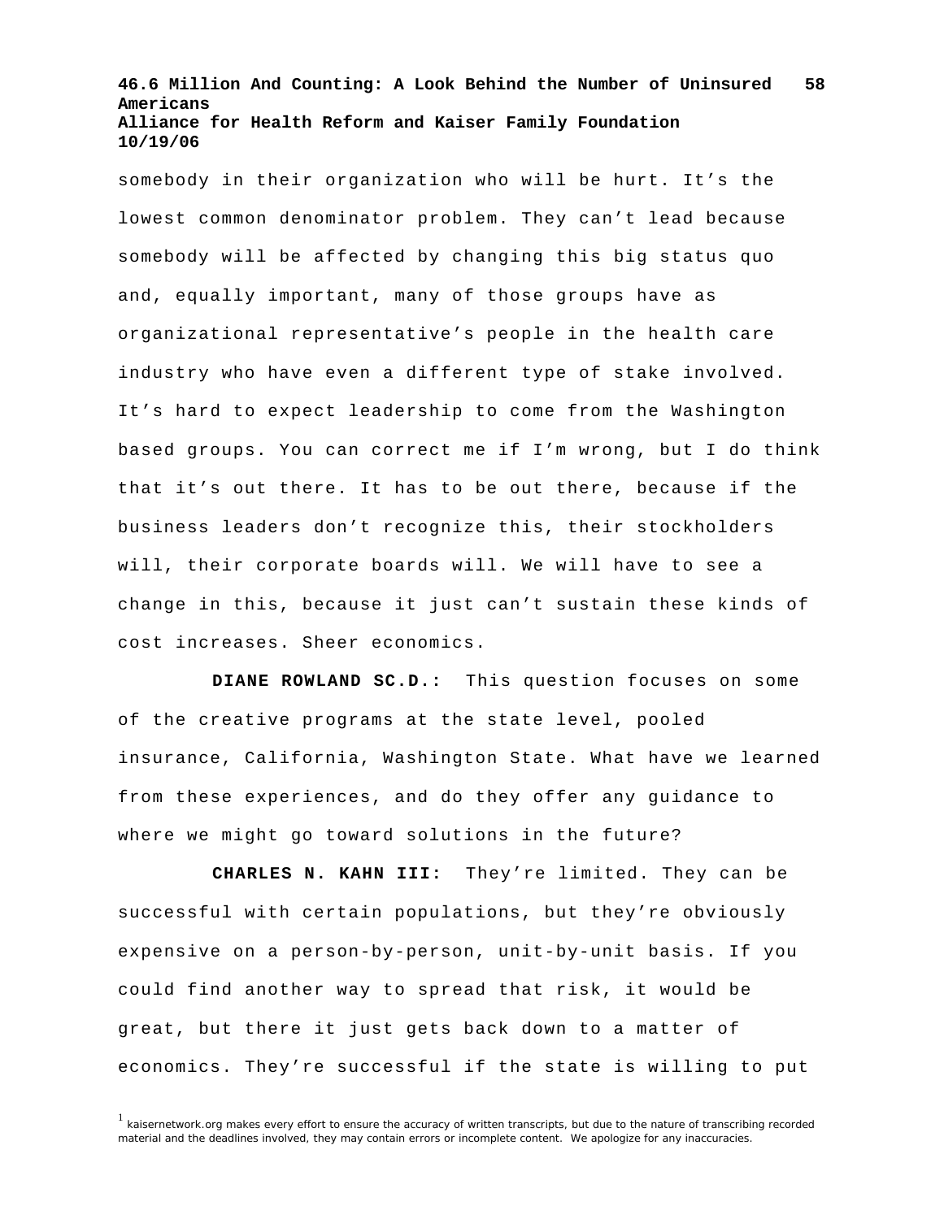somebody in their organization who will be hurt. It's the lowest common denominator problem. They can't lead because somebody will be affected by changing this big status quo and, equally important, many of those groups have as organizational representative's people in the health care industry who have even a different type of stake involved. It's hard to expect leadership to come from the Washington based groups. You can correct me if I'm wrong, but I do think that it's out there. It has to be out there, because if the business leaders don't recognize this, their stockholders will, their corporate boards will. We will have to see a change in this, because it just can't sustain these kinds of cost increases. Sheer economics.

**DIANE ROWLAND SC.D.:** This question focuses on some of the creative programs at the state level, pooled insurance, California, Washington State. What have we learned from these experiences, and do they offer any guidance to where we might go toward solutions in the future?

**CHARLES N. KAHN III:** They're limited. They can be successful with certain populations, but they're obviously expensive on a person-by-person, unit-by-unit basis. If you could find another way to spread that risk, it would be great, but there it just gets back down to a matter of economics. They're successful if the state is willing to put

[1] kaisernetwork.org makes every effort to ensure the accuracy of written transcripts, but due to the nature of transcribing recorded material and the deadlines involved, they may contain errors or incomplete content. We apologize for any inaccuracies.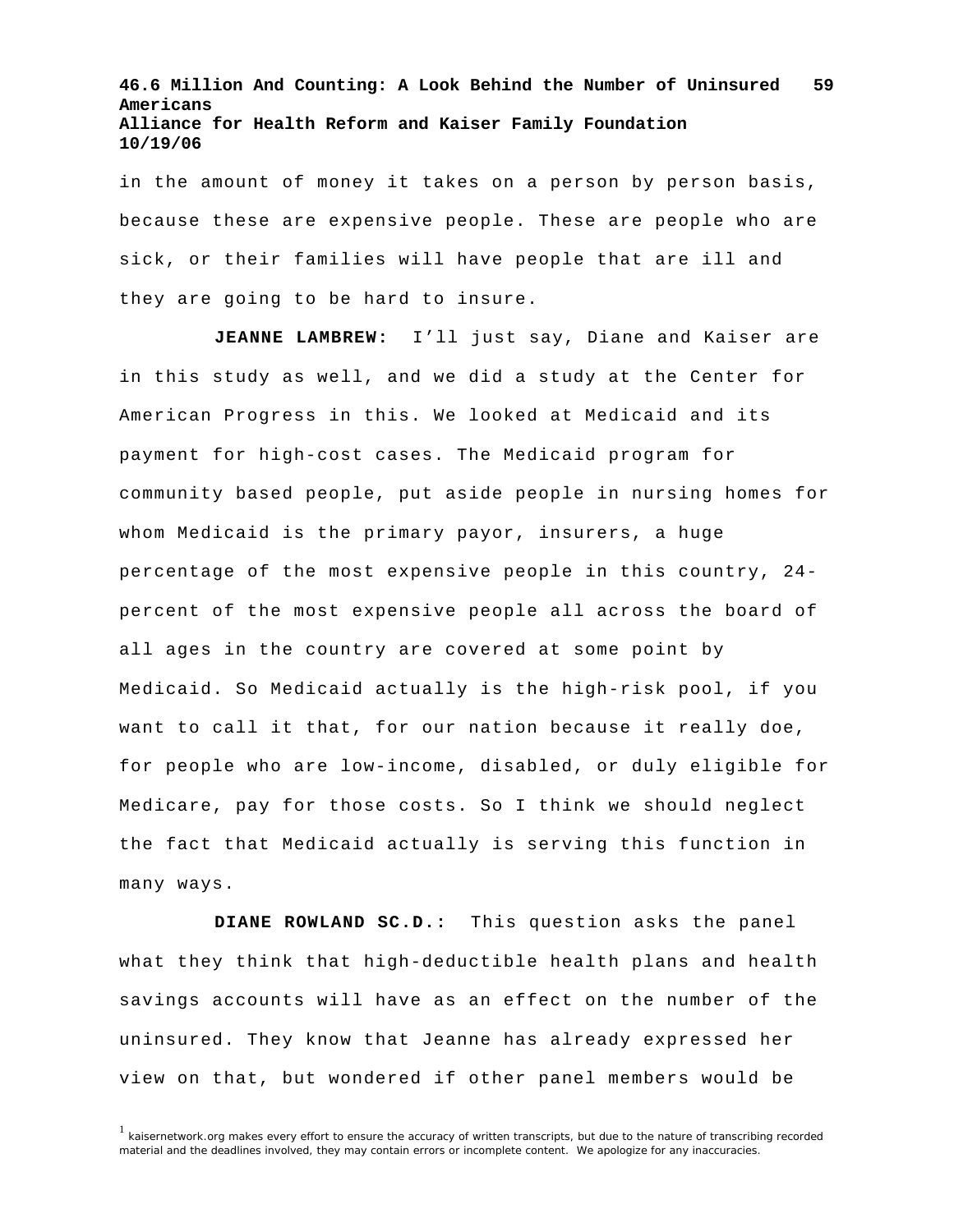in the amount of money it takes on a person by person basis, because these are expensive people. These are people who are sick, or their families will have people that are ill and they are going to be hard to insure.

**JEANNE LAMBREW:** I'll just say, Diane and Kaiser are in this study as well, and we did a study at the Center for American Progress in this. We looked at Medicaid and its payment for high-cost cases. The Medicaid program for community based people, put aside people in nursing homes for whom Medicaid is the primary payor, insurers, a huge percentage of the most expensive people in this country, 24-percent of the most expensive people all across the board of all ages in the country are covered at some point by Medicaid. So Medicaid actually is the high-risk pool, if you want to call it that, for our nation because it really doe, for people who are low-income, disabled, or duly eligible for Medicare, pay for those costs. So I think we should neglect the fact that Medicaid actually is serving this function in many ways.

**DIANE ROWLAND SC.D.:** This question asks the panel what they think that high-deductible health plans and health savings accounts will have as an effect on the number of the uninsured. They know that Jeanne has already expressed her view on that, but wondered if other panel members would be

[1] kaisernetwork.org makes every effort to ensure the accuracy of written transcripts, but due to the nature of transcribing recorded material and the deadlines involved, they may contain errors or incomplete content. We apologize for any inaccuracies.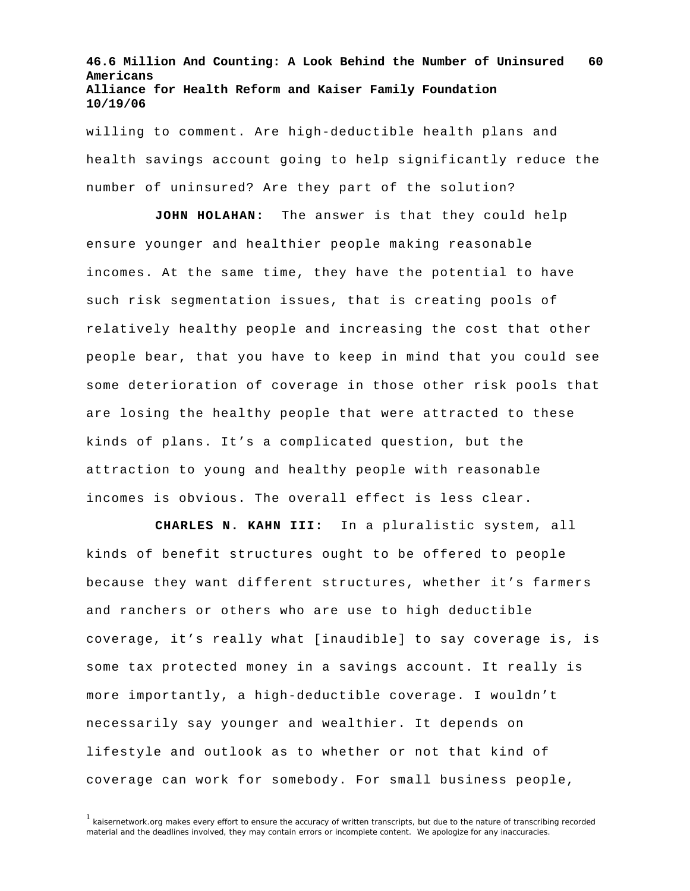willing to comment. Are high-deductible health plans and health savings account going to help significantly reduce the number of uninsured? Are they part of the solution?

**JOHN HOLAHAN:** The answer is that they could help ensure younger and healthier people making reasonable incomes. At the same time, they have the potential to have such risk segmentation issues, that is creating pools of relatively healthy people and increasing the cost that other people bear, that you have to keep in mind that you could see some deterioration of coverage in those other risk pools that are losing the healthy people that were attracted to these kinds of plans. It's a complicated question, but the attraction to young and healthy people with reasonable incomes is obvious. The overall effect is less clear.

**CHARLES N. KAHN III:** In a pluralistic system, all kinds of benefit structures ought to be offered to people because they want different structures, whether it's farmers and ranchers or others who are use to high deductible coverage, it's really what [inaudible] to say coverage is, is some tax protected money in a savings account. It really is more importantly, a high-deductible coverage. I wouldn't necessarily say younger and wealthier. It depends on lifestyle and outlook as to whether or not that kind of coverage can work for somebody. For small business people,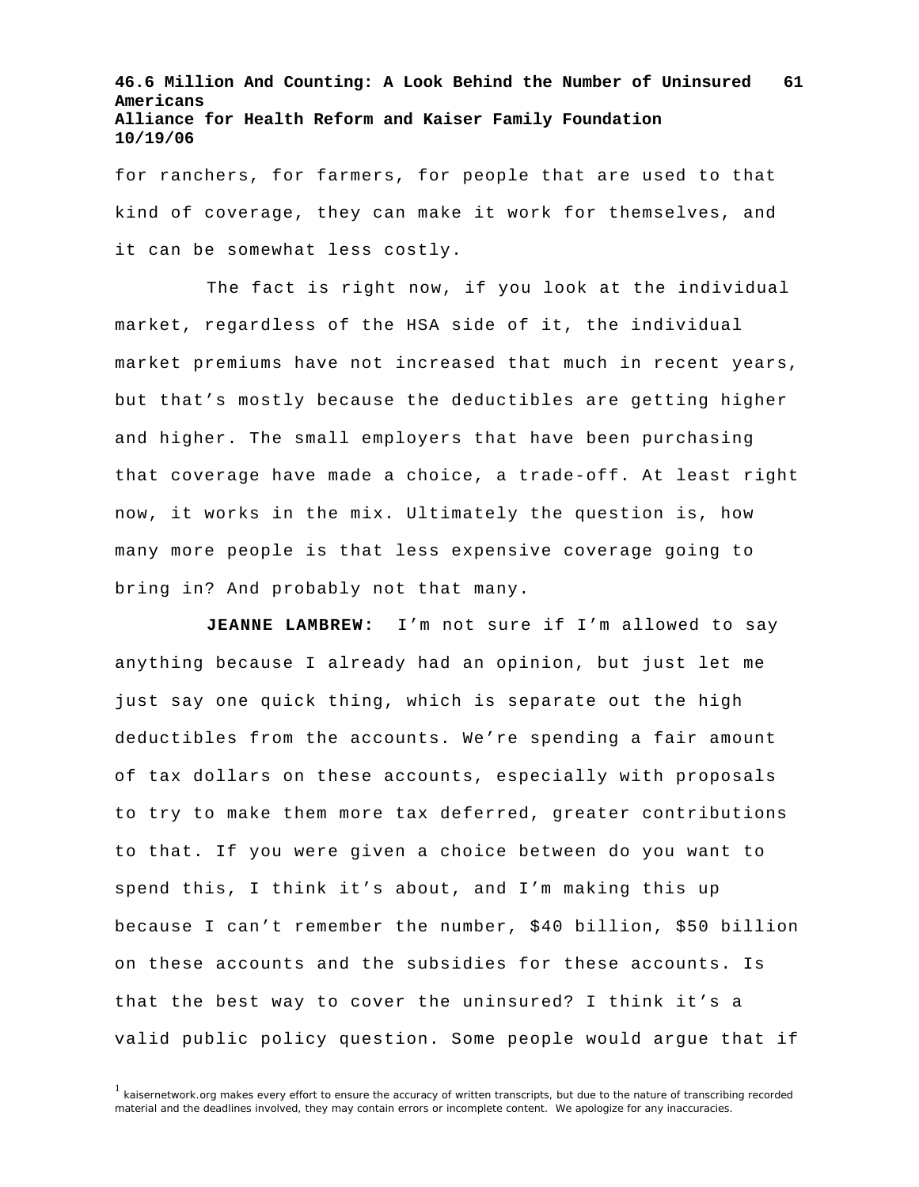for ranchers, for farmers, for people that are used to that kind of coverage, they can make it work for themselves, and it can be somewhat less costly.

The fact is right now, if you look at the individual market, regardless of the HSA side of it, the individual market premiums have not increased that much in recent years, but that's mostly because the deductibles are getting higher and higher. The small employers that have been purchasing that coverage have made a choice, a trade-off. At least right now, it works in the mix. Ultimately the question is, how many more people is that less expensive coverage going to bring in? And probably not that many.

**JEANNE LAMBREW:** I'm not sure if I'm allowed to say anything because I already had an opinion, but just let me just say one quick thing, which is separate out the high deductibles from the accounts. We're spending a fair amount of tax dollars on these accounts, especially with proposals to try to make them more tax deferred, greater contributions to that. If you were given a choice between do you want to spend this, I think it's about, and I'm making this up because I can't remember the number, $40 billion, $50 billion on these accounts and the subsidies for these accounts. Is that the best way to cover the uninsured? I think it's a valid public policy question. Some people would argue that if

[1] kaisernetwork.org makes every effort to ensure the accuracy of written transcripts, but due to the nature of transcribing recorded material and the deadlines involved, they may contain errors or incomplete content. We apologize for any inaccuracies.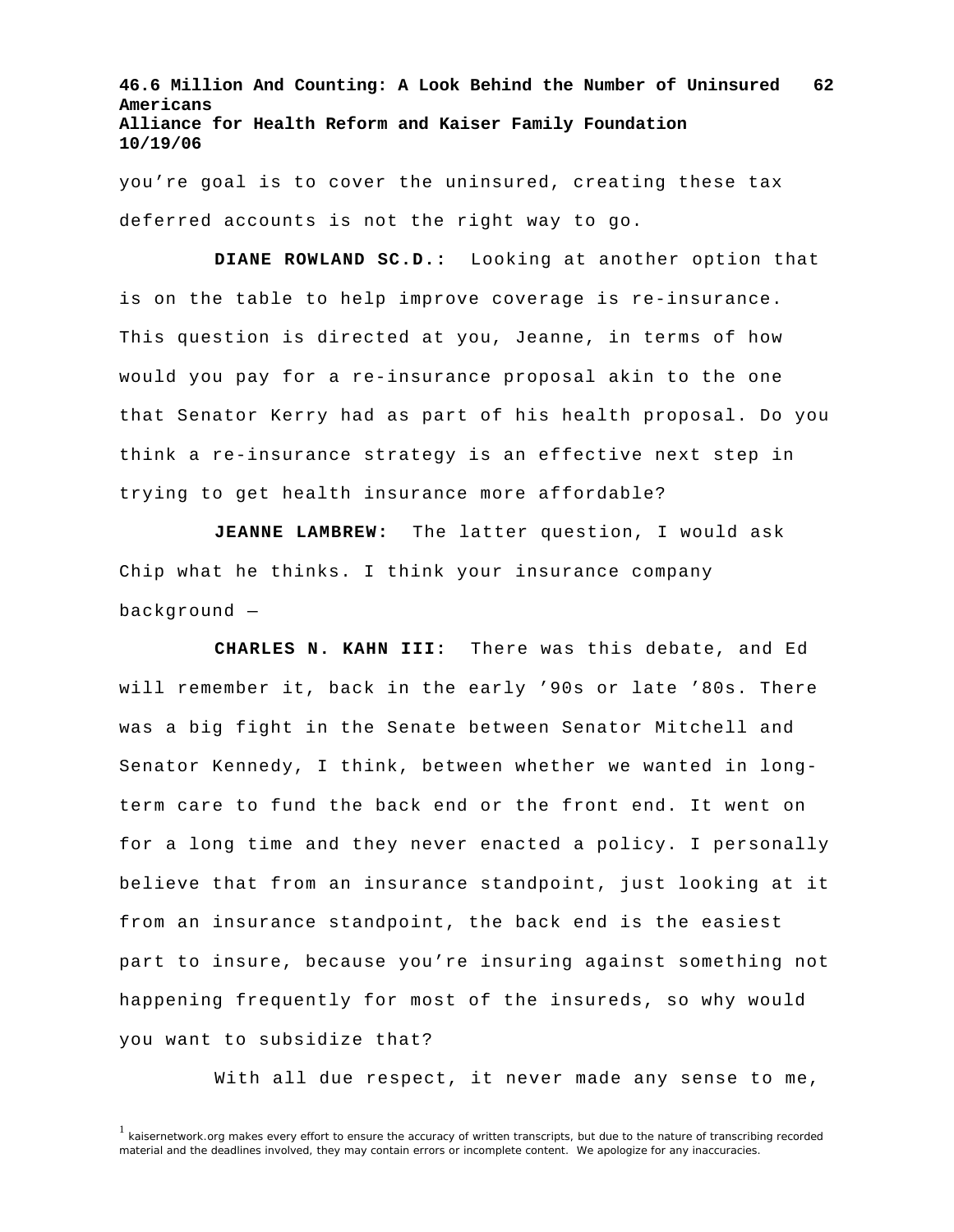you're goal is to cover the uninsured, creating these tax deferred accounts is not the right way to go.

**DIANE ROWLAND SC.D.:** Looking at another option that is on the table to help improve coverage is re-insurance. This question is directed at you, Jeanne, in terms of how would you pay for a re-insurance proposal akin to the one that Senator Kerry had as part of his health proposal. Do you think a re-insurance strategy is an effective next step in trying to get health insurance more affordable?

**JEANNE LAMBREW:** The latter question, I would ask Chip what he thinks. I think your insurance company background —

**CHARLES N. KAHN III:** There was this debate, and Ed will remember it, back in the early '90s or late '80s. There was a big fight in the Senate between Senator Mitchell and Senator Kennedy, I think, between whether we wanted in long-term care to fund the back end or the front end. It went on for a long time and they never enacted a policy. I personally believe that from an insurance standpoint, just looking at it from an insurance standpoint, the back end is the easiest part to insure, because you're insuring against something not happening frequently for most of the insureds, so why would you want to subsidize that?

With all due respect, it never made any sense to me,

[1] kaisernetwork.org makes every effort to ensure the accuracy of written transcripts, but due to the nature of transcribing recorded material and the deadlines involved, they may contain errors or incomplete content. We apologize for any inaccuracies.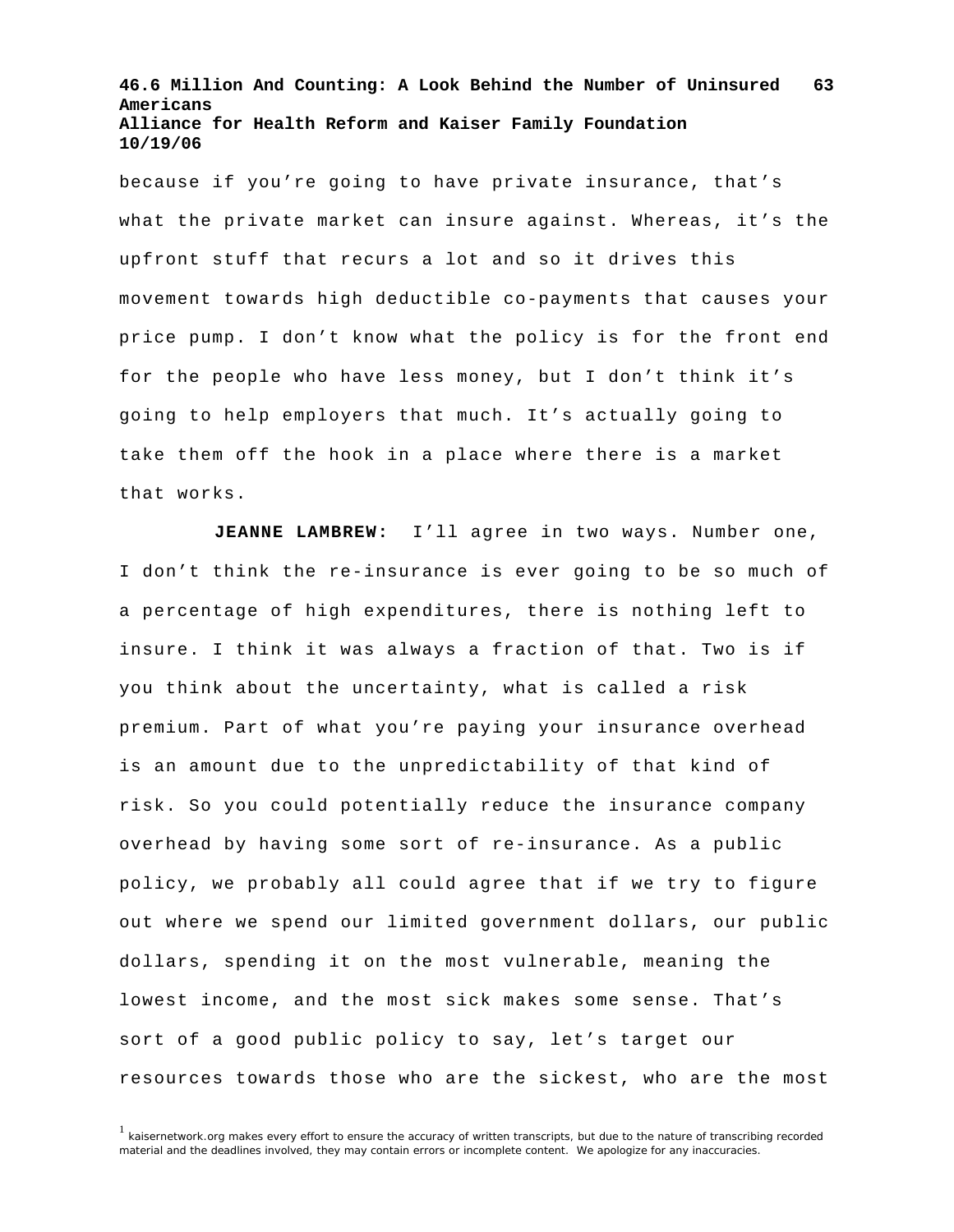because if you're going to have private insurance, that's what the private market can insure against. Whereas, it's the upfront stuff that recurs a lot and so it drives this movement towards high deductible co-payments that causes your price pump. I don't know what the policy is for the front end for the people who have less money, but I don't think it's going to help employers that much. It's actually going to take them off the hook in a place where there is a market that works.

**JEANNE LAMBREW:** I'll agree in two ways. Number one, I don't think the re-insurance is ever going to be so much of a percentage of high expenditures, there is nothing left to insure. I think it was always a fraction of that. Two is if you think about the uncertainty, what is called a risk premium. Part of what you're paying your insurance overhead is an amount due to the unpredictability of that kind of risk. So you could potentially reduce the insurance company overhead by having some sort of re-insurance. As a public policy, we probably all could agree that if we try to figure out where we spend our limited government dollars, our public dollars, spending it on the most vulnerable, meaning the lowest income, and the most sick makes some sense. That's sort of a good public policy to say, let's target our resources towards those who are the sickest, who are the most

[1] kaisernetwork.org makes every effort to ensure the accuracy of written transcripts, but due to the nature of transcribing recorded material and the deadlines involved, they may contain errors or incomplete content. We apologize for any inaccuracies.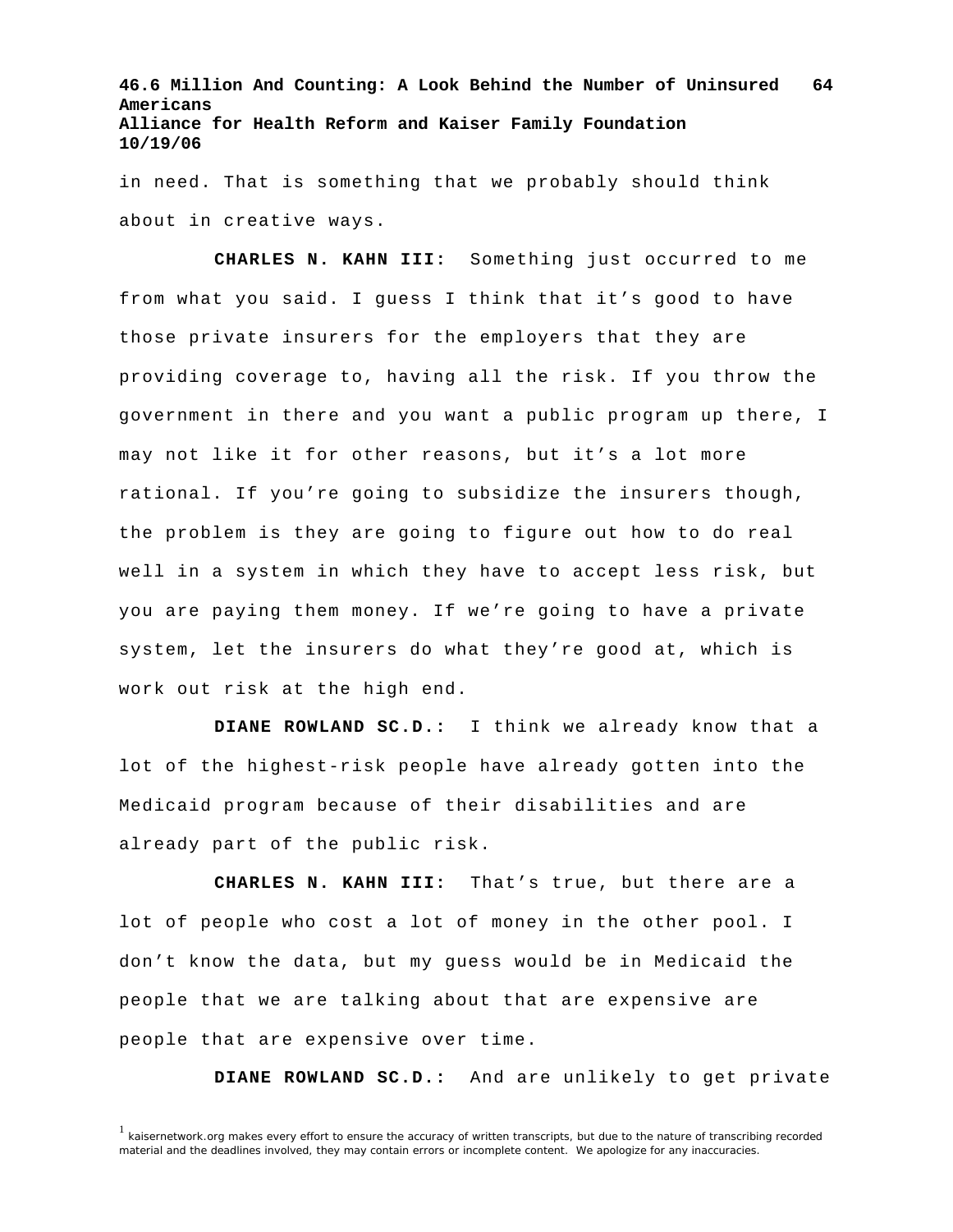in need. That is something that we probably should think about in creative ways.

**CHARLES N. KAHN III:** Something just occurred to me from what you said. I guess I think that it's good to have those private insurers for the employers that they are providing coverage to, having all the risk. If you throw the government in there and you want a public program up there, I may not like it for other reasons, but it's a lot more rational. If you're going to subsidize the insurers though, the problem is they are going to figure out how to do real well in a system in which they have to accept less risk, but you are paying them money. If we're going to have a private system, let the insurers do what they're good at, which is work out risk at the high end.

**DIANE ROWLAND SC.D.:** I think we already know that a lot of the highest-risk people have already gotten into the Medicaid program because of their disabilities and are already part of the public risk.

**CHARLES N. KAHN III:** That's true, but there are a lot of people who cost a lot of money in the other pool. I don't know the data, but my guess would be in Medicaid the people that we are talking about that are expensive are people that are expensive over time.

**DIANE ROWLAND SC.D.:** And are unlikely to get private

[1] kaisernetwork.org makes every effort to ensure the accuracy of written transcripts, but due to the nature of transcribing recorded material and the deadlines involved, they may contain errors or incomplete content. We apologize for any inaccuracies.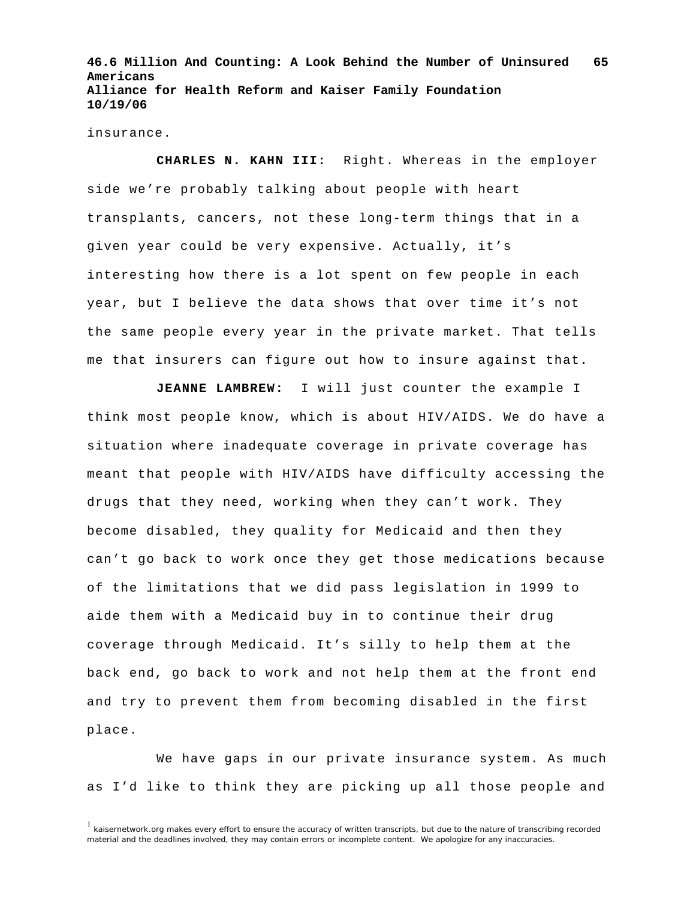insurance.

**CHARLES N. KAHN III:** Right. Whereas in the employer side we're probably talking about people with heart transplants, cancers, not these long-term things that in a given year could be very expensive. Actually, it's interesting how there is a lot spent on few people in each year, but I believe the data shows that over time it's not the same people every year in the private market. That tells me that insurers can figure out how to insure against that.

**JEANNE LAMBREW:** I will just counter the example I think most people know, which is about HIV/AIDS. We do have a situation where inadequate coverage in private coverage has meant that people with HIV/AIDS have difficulty accessing the drugs that they need, working when they can't work. They become disabled, they quality for Medicaid and then they can't go back to work once they get those medications because of the limitations that we did pass legislation in 1999 to aide them with a Medicaid buy in to continue their drug coverage through Medicaid. It's silly to help them at the back end, go back to work and not help them at the front end and try to prevent them from becoming disabled in the first place.

We have gaps in our private insurance system. As much as I'd like to think they are picking up all those people and

[1] kaisernetwork.org makes every effort to ensure the accuracy of written transcripts, but due to the nature of transcribing recorded material and the deadlines involved, they may contain errors or incomplete content. We apologize for any inaccuracies.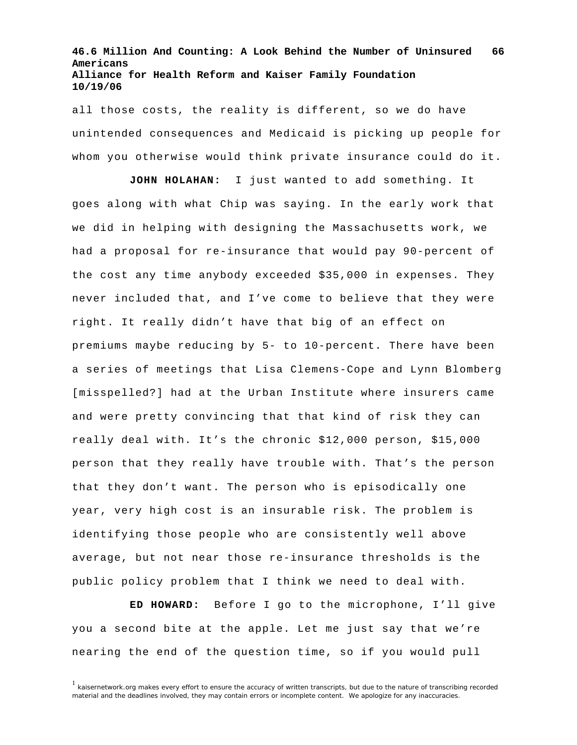all those costs, the reality is different, so we do have unintended consequences and Medicaid is picking up people for whom you otherwise would think private insurance could do it.

**JOHN HOLAHAN:** I just wanted to add something. It goes along with what Chip was saying. In the early work that we did in helping with designing the Massachusetts work, we had a proposal for re-insurance that would pay 90-percent of the cost any time anybody exceeded $35,000 in expenses. They never included that, and I've come to believe that they were right. It really didn't have that big of an effect on premiums maybe reducing by 5- to 10-percent. There have been a series of meetings that Lisa Clemens-Cope and Lynn Blomberg [misspelled?] had at the Urban Institute where insurers came and were pretty convincing that that kind of risk they can really deal with. It's the chronic $12,000 person, $15,000 person that they really have trouble with. That's the person that they don't want. The person who is episodically one year, very high cost is an insurable risk. The problem is identifying those people who are consistently well above average, but not near those re-insurance thresholds is the public policy problem that I think we need to deal with.

**ED HOWARD:** Before I go to the microphone, I'll give you a second bite at the apple. Let me just say that we're nearing the end of the question time, so if you would pull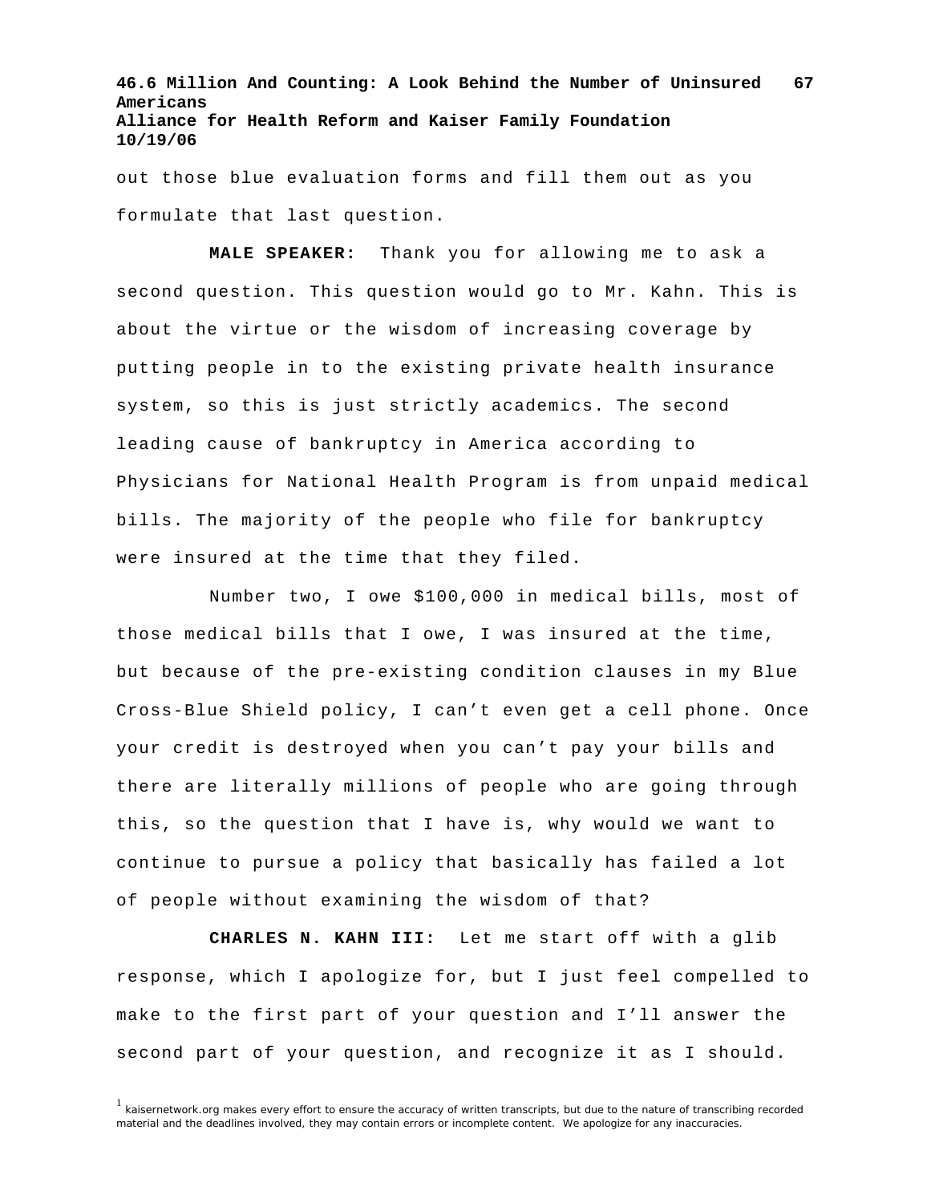out those blue evaluation forms and fill them out as you formulate that last question.

**MALE SPEAKER:** Thank you for allowing me to ask a second question. This question would go to Mr. Kahn. This is about the virtue or the wisdom of increasing coverage by putting people in to the existing private health insurance system, so this is just strictly academics. The second leading cause of bankruptcy in America according to Physicians for National Health Program is from unpaid medical bills. The majority of the people who file for bankruptcy were insured at the time that they filed.

Number two, I owe $100,000 in medical bills, most of those medical bills that I owe, I was insured at the time, but because of the pre-existing condition clauses in my Blue Cross-Blue Shield policy, I can't even get a cell phone. Once your credit is destroyed when you can't pay your bills and there are literally millions of people who are going through this, so the question that I have is, why would we want to continue to pursue a policy that basically has failed a lot of people without examining the wisdom of that?

**CHARLES N. KAHN III:** Let me start off with a glib response, which I apologize for, but I just feel compelled to make to the first part of your question and I'll answer the second part of your question, and recognize it as I should.

[1] kaisernetwork.org makes every effort to ensure the accuracy of written transcripts, but due to the nature of transcribing recorded material and the deadlines involved, they may contain errors or incomplete content. We apologize for any inaccuracies.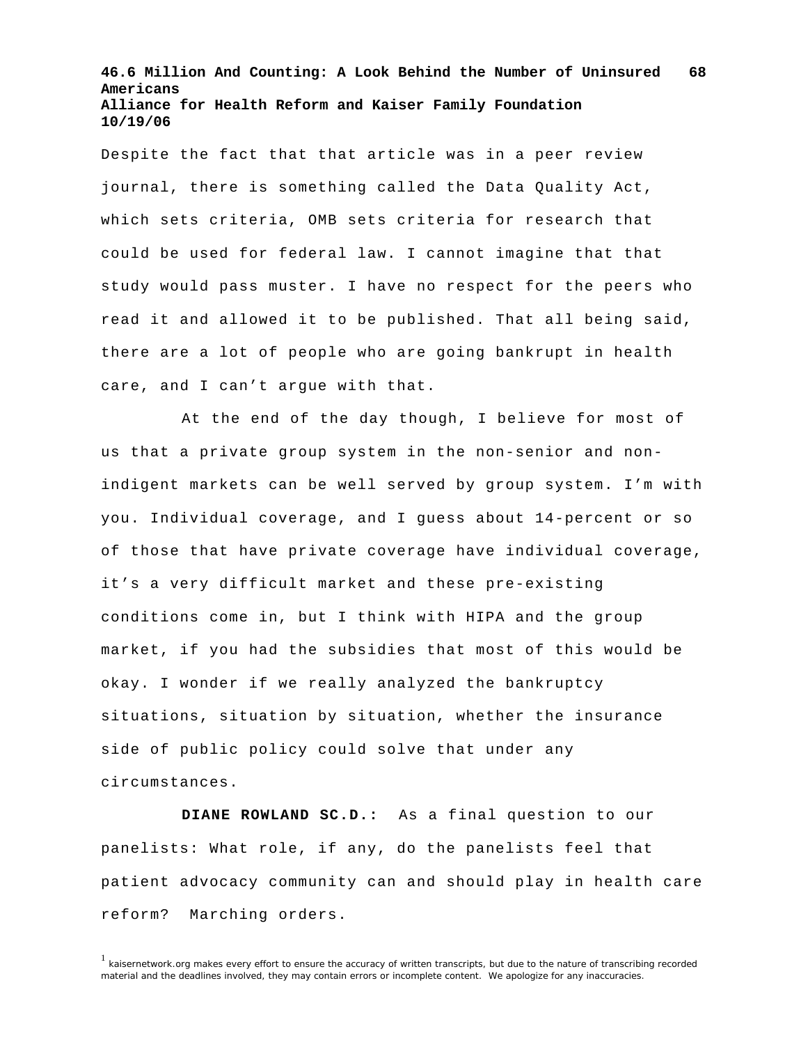Despite the fact that that article was in a peer review journal, there is something called the Data Quality Act, which sets criteria, OMB sets criteria for research that could be used for federal law. I cannot imagine that that study would pass muster. I have no respect for the peers who read it and allowed it to be published. That all being said, there are a lot of people who are going bankrupt in health care, and I can't argue with that.

At the end of the day though, I believe for most of us that a private group system in the non-senior and non-indigent markets can be well served by group system. I'm with you. Individual coverage, and I guess about 14-percent or so of those that have private coverage have individual coverage, it's a very difficult market and these pre-existing conditions come in, but I think with HIPA and the group market, if you had the subsidies that most of this would be okay. I wonder if we really analyzed the bankruptcy situations, situation by situation, whether the insurance side of public policy could solve that under any circumstances.

**DIANE ROWLAND SC.D.:** As a final question to our panelists: What role, if any, do the panelists feel that patient advocacy community can and should play in health care reform? Marching orders.

[1] kaisernetwork.org makes every effort to ensure the accuracy of written transcripts, but due to the nature of transcribing recorded material and the deadlines involved, they may contain errors or incomplete content. We apologize for any inaccuracies.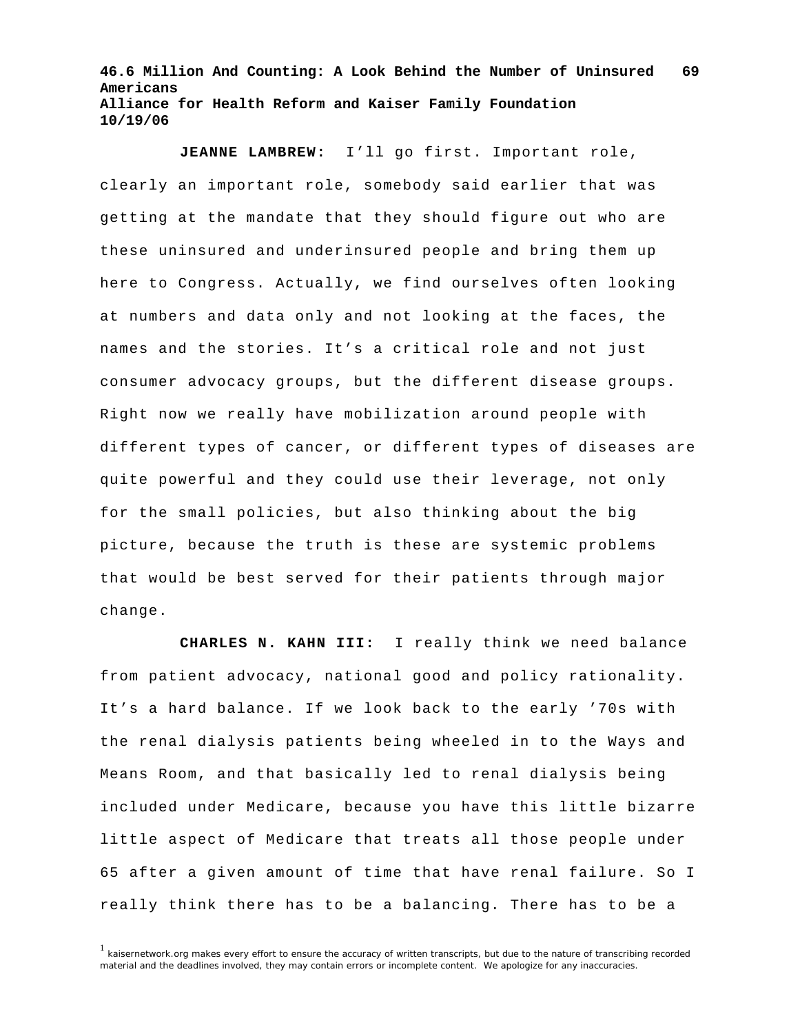**JEANNE LAMBREW:** I'll go first. Important role, clearly an important role, somebody said earlier that was getting at the mandate that they should figure out who are these uninsured and underinsured people and bring them up here to Congress. Actually, we find ourselves often looking at numbers and data only and not looking at the faces, the names and the stories. It's a critical role and not just consumer advocacy groups, but the different disease groups. Right now we really have mobilization around people with different types of cancer, or different types of diseases are quite powerful and they could use their leverage, not only for the small policies, but also thinking about the big picture, because the truth is these are systemic problems that would be best served for their patients through major change.

**CHARLES N. KAHN III:** I really think we need balance from patient advocacy, national good and policy rationality. It's a hard balance. If we look back to the early '70s with the renal dialysis patients being wheeled in to the Ways and Means Room, and that basically led to renal dialysis being included under Medicare, because you have this little bizarre little aspect of Medicare that treats all those people under 65 after a given amount of time that have renal failure. So I really think there has to be a balancing. There has to be a

[1] kaisernetwork.org makes every effort to ensure the accuracy of written transcripts, but due to the nature of transcribing recorded material and the deadlines involved, they may contain errors or incomplete content. We apologize for any inaccuracies.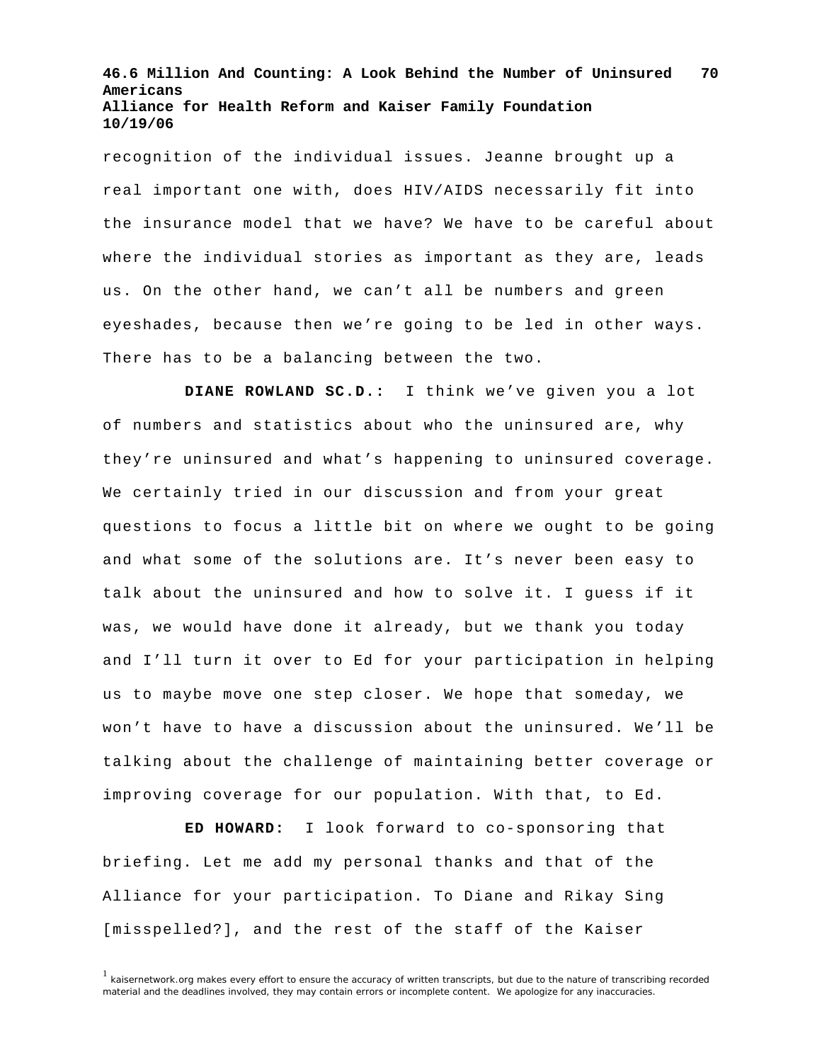recognition of the individual issues. Jeanne brought up a real important one with, does HIV/AIDS necessarily fit into the insurance model that we have? We have to be careful about where the individual stories as important as they are, leads us. On the other hand, we can't all be numbers and green eyeshades, because then we're going to be led in other ways. There has to be a balancing between the two.

**DIANE ROWLAND SC.D.:** I think we've given you a lot of numbers and statistics about who the uninsured are, why they're uninsured and what's happening to uninsured coverage. We certainly tried in our discussion and from your great questions to focus a little bit on where we ought to be going and what some of the solutions are. It's never been easy to talk about the uninsured and how to solve it. I guess if it was, we would have done it already, but we thank you today and I'll turn it over to Ed for your participation in helping us to maybe move one step closer. We hope that someday, we won't have to have a discussion about the uninsured. We'll be talking about the challenge of maintaining better coverage or improving coverage for our population. With that, to Ed.

**ED HOWARD:** I look forward to co-sponsoring that briefing. Let me add my personal thanks and that of the Alliance for your participation. To Diane and Rikay Sing [misspelled?], and the rest of the staff of the Kaiser

[1] kaisernetwork.org makes every effort to ensure the accuracy of written transcripts, but due to the nature of transcribing recorded material and the deadlines involved, they may contain errors or incomplete content. We apologize for any inaccuracies.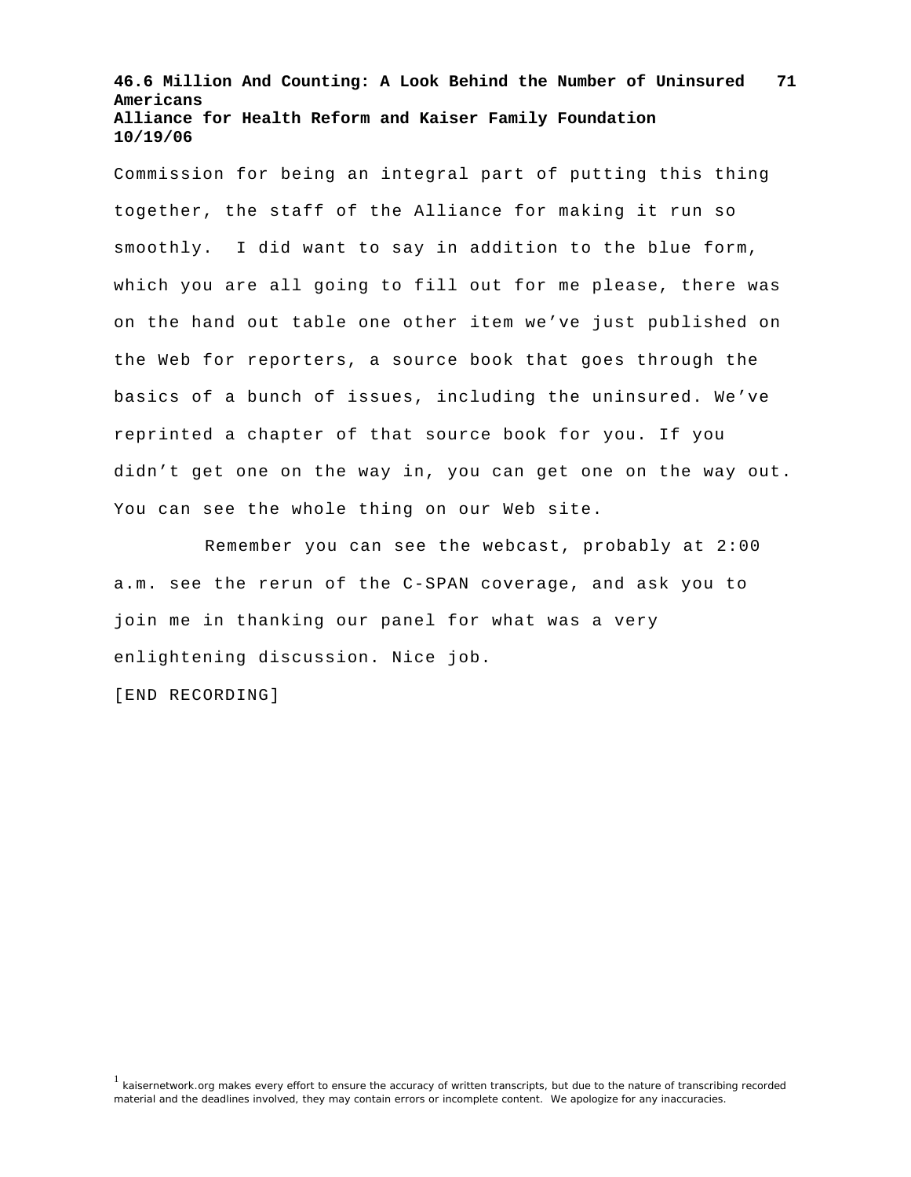Commission for being an integral part of putting this thing together, the staff of the Alliance for making it run so smoothly. I did want to say in addition to the blue form, which you are all going to fill out for me please, there was on the hand out table one other item we've just published on the Web for reporters, a source book that goes through the basics of a bunch of issues, including the uninsured. We've reprinted a chapter of that source book for you. If you didn't get one on the way in, you can get one on the way out. You can see the whole thing on our Web site.

Remember you can see the webcast, probably at 2:00 a.m. see the rerun of the C-SPAN coverage, and ask you to join me in thanking our panel for what was a very enlightening discussion. Nice job.

[END RECORDING]

[1] kaisernetwork.org makes every effort to ensure the accuracy of written transcripts, but due to the nature of transcribing recorded material and the deadlines involved, they may contain errors or incomplete content. We apologize for any inaccuracies.